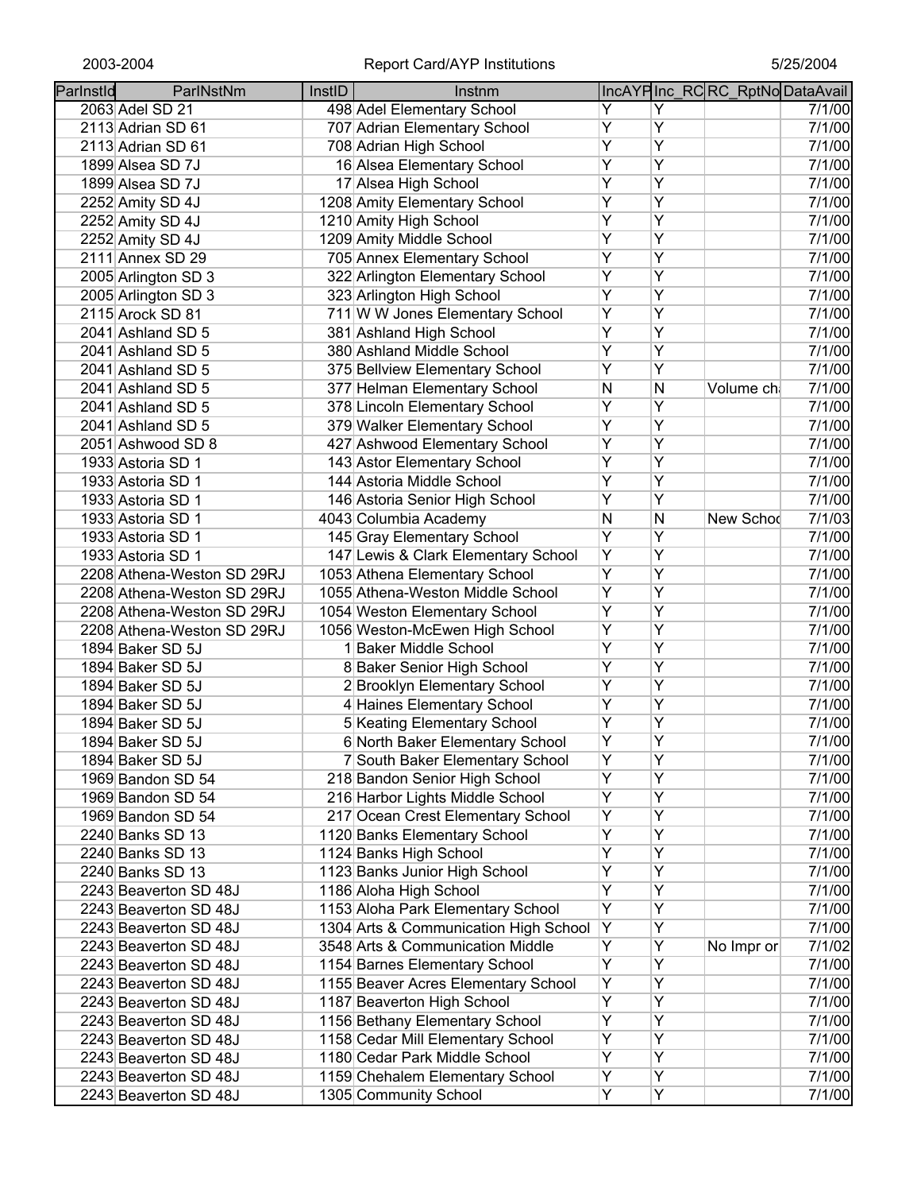| ParInstId | ParINstNm | InstID | Instnm | IncAYP | Inc_RC | RC_RptNo | DataAvail |
|---|---|---|---|---|---|---|---|
| 2063 | Adel SD 21 | 498 | Adel Elementary School | Y | Y | | 7/1/00 |
| 2113 | Adrian SD 61 | 707 | Adrian Elementary School | Y | Y | | 7/1/00 |
| 2113 | Adrian SD 61 | 708 | Adrian High School | Y | Y | | 7/1/00 |
| 1899 | Alsea SD 7J | 16 | Alsea Elementary School | Y | Y | | 7/1/00 |
| 1899 | Alsea SD 7J | 17 | Alsea High School | Y | Y | | 7/1/00 |
| 2252 | Amity SD 4J | 1208 | Amity Elementary School | Y | Y | | 7/1/00 |
| 2252 | Amity SD 4J | 1210 | Amity High School | Y | Y | | 7/1/00 |
| 2252 | Amity SD 4J | 1209 | Amity Middle School | Y | Y | | 7/1/00 |
| 2111 | Annex SD 29 | 705 | Annex Elementary School | Y | Y | | 7/1/00 |
| 2005 | Arlington SD 3 | 322 | Arlington Elementary School | Y | Y | | 7/1/00 |
| 2005 | Arlington SD 3 | 323 | Arlington High School | Y | Y | | 7/1/00 |
| 2115 | Arock SD 81 | 711 | W W Jones Elementary School | Y | Y | | 7/1/00 |
| 2041 | Ashland SD 5 | 381 | Ashland High School | Y | Y | | 7/1/00 |
| 2041 | Ashland SD 5 | 380 | Ashland Middle School | Y | Y | | 7/1/00 |
| 2041 | Ashland SD 5 | 375 | Bellview Elementary School | Y | Y | | 7/1/00 |
| 2041 | Ashland SD 5 | 377 | Helman Elementary School | N | N | Volume ch | 7/1/00 |
| 2041 | Ashland SD 5 | 378 | Lincoln Elementary School | Y | Y | | 7/1/00 |
| 2041 | Ashland SD 5 | 379 | Walker Elementary School | Y | Y | | 7/1/00 |
| 2051 | Ashwood SD 8 | 427 | Ashwood Elementary School | Y | Y | | 7/1/00 |
| 1933 | Astoria SD 1 | 143 | Astor Elementary School | Y | Y | | 7/1/00 |
| 1933 | Astoria SD 1 | 144 | Astoria Middle School | Y | Y | | 7/1/00 |
| 1933 | Astoria SD 1 | 146 | Astoria Senior High School | Y | Y | | 7/1/00 |
| 1933 | Astoria SD 1 | 4043 | Columbia Academy | N | N | New Schoo | 7/1/03 |
| 1933 | Astoria SD 1 | 145 | Gray Elementary School | Y | Y | | 7/1/00 |
| 1933 | Astoria SD 1 | 147 | Lewis & Clark Elementary School | Y | Y | | 7/1/00 |
| 2208 | Athena-Weston SD 29RJ | 1053 | Athena Elementary School | Y | Y | | 7/1/00 |
| 2208 | Athena-Weston SD 29RJ | 1055 | Athena-Weston Middle School | Y | Y | | 7/1/00 |
| 2208 | Athena-Weston SD 29RJ | 1054 | Weston Elementary School | Y | Y | | 7/1/00 |
| 2208 | Athena-Weston SD 29RJ | 1056 | Weston-McEwen High School | Y | Y | | 7/1/00 |
| 1894 | Baker SD 5J | 1 | Baker Middle School | Y | Y | | 7/1/00 |
| 1894 | Baker SD 5J | 8 | Baker Senior High School | Y | Y | | 7/1/00 |
| 1894 | Baker SD 5J | 2 | Brooklyn Elementary School | Y | Y | | 7/1/00 |
| 1894 | Baker SD 5J | 4 | Haines Elementary School | Y | Y | | 7/1/00 |
| 1894 | Baker SD 5J | 5 | Keating Elementary School | Y | Y | | 7/1/00 |
| 1894 | Baker SD 5J | 6 | North Baker Elementary School | Y | Y | | 7/1/00 |
| 1894 | Baker SD 5J | 7 | South Baker Elementary School | Y | Y | | 7/1/00 |
| 1969 | Bandon SD 54 | 218 | Bandon Senior High School | Y | Y | | 7/1/00 |
| 1969 | Bandon SD 54 | 216 | Harbor Lights Middle School | Y | Y | | 7/1/00 |
| 1969 | Bandon SD 54 | 217 | Ocean Crest Elementary School | Y | Y | | 7/1/00 |
| 2240 | Banks SD 13 | 1120 | Banks Elementary School | Y | Y | | 7/1/00 |
| 2240 | Banks SD 13 | 1124 | Banks High School | Y | Y | | 7/1/00 |
| 2240 | Banks SD 13 | 1123 | Banks Junior High School | Y | Y | | 7/1/00 |
| 2243 | Beaverton SD 48J | 1186 | Aloha High School | Y | Y | | 7/1/00 |
| 2243 | Beaverton SD 48J | 1153 | Aloha Park Elementary School | Y | Y | | 7/1/00 |
| 2243 | Beaverton SD 48J | 1304 | Arts & Communication High School | Y | Y | | 7/1/00 |
| 2243 | Beaverton SD 48J | 3548 | Arts & Communication Middle | Y | Y | No Impr or | 7/1/02 |
| 2243 | Beaverton SD 48J | 1154 | Barnes Elementary School | Y | Y | | 7/1/00 |
| 2243 | Beaverton SD 48J | 1155 | Beaver Acres Elementary School | Y | Y | | 7/1/00 |
| 2243 | Beaverton SD 48J | 1187 | Beaverton High School | Y | Y | | 7/1/00 |
| 2243 | Beaverton SD 48J | 1156 | Bethany Elementary School | Y | Y | | 7/1/00 |
| 2243 | Beaverton SD 48J | 1158 | Cedar Mill Elementary School | Y | Y | | 7/1/00 |
| 2243 | Beaverton SD 48J | 1180 | Cedar Park Middle School | Y | Y | | 7/1/00 |
| 2243 | Beaverton SD 48J | 1159 | Chehalem Elementary School | Y | Y | | 7/1/00 |
| 2243 | Beaverton SD 48J | 1305 | Community School | Y | Y | | 7/1/00 |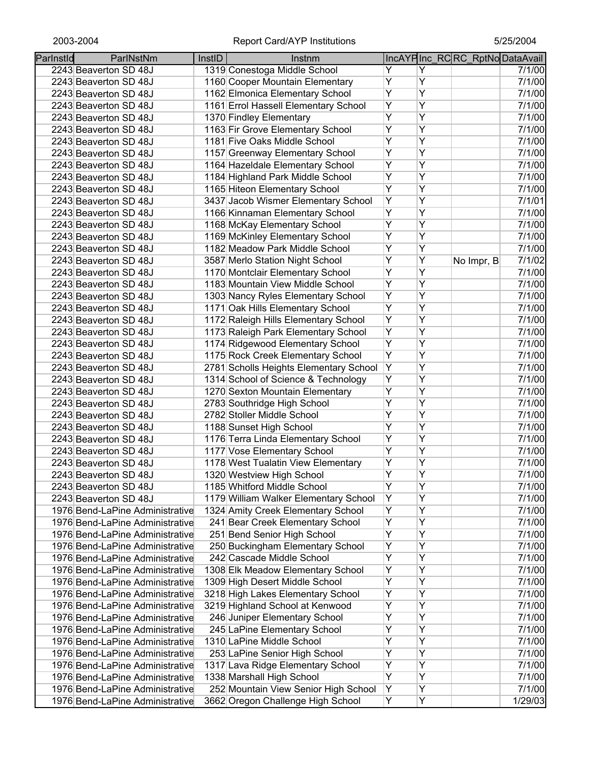| ParInstId | ParINstNm | InstID | Instnm | IncAYP | Inc_RC | RC_RptNo | DataAvail |
|---|---|---|---|---|---|---|---|
| 2243 | Beaverton SD 48J | 1319 | Conestoga Middle School | Y | Y | | 7/1/00 |
| 2243 | Beaverton SD 48J | 1160 | Cooper Mountain Elementary | Y | Y | | 7/1/00 |
| 2243 | Beaverton SD 48J | 1162 | Elmonica Elementary School | Y | Y | | 7/1/00 |
| 2243 | Beaverton SD 48J | 1161 | Errol Hassell Elementary School | Y | Y | | 7/1/00 |
| 2243 | Beaverton SD 48J | 1370 | Findley Elementary | Y | Y | | 7/1/00 |
| 2243 | Beaverton SD 48J | 1163 | Fir Grove Elementary School | Y | Y | | 7/1/00 |
| 2243 | Beaverton SD 48J | 1181 | Five Oaks Middle School | Y | Y | | 7/1/00 |
| 2243 | Beaverton SD 48J | 1157 | Greenway Elementary School | Y | Y | | 7/1/00 |
| 2243 | Beaverton SD 48J | 1164 | Hazeldale Elementary School | Y | Y | | 7/1/00 |
| 2243 | Beaverton SD 48J | 1184 | Highland Park Middle School | Y | Y | | 7/1/00 |
| 2243 | Beaverton SD 48J | 1165 | Hiteon Elementary School | Y | Y | | 7/1/00 |
| 2243 | Beaverton SD 48J | 3437 | Jacob Wismer Elementary School | Y | Y | | 7/1/01 |
| 2243 | Beaverton SD 48J | 1166 | Kinnaman Elementary School | Y | Y | | 7/1/00 |
| 2243 | Beaverton SD 48J | 1168 | McKay Elementary School | Y | Y | | 7/1/00 |
| 2243 | Beaverton SD 48J | 1169 | McKinley Elementary School | Y | Y | | 7/1/00 |
| 2243 | Beaverton SD 48J | 1182 | Meadow Park Middle School | Y | Y | | 7/1/00 |
| 2243 | Beaverton SD 48J | 3587 | Merlo Station Night School | Y | Y | No Impr, B | 7/1/02 |
| 2243 | Beaverton SD 48J | 1170 | Montclair Elementary School | Y | Y | | 7/1/00 |
| 2243 | Beaverton SD 48J | 1183 | Mountain View Middle School | Y | Y | | 7/1/00 |
| 2243 | Beaverton SD 48J | 1303 | Nancy Ryles Elementary School | Y | Y | | 7/1/00 |
| 2243 | Beaverton SD 48J | 1171 | Oak Hills Elementary School | Y | Y | | 7/1/00 |
| 2243 | Beaverton SD 48J | 1172 | Raleigh Hills Elementary School | Y | Y | | 7/1/00 |
| 2243 | Beaverton SD 48J | 1173 | Raleigh Park Elementary School | Y | Y | | 7/1/00 |
| 2243 | Beaverton SD 48J | 1174 | Ridgewood Elementary School | Y | Y | | 7/1/00 |
| 2243 | Beaverton SD 48J | 1175 | Rock Creek Elementary School | Y | Y | | 7/1/00 |
| 2243 | Beaverton SD 48J | 2781 | Scholls Heights Elementary School | Y | Y | | 7/1/00 |
| 2243 | Beaverton SD 48J | 1314 | School of Science & Technology | Y | Y | | 7/1/00 |
| 2243 | Beaverton SD 48J | 1270 | Sexton Mountain Elementary | Y | Y | | 7/1/00 |
| 2243 | Beaverton SD 48J | 2783 | Southridge High School | Y | Y | | 7/1/00 |
| 2243 | Beaverton SD 48J | 2782 | Stoller Middle School | Y | Y | | 7/1/00 |
| 2243 | Beaverton SD 48J | 1188 | Sunset High School | Y | Y | | 7/1/00 |
| 2243 | Beaverton SD 48J | 1176 | Terra Linda Elementary School | Y | Y | | 7/1/00 |
| 2243 | Beaverton SD 48J | 1177 | Vose Elementary School | Y | Y | | 7/1/00 |
| 2243 | Beaverton SD 48J | 1178 | West Tualatin View Elementary | Y | Y | | 7/1/00 |
| 2243 | Beaverton SD 48J | 1320 | Westview High School | Y | Y | | 7/1/00 |
| 2243 | Beaverton SD 48J | 1185 | Whitford Middle School | Y | Y | | 7/1/00 |
| 2243 | Beaverton SD 48J | 1179 | William Walker Elementary School | Y | Y | | 7/1/00 |
| 1976 | Bend-LaPine Administrative | 1324 | Amity Creek Elementary School | Y | Y | | 7/1/00 |
| 1976 | Bend-LaPine Administrative | 241 | Bear Creek Elementary School | Y | Y | | 7/1/00 |
| 1976 | Bend-LaPine Administrative | 251 | Bend Senior High School | Y | Y | | 7/1/00 |
| 1976 | Bend-LaPine Administrative | 250 | Buckingham Elementary School | Y | Y | | 7/1/00 |
| 1976 | Bend-LaPine Administrative | 242 | Cascade Middle School | Y | Y | | 7/1/00 |
| 1976 | Bend-LaPine Administrative | 1308 | Elk Meadow Elementary School | Y | Y | | 7/1/00 |
| 1976 | Bend-LaPine Administrative | 1309 | High Desert Middle School | Y | Y | | 7/1/00 |
| 1976 | Bend-LaPine Administrative | 3218 | High Lakes Elementary School | Y | Y | | 7/1/00 |
| 1976 | Bend-LaPine Administrative | 3219 | Highland School at Kenwood | Y | Y | | 7/1/00 |
| 1976 | Bend-LaPine Administrative | 246 | Juniper Elementary School | Y | Y | | 7/1/00 |
| 1976 | Bend-LaPine Administrative | 245 | LaPine Elementary School | Y | Y | | 7/1/00 |
| 1976 | Bend-LaPine Administrative | 1310 | LaPine Middle School | Y | Y | | 7/1/00 |
| 1976 | Bend-LaPine Administrative | 253 | LaPine Senior High School | Y | Y | | 7/1/00 |
| 1976 | Bend-LaPine Administrative | 1317 | Lava Ridge Elementary School | Y | Y | | 7/1/00 |
| 1976 | Bend-LaPine Administrative | 1338 | Marshall High School | Y | Y | | 7/1/00 |
| 1976 | Bend-LaPine Administrative | 252 | Mountain View Senior High School | Y | Y | | 7/1/00 |
| 1976 | Bend-LaPine Administrative | 3662 | Oregon Challenge High School | Y | Y | | 1/29/03 |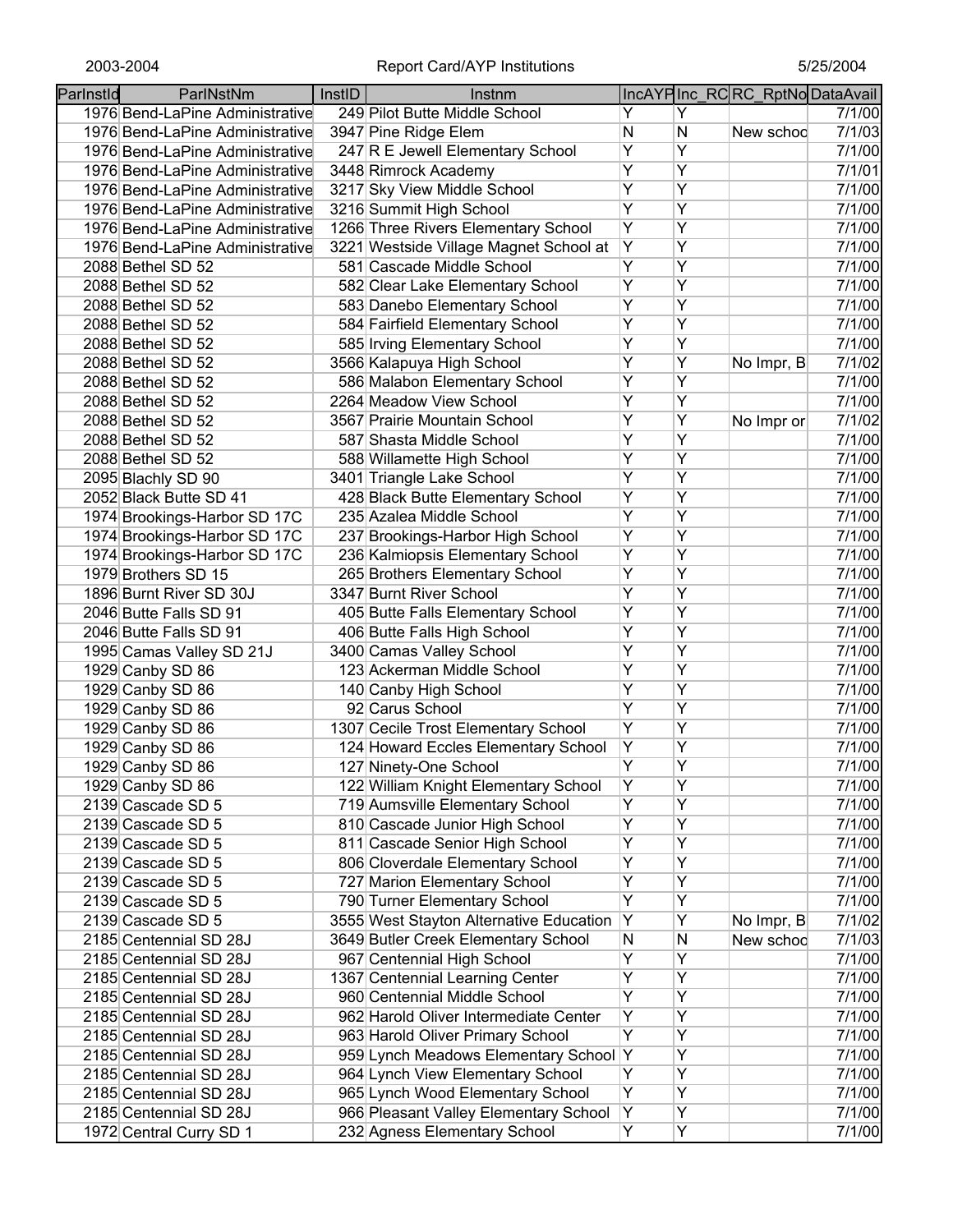| ParInstId | ParINstNm | InstID | Instnm | IncAYP | Inc_RC | RC_RptNo | DataAvail |
|---|---|---|---|---|---|---|---|
| 1976 | Bend-LaPine Administrative | 249 | Pilot Butte Middle School | Y | Y | | 7/1/00 |
| 1976 | Bend-LaPine Administrative | 3947 | Pine Ridge Elem | N | N | New schoo | 7/1/03 |
| 1976 | Bend-LaPine Administrative | 247 | R E Jewell Elementary School | Y | Y | | 7/1/00 |
| 1976 | Bend-LaPine Administrative | 3448 | Rimrock Academy | Y | Y | | 7/1/01 |
| 1976 | Bend-LaPine Administrative | 3217 | Sky View Middle School | Y | Y | | 7/1/00 |
| 1976 | Bend-LaPine Administrative | 3216 | Summit High School | Y | Y | | 7/1/00 |
| 1976 | Bend-LaPine Administrative | 1266 | Three Rivers Elementary School | Y | Y | | 7/1/00 |
| 1976 | Bend-LaPine Administrative | 3221 | Westside Village Magnet School at | Y | Y | | 7/1/00 |
| 2088 | Bethel SD 52 | 581 | Cascade Middle School | Y | Y | | 7/1/00 |
| 2088 | Bethel SD 52 | 582 | Clear Lake Elementary School | Y | Y | | 7/1/00 |
| 2088 | Bethel SD 52 | 583 | Danebo Elementary School | Y | Y | | 7/1/00 |
| 2088 | Bethel SD 52 | 584 | Fairfield Elementary School | Y | Y | | 7/1/00 |
| 2088 | Bethel SD 52 | 585 | Irving Elementary School | Y | Y | | 7/1/00 |
| 2088 | Bethel SD 52 | 3566 | Kalapuya High School | Y | Y | No Impr, B | 7/1/02 |
| 2088 | Bethel SD 52 | 586 | Malabon Elementary School | Y | Y | | 7/1/00 |
| 2088 | Bethel SD 52 | 2264 | Meadow View School | Y | Y | | 7/1/00 |
| 2088 | Bethel SD 52 | 3567 | Prairie Mountain School | Y | Y | No Impr or | 7/1/02 |
| 2088 | Bethel SD 52 | 587 | Shasta Middle School | Y | Y | | 7/1/00 |
| 2088 | Bethel SD 52 | 588 | Willamette High School | Y | Y | | 7/1/00 |
| 2095 | Blachly SD 90 | 3401 | Triangle Lake School | Y | Y | | 7/1/00 |
| 2052 | Black Butte SD 41 | 428 | Black Butte Elementary School | Y | Y | | 7/1/00 |
| 1974 | Brookings-Harbor SD 17C | 235 | Azalea Middle School | Y | Y | | 7/1/00 |
| 1974 | Brookings-Harbor SD 17C | 237 | Brookings-Harbor High School | Y | Y | | 7/1/00 |
| 1974 | Brookings-Harbor SD 17C | 236 | Kalmiopsis Elementary School | Y | Y | | 7/1/00 |
| 1979 | Brothers SD 15 | 265 | Brothers Elementary School | Y | Y | | 7/1/00 |
| 1896 | Burnt River SD 30J | 3347 | Burnt River School | Y | Y | | 7/1/00 |
| 2046 | Butte Falls SD 91 | 405 | Butte Falls Elementary School | Y | Y | | 7/1/00 |
| 2046 | Butte Falls SD 91 | 406 | Butte Falls High School | Y | Y | | 7/1/00 |
| 1995 | Camas Valley SD 21J | 3400 | Camas Valley School | Y | Y | | 7/1/00 |
| 1929 | Canby SD 86 | 123 | Ackerman Middle School | Y | Y | | 7/1/00 |
| 1929 | Canby SD 86 | 140 | Canby High School | Y | Y | | 7/1/00 |
| 1929 | Canby SD 86 | 92 | Carus School | Y | Y | | 7/1/00 |
| 1929 | Canby SD 86 | 1307 | Cecile Trost Elementary School | Y | Y | | 7/1/00 |
| 1929 | Canby SD 86 | 124 | Howard Eccles Elementary School | Y | Y | | 7/1/00 |
| 1929 | Canby SD 86 | 127 | Ninety-One School | Y | Y | | 7/1/00 |
| 1929 | Canby SD 86 | 122 | William Knight Elementary School | Y | Y | | 7/1/00 |
| 2139 | Cascade SD 5 | 719 | Aumsville Elementary School | Y | Y | | 7/1/00 |
| 2139 | Cascade SD 5 | 810 | Cascade Junior High School | Y | Y | | 7/1/00 |
| 2139 | Cascade SD 5 | 811 | Cascade Senior High School | Y | Y | | 7/1/00 |
| 2139 | Cascade SD 5 | 806 | Cloverdale Elementary School | Y | Y | | 7/1/00 |
| 2139 | Cascade SD 5 | 727 | Marion Elementary School | Y | Y | | 7/1/00 |
| 2139 | Cascade SD 5 | 790 | Turner Elementary School | Y | Y | | 7/1/00 |
| 2139 | Cascade SD 5 | 3555 | West Stayton Alternative Education | Y | Y | No Impr, B | 7/1/02 |
| 2185 | Centennial SD 28J | 3649 | Butler Creek Elementary School | N | N | New schoo | 7/1/03 |
| 2185 | Centennial SD 28J | 967 | Centennial High School | Y | Y | | 7/1/00 |
| 2185 | Centennial SD 28J | 1367 | Centennial Learning Center | Y | Y | | 7/1/00 |
| 2185 | Centennial SD 28J | 960 | Centennial Middle School | Y | Y | | 7/1/00 |
| 2185 | Centennial SD 28J | 962 | Harold Oliver Intermediate Center | Y | Y | | 7/1/00 |
| 2185 | Centennial SD 28J | 963 | Harold Oliver Primary School | Y | Y | | 7/1/00 |
| 2185 | Centennial SD 28J | 959 | Lynch Meadows Elementary School | Y | Y | | 7/1/00 |
| 2185 | Centennial SD 28J | 964 | Lynch View Elementary School | Y | Y | | 7/1/00 |
| 2185 | Centennial SD 28J | 965 | Lynch Wood Elementary School | Y | Y | | 7/1/00 |
| 2185 | Centennial SD 28J | 966 | Pleasant Valley Elementary School | Y | Y | | 7/1/00 |
| 1972 | Central Curry SD 1 | 232 | Agness Elementary School | Y | Y | | 7/1/00 |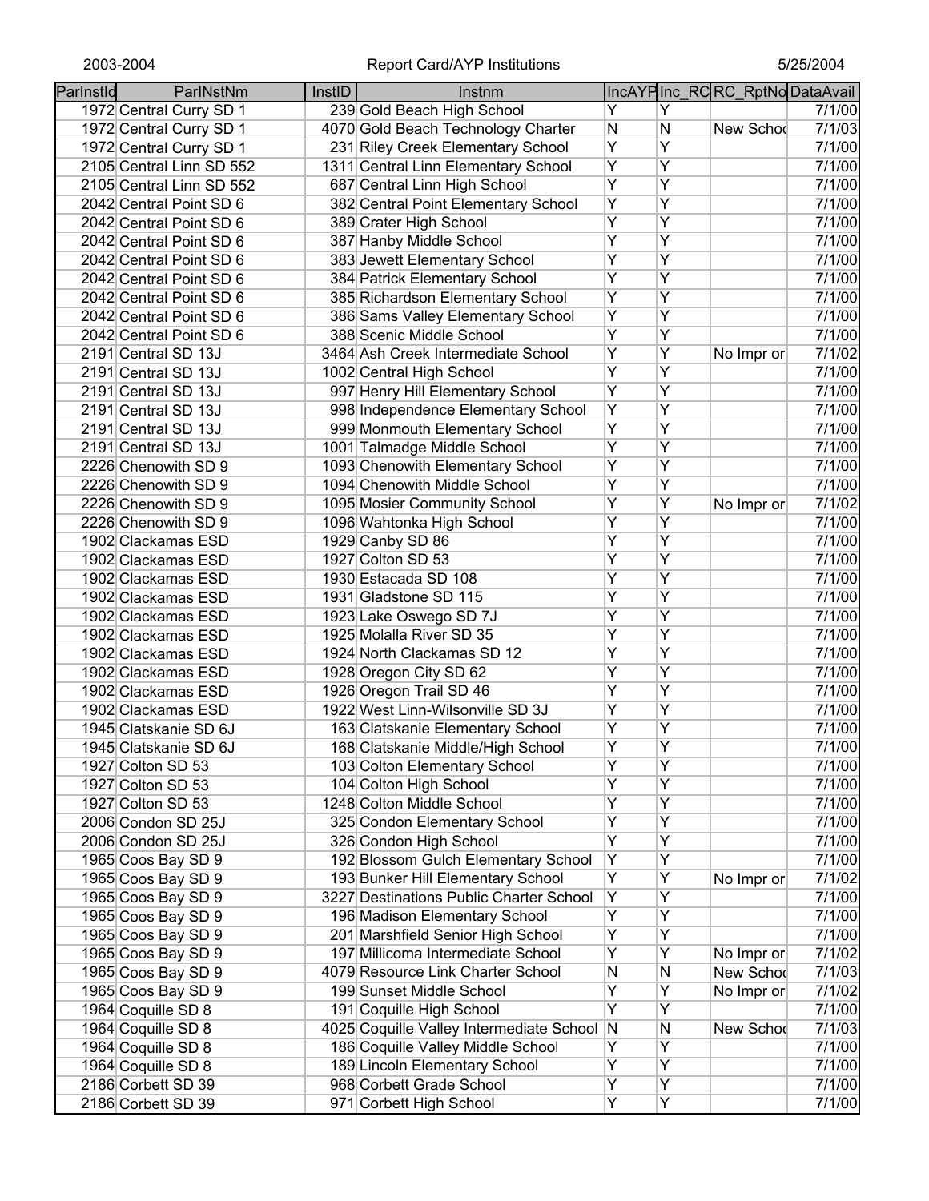| ParInstId | ParINstNm | InstID | Instnm | IncAYP | Inc_RC | RC_RptNo | DataAvail |
|---|---|---|---|---|---|---|---|
| 1972 | Central Curry SD 1 | 239 | Gold Beach High School | Y | Y | | 7/1/00 |
| 1972 | Central Curry SD 1 | 4070 | Gold Beach Technology Charter | N | N | New Schoo | 7/1/03 |
| 1972 | Central Curry SD 1 | 231 | Riley Creek Elementary School | Y | Y | | 7/1/00 |
| 2105 | Central Linn SD 552 | 1311 | Central Linn Elementary School | Y | Y | | 7/1/00 |
| 2105 | Central Linn SD 552 | 687 | Central Linn High School | Y | Y | | 7/1/00 |
| 2042 | Central Point SD 6 | 382 | Central Point Elementary School | Y | Y | | 7/1/00 |
| 2042 | Central Point SD 6 | 389 | Crater High School | Y | Y | | 7/1/00 |
| 2042 | Central Point SD 6 | 387 | Hanby Middle School | Y | Y | | 7/1/00 |
| 2042 | Central Point SD 6 | 383 | Jewett Elementary School | Y | Y | | 7/1/00 |
| 2042 | Central Point SD 6 | 384 | Patrick Elementary School | Y | Y | | 7/1/00 |
| 2042 | Central Point SD 6 | 385 | Richardson Elementary School | Y | Y | | 7/1/00 |
| 2042 | Central Point SD 6 | 386 | Sams Valley Elementary School | Y | Y | | 7/1/00 |
| 2042 | Central Point SD 6 | 388 | Scenic Middle School | Y | Y | | 7/1/00 |
| 2191 | Central SD 13J | 3464 | Ash Creek Intermediate School | Y | Y | No Impr or | 7/1/02 |
| 2191 | Central SD 13J | 1002 | Central High School | Y | Y | | 7/1/00 |
| 2191 | Central SD 13J | 997 | Henry Hill Elementary School | Y | Y | | 7/1/00 |
| 2191 | Central SD 13J | 998 | Independence Elementary School | Y | Y | | 7/1/00 |
| 2191 | Central SD 13J | 999 | Monmouth Elementary School | Y | Y | | 7/1/00 |
| 2191 | Central SD 13J | 1001 | Talmadge Middle School | Y | Y | | 7/1/00 |
| 2226 | Chenowith SD 9 | 1093 | Chenowith Elementary School | Y | Y | | 7/1/00 |
| 2226 | Chenowith SD 9 | 1094 | Chenowith Middle School | Y | Y | | 7/1/00 |
| 2226 | Chenowith SD 9 | 1095 | Mosier Community School | Y | Y | No Impr or | 7/1/02 |
| 2226 | Chenowith SD 9 | 1096 | Wahtonka High School | Y | Y | | 7/1/00 |
| 1902 | Clackamas ESD | 1929 | Canby SD 86 | Y | Y | | 7/1/00 |
| 1902 | Clackamas ESD | 1927 | Colton SD 53 | Y | Y | | 7/1/00 |
| 1902 | Clackamas ESD | 1930 | Estacada SD 108 | Y | Y | | 7/1/00 |
| 1902 | Clackamas ESD | 1931 | Gladstone SD 115 | Y | Y | | 7/1/00 |
| 1902 | Clackamas ESD | 1923 | Lake Oswego SD 7J | Y | Y | | 7/1/00 |
| 1902 | Clackamas ESD | 1925 | Molalla River SD 35 | Y | Y | | 7/1/00 |
| 1902 | Clackamas ESD | 1924 | North Clackamas SD 12 | Y | Y | | 7/1/00 |
| 1902 | Clackamas ESD | 1928 | Oregon City SD 62 | Y | Y | | 7/1/00 |
| 1902 | Clackamas ESD | 1926 | Oregon Trail SD 46 | Y | Y | | 7/1/00 |
| 1902 | Clackamas ESD | 1922 | West Linn-Wilsonville SD 3J | Y | Y | | 7/1/00 |
| 1945 | Clatskanie SD 6J | 163 | Clatskanie Elementary School | Y | Y | | 7/1/00 |
| 1945 | Clatskanie SD 6J | 168 | Clatskanie Middle/High School | Y | Y | | 7/1/00 |
| 1927 | Colton SD 53 | 103 | Colton Elementary School | Y | Y | | 7/1/00 |
| 1927 | Colton SD 53 | 104 | Colton High School | Y | Y | | 7/1/00 |
| 1927 | Colton SD 53 | 1248 | Colton Middle School | Y | Y | | 7/1/00 |
| 2006 | Condon SD 25J | 325 | Condon Elementary School | Y | Y | | 7/1/00 |
| 2006 | Condon SD 25J | 326 | Condon High School | Y | Y | | 7/1/00 |
| 1965 | Coos Bay SD 9 | 192 | Blossom Gulch Elementary School | Y | Y | | 7/1/00 |
| 1965 | Coos Bay SD 9 | 193 | Bunker Hill Elementary School | Y | Y | No Impr or | 7/1/02 |
| 1965 | Coos Bay SD 9 | 3227 | Destinations Public Charter School | Y | Y | | 7/1/00 |
| 1965 | Coos Bay SD 9 | 196 | Madison Elementary School | Y | Y | | 7/1/00 |
| 1965 | Coos Bay SD 9 | 201 | Marshfield Senior High School | Y | Y | | 7/1/00 |
| 1965 | Coos Bay SD 9 | 197 | Millicoma Intermediate School | Y | Y | No Impr or | 7/1/02 |
| 1965 | Coos Bay SD 9 | 4079 | Resource Link Charter School | N | N | New Schoo | 7/1/03 |
| 1965 | Coos Bay SD 9 | 199 | Sunset Middle School | Y | Y | No Impr or | 7/1/02 |
| 1964 | Coquille SD 8 | 191 | Coquille High School | Y | Y | | 7/1/00 |
| 1964 | Coquille SD 8 | 4025 | Coquille Valley Intermediate School | N | N | New Schoo | 7/1/03 |
| 1964 | Coquille SD 8 | 186 | Coquille Valley Middle School | Y | Y | | 7/1/00 |
| 1964 | Coquille SD 8 | 189 | Lincoln Elementary School | Y | Y | | 7/1/00 |
| 2186 | Corbett SD 39 | 968 | Corbett Grade School | Y | Y | | 7/1/00 |
| 2186 | Corbett SD 39 | 971 | Corbett High School | Y | Y | | 7/1/00 |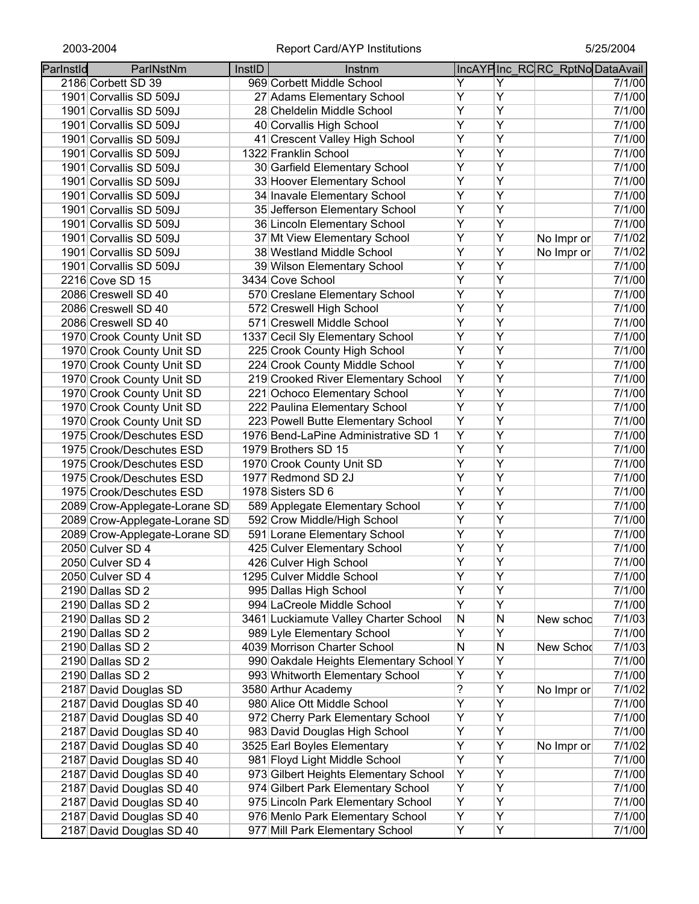| ParInstId | ParlNstNm | InstID | Instnm | IncAYP | Inc_RC | RC_RptNo | DataAvail |
|---|---|---|---|---|---|---|---|
| 2186 | Corbett SD 39 | 969 | Corbett Middle School | Y | Y | | 7/1/00 |
| 1901 | Corvallis SD 509J | 27 | Adams Elementary School | Y | Y | | 7/1/00 |
| 1901 | Corvallis SD 509J | 28 | Cheldelin Middle School | Y | Y | | 7/1/00 |
| 1901 | Corvallis SD 509J | 40 | Corvallis High School | Y | Y | | 7/1/00 |
| 1901 | Corvallis SD 509J | 41 | Crescent Valley High School | Y | Y | | 7/1/00 |
| 1901 | Corvallis SD 509J | 1322 | Franklin School | Y | Y | | 7/1/00 |
| 1901 | Corvallis SD 509J | 30 | Garfield Elementary School | Y | Y | | 7/1/00 |
| 1901 | Corvallis SD 509J | 33 | Hoover Elementary School | Y | Y | | 7/1/00 |
| 1901 | Corvallis SD 509J | 34 | Inavale Elementary School | Y | Y | | 7/1/00 |
| 1901 | Corvallis SD 509J | 35 | Jefferson Elementary School | Y | Y | | 7/1/00 |
| 1901 | Corvallis SD 509J | 36 | Lincoln Elementary School | Y | Y | | 7/1/00 |
| 1901 | Corvallis SD 509J | 37 | Mt View Elementary School | Y | Y | No Impr or | 7/1/02 |
| 1901 | Corvallis SD 509J | 38 | Westland Middle School | Y | Y | No Impr or | 7/1/02 |
| 1901 | Corvallis SD 509J | 39 | Wilson Elementary School | Y | Y | | 7/1/00 |
| 2216 | Cove SD 15 | 3434 | Cove School | Y | Y | | 7/1/00 |
| 2086 | Creswell SD 40 | 570 | Creslane Elementary School | Y | Y | | 7/1/00 |
| 2086 | Creswell SD 40 | 572 | Creswell High School | Y | Y | | 7/1/00 |
| 2086 | Creswell SD 40 | 571 | Creswell Middle School | Y | Y | | 7/1/00 |
| 1970 | Crook County Unit SD | 1337 | Cecil Sly Elementary School | Y | Y | | 7/1/00 |
| 1970 | Crook County Unit SD | 225 | Crook County High School | Y | Y | | 7/1/00 |
| 1970 | Crook County Unit SD | 224 | Crook County Middle School | Y | Y | | 7/1/00 |
| 1970 | Crook County Unit SD | 219 | Crooked River Elementary School | Y | Y | | 7/1/00 |
| 1970 | Crook County Unit SD | 221 | Ochoco Elementary School | Y | Y | | 7/1/00 |
| 1970 | Crook County Unit SD | 222 | Paulina Elementary School | Y | Y | | 7/1/00 |
| 1970 | Crook County Unit SD | 223 | Powell Butte Elementary School | Y | Y | | 7/1/00 |
| 1975 | Crook/Deschutes ESD | 1976 | Bend-LaPine Administrative SD 1 | Y | Y | | 7/1/00 |
| 1975 | Crook/Deschutes ESD | 1979 | Brothers SD 15 | Y | Y | | 7/1/00 |
| 1975 | Crook/Deschutes ESD | 1970 | Crook County Unit SD | Y | Y | | 7/1/00 |
| 1975 | Crook/Deschutes ESD | 1977 | Redmond SD 2J | Y | Y | | 7/1/00 |
| 1975 | Crook/Deschutes ESD | 1978 | Sisters SD 6 | Y | Y | | 7/1/00 |
| 2089 | Crow-Applegate-Lorane SD | 589 | Applegate Elementary School | Y | Y | | 7/1/00 |
| 2089 | Crow-Applegate-Lorane SD | 592 | Crow Middle/High School | Y | Y | | 7/1/00 |
| 2089 | Crow-Applegate-Lorane SD | 591 | Lorane Elementary School | Y | Y | | 7/1/00 |
| 2050 | Culver SD 4 | 425 | Culver Elementary School | Y | Y | | 7/1/00 |
| 2050 | Culver SD 4 | 426 | Culver High School | Y | Y | | 7/1/00 |
| 2050 | Culver SD 4 | 1295 | Culver Middle School | Y | Y | | 7/1/00 |
| 2190 | Dallas SD 2 | 995 | Dallas High School | Y | Y | | 7/1/00 |
| 2190 | Dallas SD 2 | 994 | LaCreole Middle School | Y | Y | | 7/1/00 |
| 2190 | Dallas SD 2 | 3461 | Luckiamute Valley Charter School | N | N | New schoo | 7/1/03 |
| 2190 | Dallas SD 2 | 989 | Lyle Elementary School | Y | Y | | 7/1/00 |
| 2190 | Dallas SD 2 | 4039 | Morrison Charter School | N | N | New Schoo | 7/1/03 |
| 2190 | Dallas SD 2 | 990 | Oakdale Heights Elementary School | Y | Y | | 7/1/00 |
| 2190 | Dallas SD 2 | 993 | Whitworth Elementary School | Y | Y | | 7/1/00 |
| 2187 | David Douglas SD | 3580 | Arthur Academy | ? | Y | No Impr or | 7/1/02 |
| 2187 | David Douglas SD 40 | 980 | Alice Ott Middle School | Y | Y | | 7/1/00 |
| 2187 | David Douglas SD 40 | 972 | Cherry Park Elementary School | Y | Y | | 7/1/00 |
| 2187 | David Douglas SD 40 | 983 | David Douglas High School | Y | Y | | 7/1/00 |
| 2187 | David Douglas SD 40 | 3525 | Earl Boyles Elementary | Y | Y | No Impr or | 7/1/02 |
| 2187 | David Douglas SD 40 | 981 | Floyd Light Middle School | Y | Y | | 7/1/00 |
| 2187 | David Douglas SD 40 | 973 | Gilbert Heights Elementary School | Y | Y | | 7/1/00 |
| 2187 | David Douglas SD 40 | 974 | Gilbert Park Elementary School | Y | Y | | 7/1/00 |
| 2187 | David Douglas SD 40 | 975 | Lincoln Park Elementary School | Y | Y | | 7/1/00 |
| 2187 | David Douglas SD 40 | 976 | Menlo Park Elementary School | Y | Y | | 7/1/00 |
| 2187 | David Douglas SD 40 | 977 | Mill Park Elementary School | Y | Y | | 7/1/00 |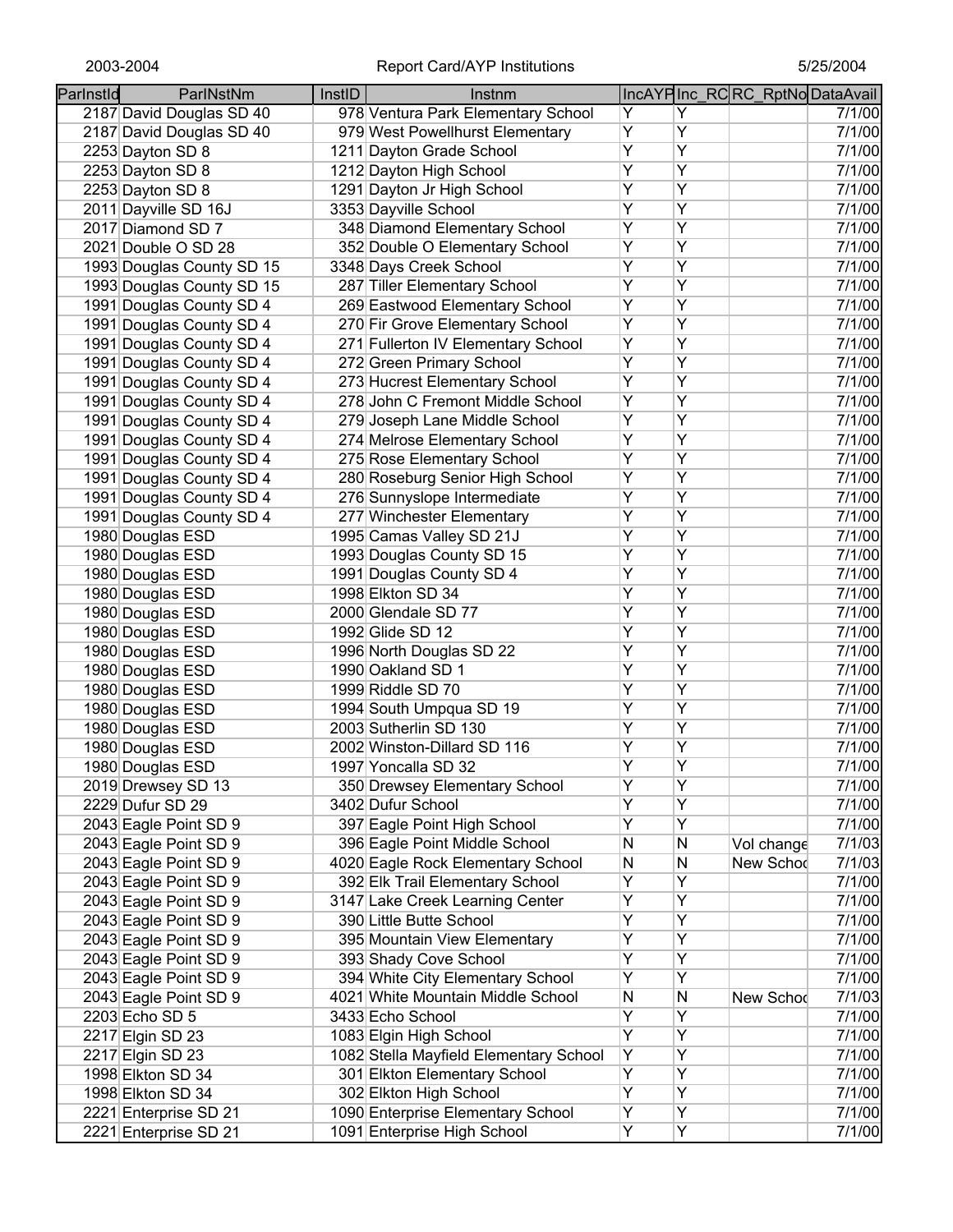| ParInstId | ParINstNm | InstID | Instnm | IncAYP | Inc_RC | RC_RptNo | DataAvail |
|---|---|---|---|---|---|---|---|
| 2187 | David Douglas SD 40 | 978 | Ventura Park Elementary School | Y | Y | | 7/1/00 |
| 2187 | David Douglas SD 40 | 979 | West Powellhurst Elementary | Y | Y | | 7/1/00 |
| 2253 | Dayton SD 8 | 1211 | Dayton Grade School | Y | Y | | 7/1/00 |
| 2253 | Dayton SD 8 | 1212 | Dayton High School | Y | Y | | 7/1/00 |
| 2253 | Dayton SD 8 | 1291 | Dayton Jr High School | Y | Y | | 7/1/00 |
| 2011 | Dayville SD 16J | 3353 | Dayville School | Y | Y | | 7/1/00 |
| 2017 | Diamond SD 7 | 348 | Diamond Elementary School | Y | Y | | 7/1/00 |
| 2021 | Double O SD 28 | 352 | Double O Elementary School | Y | Y | | 7/1/00 |
| 1993 | Douglas County SD 15 | 3348 | Days Creek School | Y | Y | | 7/1/00 |
| 1993 | Douglas County SD 15 | 287 | Tiller Elementary School | Y | Y | | 7/1/00 |
| 1991 | Douglas County SD 4 | 269 | Eastwood Elementary School | Y | Y | | 7/1/00 |
| 1991 | Douglas County SD 4 | 270 | Fir Grove Elementary School | Y | Y | | 7/1/00 |
| 1991 | Douglas County SD 4 | 271 | Fullerton IV Elementary School | Y | Y | | 7/1/00 |
| 1991 | Douglas County SD 4 | 272 | Green Primary School | Y | Y | | 7/1/00 |
| 1991 | Douglas County SD 4 | 273 | Hucrest Elementary School | Y | Y | | 7/1/00 |
| 1991 | Douglas County SD 4 | 278 | John C Fremont Middle School | Y | Y | | 7/1/00 |
| 1991 | Douglas County SD 4 | 279 | Joseph Lane Middle School | Y | Y | | 7/1/00 |
| 1991 | Douglas County SD 4 | 274 | Melrose Elementary School | Y | Y | | 7/1/00 |
| 1991 | Douglas County SD 4 | 275 | Rose Elementary School | Y | Y | | 7/1/00 |
| 1991 | Douglas County SD 4 | 280 | Roseburg Senior High School | Y | Y | | 7/1/00 |
| 1991 | Douglas County SD 4 | 276 | Sunnyslope Intermediate | Y | Y | | 7/1/00 |
| 1991 | Douglas County SD 4 | 277 | Winchester Elementary | Y | Y | | 7/1/00 |
| 1980 | Douglas ESD | 1995 | Camas Valley SD 21J | Y | Y | | 7/1/00 |
| 1980 | Douglas ESD | 1993 | Douglas County SD 15 | Y | Y | | 7/1/00 |
| 1980 | Douglas ESD | 1991 | Douglas County SD 4 | Y | Y | | 7/1/00 |
| 1980 | Douglas ESD | 1998 | Elkton SD 34 | Y | Y | | 7/1/00 |
| 1980 | Douglas ESD | 2000 | Glendale SD 77 | Y | Y | | 7/1/00 |
| 1980 | Douglas ESD | 1992 | Glide SD 12 | Y | Y | | 7/1/00 |
| 1980 | Douglas ESD | 1996 | North Douglas SD 22 | Y | Y | | 7/1/00 |
| 1980 | Douglas ESD | 1990 | Oakland SD 1 | Y | Y | | 7/1/00 |
| 1980 | Douglas ESD | 1999 | Riddle SD 70 | Y | Y | | 7/1/00 |
| 1980 | Douglas ESD | 1994 | South Umpqua SD 19 | Y | Y | | 7/1/00 |
| 1980 | Douglas ESD | 2003 | Sutherlin SD 130 | Y | Y | | 7/1/00 |
| 1980 | Douglas ESD | 2002 | Winston-Dillard SD 116 | Y | Y | | 7/1/00 |
| 1980 | Douglas ESD | 1997 | Yoncalla SD 32 | Y | Y | | 7/1/00 |
| 2019 | Drewsey SD 13 | 350 | Drewsey Elementary School | Y | Y | | 7/1/00 |
| 2229 | Dufur SD 29 | 3402 | Dufur School | Y | Y | | 7/1/00 |
| 2043 | Eagle Point SD 9 | 397 | Eagle Point High School | Y | Y | | 7/1/00 |
| 2043 | Eagle Point SD 9 | 396 | Eagle Point Middle School | N | N | Vol change | 7/1/03 |
| 2043 | Eagle Point SD 9 | 4020 | Eagle Rock Elementary School | N | N | New Schoo | 7/1/03 |
| 2043 | Eagle Point SD 9 | 392 | Elk Trail Elementary School | Y | Y | | 7/1/00 |
| 2043 | Eagle Point SD 9 | 3147 | Lake Creek Learning Center | Y | Y | | 7/1/00 |
| 2043 | Eagle Point SD 9 | 390 | Little Butte School | Y | Y | | 7/1/00 |
| 2043 | Eagle Point SD 9 | 395 | Mountain View Elementary | Y | Y | | 7/1/00 |
| 2043 | Eagle Point SD 9 | 393 | Shady Cove School | Y | Y | | 7/1/00 |
| 2043 | Eagle Point SD 9 | 394 | White City Elementary School | Y | Y | | 7/1/00 |
| 2043 | Eagle Point SD 9 | 4021 | White Mountain Middle School | N | N | New Schoo | 7/1/03 |
| 2203 | Echo SD 5 | 3433 | Echo School | Y | Y | | 7/1/00 |
| 2217 | Elgin SD 23 | 1083 | Elgin High School | Y | Y | | 7/1/00 |
| 2217 | Elgin SD 23 | 1082 | Stella Mayfield Elementary School | Y | Y | | 7/1/00 |
| 1998 | Elkton SD 34 | 301 | Elkton Elementary School | Y | Y | | 7/1/00 |
| 1998 | Elkton SD 34 | 302 | Elkton High School | Y | Y | | 7/1/00 |
| 2221 | Enterprise SD 21 | 1090 | Enterprise Elementary School | Y | Y | | 7/1/00 |
| 2221 | Enterprise SD 21 | 1091 | Enterprise High School | Y | Y | | 7/1/00 |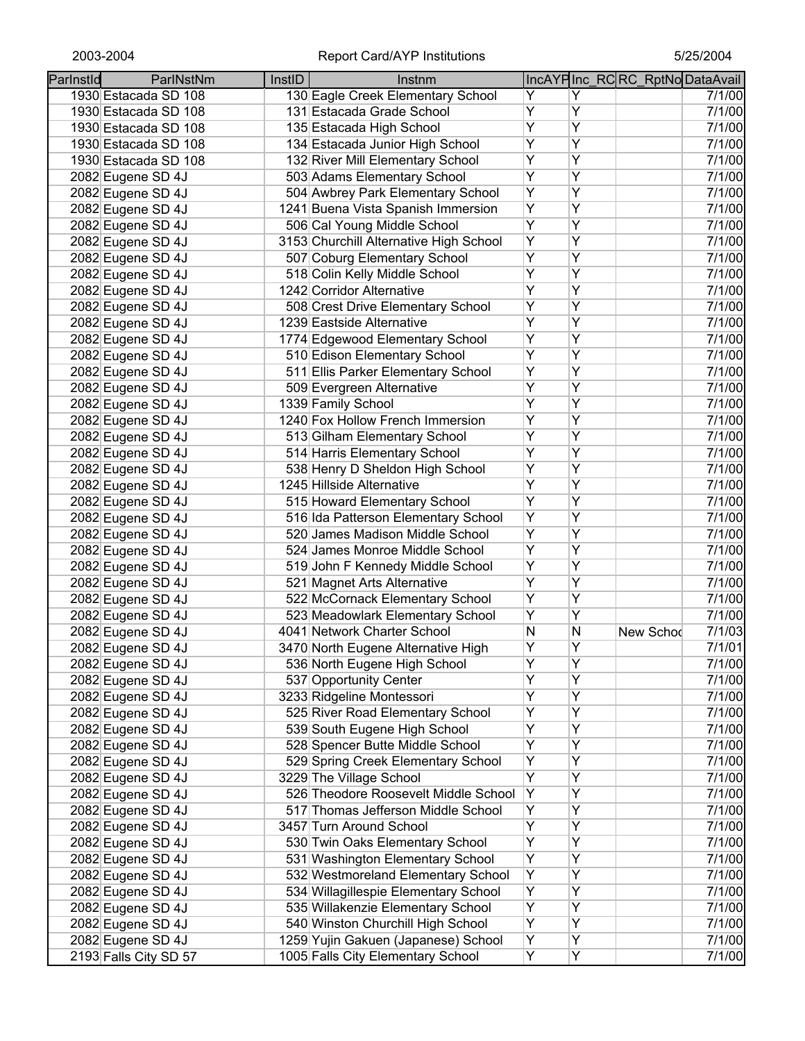| ParInstId | ParlNstNm | InstID | Instnm | IncAYP | Inc_RC | RC_RptNo | DataAvail |
|---|---|---|---|---|---|---|---|
| 1930 | Estacada SD 108 | 130 | Eagle Creek Elementary School | Y | Y | | 7/1/00 |
| 1930 | Estacada SD 108 | 131 | Estacada Grade School | Y | Y | | 7/1/00 |
| 1930 | Estacada SD 108 | 135 | Estacada High School | Y | Y | | 7/1/00 |
| 1930 | Estacada SD 108 | 134 | Estacada Junior High School | Y | Y | | 7/1/00 |
| 1930 | Estacada SD 108 | 132 | River Mill Elementary School | Y | Y | | 7/1/00 |
| 2082 | Eugene SD 4J | 503 | Adams Elementary School | Y | Y | | 7/1/00 |
| 2082 | Eugene SD 4J | 504 | Awbrey Park Elementary School | Y | Y | | 7/1/00 |
| 2082 | Eugene SD 4J | 1241 | Buena Vista Spanish Immersion | Y | Y | | 7/1/00 |
| 2082 | Eugene SD 4J | 506 | Cal Young Middle School | Y | Y | | 7/1/00 |
| 2082 | Eugene SD 4J | 3153 | Churchill Alternative High School | Y | Y | | 7/1/00 |
| 2082 | Eugene SD 4J | 507 | Coburg Elementary School | Y | Y | | 7/1/00 |
| 2082 | Eugene SD 4J | 518 | Colin Kelly Middle School | Y | Y | | 7/1/00 |
| 2082 | Eugene SD 4J | 1242 | Corridor Alternative | Y | Y | | 7/1/00 |
| 2082 | Eugene SD 4J | 508 | Crest Drive Elementary School | Y | Y | | 7/1/00 |
| 2082 | Eugene SD 4J | 1239 | Eastside Alternative | Y | Y | | 7/1/00 |
| 2082 | Eugene SD 4J | 1774 | Edgewood Elementary School | Y | Y | | 7/1/00 |
| 2082 | Eugene SD 4J | 510 | Edison Elementary School | Y | Y | | 7/1/00 |
| 2082 | Eugene SD 4J | 511 | Ellis Parker Elementary School | Y | Y | | 7/1/00 |
| 2082 | Eugene SD 4J | 509 | Evergreen Alternative | Y | Y | | 7/1/00 |
| 2082 | Eugene SD 4J | 1339 | Family School | Y | Y | | 7/1/00 |
| 2082 | Eugene SD 4J | 1240 | Fox Hollow French Immersion | Y | Y | | 7/1/00 |
| 2082 | Eugene SD 4J | 513 | Gilham Elementary School | Y | Y | | 7/1/00 |
| 2082 | Eugene SD 4J | 514 | Harris Elementary School | Y | Y | | 7/1/00 |
| 2082 | Eugene SD 4J | 538 | Henry D Sheldon High School | Y | Y | | 7/1/00 |
| 2082 | Eugene SD 4J | 1245 | Hillside Alternative | Y | Y | | 7/1/00 |
| 2082 | Eugene SD 4J | 515 | Howard Elementary School | Y | Y | | 7/1/00 |
| 2082 | Eugene SD 4J | 516 | Ida Patterson Elementary School | Y | Y | | 7/1/00 |
| 2082 | Eugene SD 4J | 520 | James Madison Middle School | Y | Y | | 7/1/00 |
| 2082 | Eugene SD 4J | 524 | James Monroe Middle School | Y | Y | | 7/1/00 |
| 2082 | Eugene SD 4J | 519 | John F Kennedy Middle School | Y | Y | | 7/1/00 |
| 2082 | Eugene SD 4J | 521 | Magnet Arts Alternative | Y | Y | | 7/1/00 |
| 2082 | Eugene SD 4J | 522 | McCornack Elementary School | Y | Y | | 7/1/00 |
| 2082 | Eugene SD 4J | 523 | Meadowlark Elementary School | Y | Y | | 7/1/00 |
| 2082 | Eugene SD 4J | 4041 | Network Charter School | N | N | New Schoo | 7/1/03 |
| 2082 | Eugene SD 4J | 3470 | North Eugene Alternative High | Y | Y | | 7/1/01 |
| 2082 | Eugene SD 4J | 536 | North Eugene High School | Y | Y | | 7/1/00 |
| 2082 | Eugene SD 4J | 537 | Opportunity Center | Y | Y | | 7/1/00 |
| 2082 | Eugene SD 4J | 3233 | Ridgeline Montessori | Y | Y | | 7/1/00 |
| 2082 | Eugene SD 4J | 525 | River Road Elementary School | Y | Y | | 7/1/00 |
| 2082 | Eugene SD 4J | 539 | South Eugene High School | Y | Y | | 7/1/00 |
| 2082 | Eugene SD 4J | 528 | Spencer Butte Middle School | Y | Y | | 7/1/00 |
| 2082 | Eugene SD 4J | 529 | Spring Creek Elementary School | Y | Y | | 7/1/00 |
| 2082 | Eugene SD 4J | 3229 | The Village School | Y | Y | | 7/1/00 |
| 2082 | Eugene SD 4J | 526 | Theodore Roosevelt Middle School | Y | Y | | 7/1/00 |
| 2082 | Eugene SD 4J | 517 | Thomas Jefferson Middle School | Y | Y | | 7/1/00 |
| 2082 | Eugene SD 4J | 3457 | Turn Around School | Y | Y | | 7/1/00 |
| 2082 | Eugene SD 4J | 530 | Twin Oaks Elementary School | Y | Y | | 7/1/00 |
| 2082 | Eugene SD 4J | 531 | Washington Elementary School | Y | Y | | 7/1/00 |
| 2082 | Eugene SD 4J | 532 | Westmoreland Elementary School | Y | Y | | 7/1/00 |
| 2082 | Eugene SD 4J | 534 | Willagillespie Elementary School | Y | Y | | 7/1/00 |
| 2082 | Eugene SD 4J | 535 | Willakenzie Elementary School | Y | Y | | 7/1/00 |
| 2082 | Eugene SD 4J | 540 | Winston Churchill High School | Y | Y | | 7/1/00 |
| 2082 | Eugene SD 4J | 1259 | Yujin Gakuen (Japanese) School | Y | Y | | 7/1/00 |
| 2193 | Falls City SD 57 | 1005 | Falls City Elementary School | Y | Y | | 7/1/00 |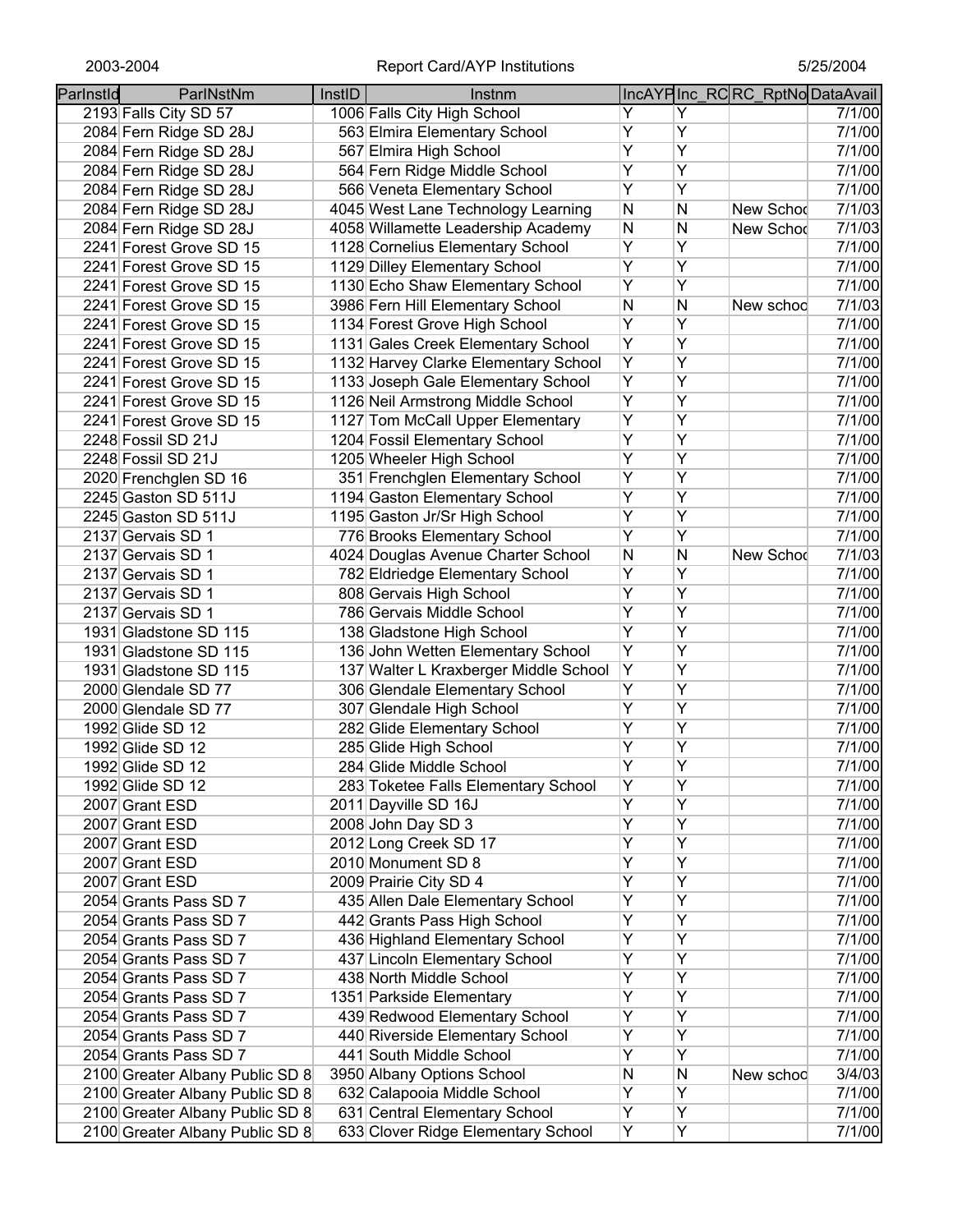| ParInstId | ParINstNm | InstID | Instnm | IncAYP | Inc_RC | RC_RptNo | DataAvail |
|---|---|---|---|---|---|---|---|
| 2193 | Falls City SD 57 | 1006 | Falls City High School | Y | Y | | 7/1/00 |
| 2084 | Fern Ridge SD 28J | 563 | Elmira Elementary School | Y | Y | | 7/1/00 |
| 2084 | Fern Ridge SD 28J | 567 | Elmira High School | Y | Y | | 7/1/00 |
| 2084 | Fern Ridge SD 28J | 564 | Fern Ridge Middle School | Y | Y | | 7/1/00 |
| 2084 | Fern Ridge SD 28J | 566 | Veneta Elementary School | Y | Y | | 7/1/00 |
| 2084 | Fern Ridge SD 28J | 4045 | West Lane Technology Learning | N | N | New Schoo | 7/1/03 |
| 2084 | Fern Ridge SD 28J | 4058 | Willamette Leadership Academy | N | N | New Schoo | 7/1/03 |
| 2241 | Forest Grove SD 15 | 1128 | Cornelius Elementary School | Y | Y | | 7/1/00 |
| 2241 | Forest Grove SD 15 | 1129 | Dilley Elementary School | Y | Y | | 7/1/00 |
| 2241 | Forest Grove SD 15 | 1130 | Echo Shaw Elementary School | Y | Y | | 7/1/00 |
| 2241 | Forest Grove SD 15 | 3986 | Fern Hill Elementary School | N | N | New schoo | 7/1/03 |
| 2241 | Forest Grove SD 15 | 1134 | Forest Grove High School | Y | Y | | 7/1/00 |
| 2241 | Forest Grove SD 15 | 1131 | Gales Creek Elementary School | Y | Y | | 7/1/00 |
| 2241 | Forest Grove SD 15 | 1132 | Harvey Clarke Elementary School | Y | Y | | 7/1/00 |
| 2241 | Forest Grove SD 15 | 1133 | Joseph Gale Elementary School | Y | Y | | 7/1/00 |
| 2241 | Forest Grove SD 15 | 1126 | Neil Armstrong Middle School | Y | Y | | 7/1/00 |
| 2241 | Forest Grove SD 15 | 1127 | Tom McCall Upper Elementary | Y | Y | | 7/1/00 |
| 2248 | Fossil SD 21J | 1204 | Fossil Elementary School | Y | Y | | 7/1/00 |
| 2248 | Fossil SD 21J | 1205 | Wheeler High School | Y | Y | | 7/1/00 |
| 2020 | Frenchglen SD 16 | 351 | Frenchglen Elementary School | Y | Y | | 7/1/00 |
| 2245 | Gaston SD 511J | 1194 | Gaston Elementary School | Y | Y | | 7/1/00 |
| 2245 | Gaston SD 511J | 1195 | Gaston Jr/Sr High School | Y | Y | | 7/1/00 |
| 2137 | Gervais SD 1 | 776 | Brooks Elementary School | Y | Y | | 7/1/00 |
| 2137 | Gervais SD 1 | 4024 | Douglas Avenue Charter School | N | N | New Schoo | 7/1/03 |
| 2137 | Gervais SD 1 | 782 | Eldriedge Elementary School | Y | Y | | 7/1/00 |
| 2137 | Gervais SD 1 | 808 | Gervais High School | Y | Y | | 7/1/00 |
| 2137 | Gervais SD 1 | 786 | Gervais Middle School | Y | Y | | 7/1/00 |
| 1931 | Gladstone SD 115 | 138 | Gladstone High School | Y | Y | | 7/1/00 |
| 1931 | Gladstone SD 115 | 136 | John Wetten Elementary School | Y | Y | | 7/1/00 |
| 1931 | Gladstone SD 115 | 137 | Walter L Kraxberger Middle School | Y | Y | | 7/1/00 |
| 2000 | Glendale SD 77 | 306 | Glendale Elementary School | Y | Y | | 7/1/00 |
| 2000 | Glendale SD 77 | 307 | Glendale High School | Y | Y | | 7/1/00 |
| 1992 | Glide SD 12 | 282 | Glide Elementary School | Y | Y | | 7/1/00 |
| 1992 | Glide SD 12 | 285 | Glide High School | Y | Y | | 7/1/00 |
| 1992 | Glide SD 12 | 284 | Glide Middle School | Y | Y | | 7/1/00 |
| 1992 | Glide SD 12 | 283 | Toketee Falls Elementary School | Y | Y | | 7/1/00 |
| 2007 | Grant ESD | 2011 | Dayville SD 16J | Y | Y | | 7/1/00 |
| 2007 | Grant ESD | 2008 | John Day SD 3 | Y | Y | | 7/1/00 |
| 2007 | Grant ESD | 2012 | Long Creek SD 17 | Y | Y | | 7/1/00 |
| 2007 | Grant ESD | 2010 | Monument SD 8 | Y | Y | | 7/1/00 |
| 2007 | Grant ESD | 2009 | Prairie City SD 4 | Y | Y | | 7/1/00 |
| 2054 | Grants Pass SD 7 | 435 | Allen Dale Elementary School | Y | Y | | 7/1/00 |
| 2054 | Grants Pass SD 7 | 442 | Grants Pass High School | Y | Y | | 7/1/00 |
| 2054 | Grants Pass SD 7 | 436 | Highland Elementary School | Y | Y | | 7/1/00 |
| 2054 | Grants Pass SD 7 | 437 | Lincoln Elementary School | Y | Y | | 7/1/00 |
| 2054 | Grants Pass SD 7 | 438 | North Middle School | Y | Y | | 7/1/00 |
| 2054 | Grants Pass SD 7 | 1351 | Parkside Elementary | Y | Y | | 7/1/00 |
| 2054 | Grants Pass SD 7 | 439 | Redwood Elementary School | Y | Y | | 7/1/00 |
| 2054 | Grants Pass SD 7 | 440 | Riverside Elementary School | Y | Y | | 7/1/00 |
| 2054 | Grants Pass SD 7 | 441 | South Middle School | Y | Y | | 7/1/00 |
| 2100 | Greater Albany Public SD 8 | 3950 | Albany Options School | N | N | New schoo | 3/4/03 |
| 2100 | Greater Albany Public SD 8 | 632 | Calapooia Middle School | Y | Y | | 7/1/00 |
| 2100 | Greater Albany Public SD 8 | 631 | Central Elementary School | Y | Y | | 7/1/00 |
| 2100 | Greater Albany Public SD 8 | 633 | Clover Ridge Elementary School | Y | Y | | 7/1/00 |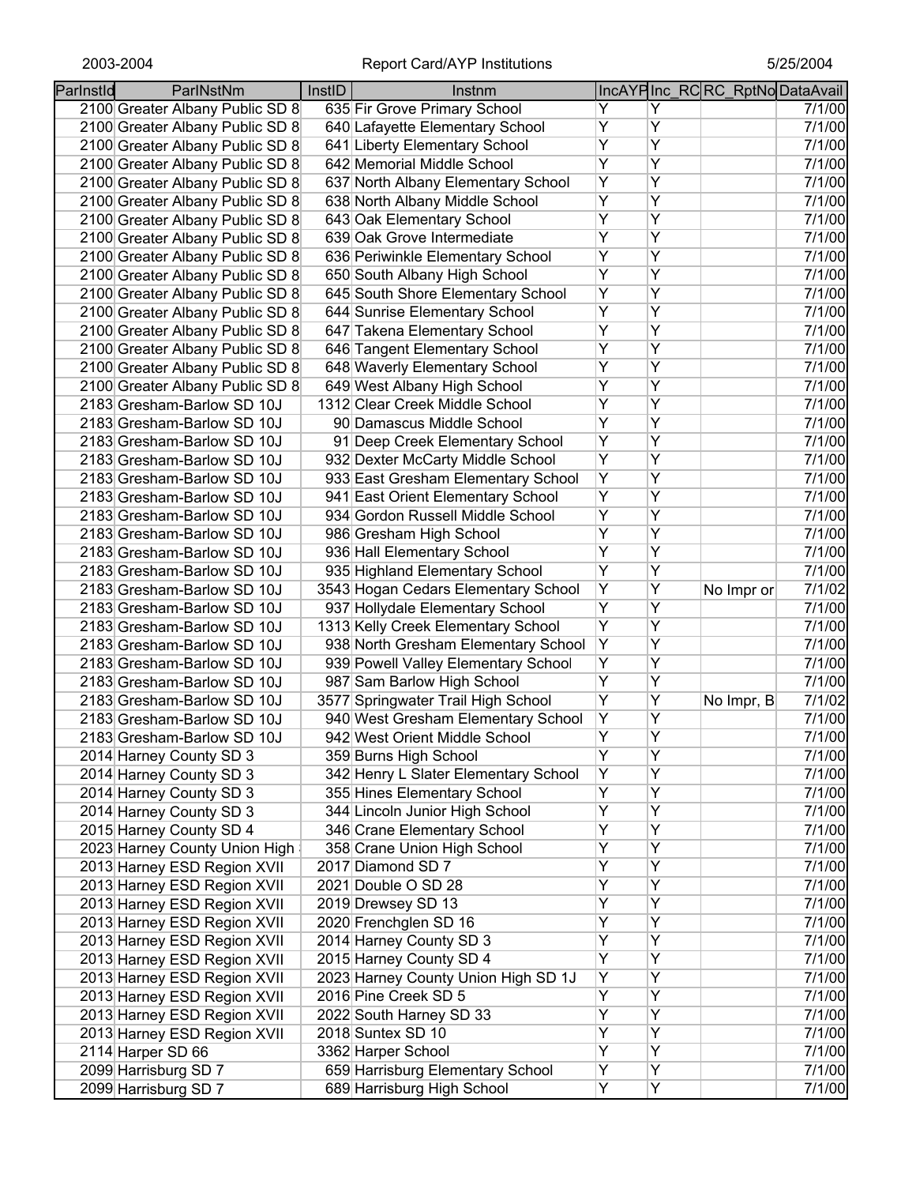| ParInstId | ParInstNm | InstID | Instnm | IncAYP | Inc_RC | RC_RptNo | DataAvail |
|---|---|---|---|---|---|---|---|
| 2100 | Greater Albany Public SD 8 | 635 | Fir Grove Primary School | Y | Y | | 7/1/00 |
| 2100 | Greater Albany Public SD 8 | 640 | Lafayette Elementary School | Y | Y | | 7/1/00 |
| 2100 | Greater Albany Public SD 8 | 641 | Liberty Elementary School | Y | Y | | 7/1/00 |
| 2100 | Greater Albany Public SD 8 | 642 | Memorial Middle School | Y | Y | | 7/1/00 |
| 2100 | Greater Albany Public SD 8 | 637 | North Albany Elementary School | Y | Y | | 7/1/00 |
| 2100 | Greater Albany Public SD 8 | 638 | North Albany Middle School | Y | Y | | 7/1/00 |
| 2100 | Greater Albany Public SD 8 | 643 | Oak Elementary School | Y | Y | | 7/1/00 |
| 2100 | Greater Albany Public SD 8 | 639 | Oak Grove Intermediate | Y | Y | | 7/1/00 |
| 2100 | Greater Albany Public SD 8 | 636 | Periwinkle Elementary School | Y | Y | | 7/1/00 |
| 2100 | Greater Albany Public SD 8 | 650 | South Albany High School | Y | Y | | 7/1/00 |
| 2100 | Greater Albany Public SD 8 | 645 | South Shore Elementary School | Y | Y | | 7/1/00 |
| 2100 | Greater Albany Public SD 8 | 644 | Sunrise Elementary School | Y | Y | | 7/1/00 |
| 2100 | Greater Albany Public SD 8 | 647 | Takena Elementary School | Y | Y | | 7/1/00 |
| 2100 | Greater Albany Public SD 8 | 646 | Tangent Elementary School | Y | Y | | 7/1/00 |
| 2100 | Greater Albany Public SD 8 | 648 | Waverly Elementary School | Y | Y | | 7/1/00 |
| 2100 | Greater Albany Public SD 8 | 649 | West Albany High School | Y | Y | | 7/1/00 |
| 2183 | Gresham-Barlow SD 10J | 1312 | Clear Creek Middle School | Y | Y | | 7/1/00 |
| 2183 | Gresham-Barlow SD 10J | 90 | Damascus Middle School | Y | Y | | 7/1/00 |
| 2183 | Gresham-Barlow SD 10J | 91 | Deep Creek Elementary School | Y | Y | | 7/1/00 |
| 2183 | Gresham-Barlow SD 10J | 932 | Dexter McCarty Middle School | Y | Y | | 7/1/00 |
| 2183 | Gresham-Barlow SD 10J | 933 | East Gresham Elementary School | Y | Y | | 7/1/00 |
| 2183 | Gresham-Barlow SD 10J | 941 | East Orient Elementary School | Y | Y | | 7/1/00 |
| 2183 | Gresham-Barlow SD 10J | 934 | Gordon Russell Middle School | Y | Y | | 7/1/00 |
| 2183 | Gresham-Barlow SD 10J | 986 | Gresham High School | Y | Y | | 7/1/00 |
| 2183 | Gresham-Barlow SD 10J | 936 | Hall Elementary School | Y | Y | | 7/1/00 |
| 2183 | Gresham-Barlow SD 10J | 935 | Highland Elementary School | Y | Y | | 7/1/00 |
| 2183 | Gresham-Barlow SD 10J | 3543 | Hogan Cedars Elementary School | Y | Y | No Impr or | 7/1/02 |
| 2183 | Gresham-Barlow SD 10J | 937 | Hollydale Elementary School | Y | Y | | 7/1/00 |
| 2183 | Gresham-Barlow SD 10J | 1313 | Kelly Creek Elementary School | Y | Y | | 7/1/00 |
| 2183 | Gresham-Barlow SD 10J | 938 | North Gresham Elementary School | Y | Y | | 7/1/00 |
| 2183 | Gresham-Barlow SD 10J | 939 | Powell Valley Elementary School | Y | Y | | 7/1/00 |
| 2183 | Gresham-Barlow SD 10J | 987 | Sam Barlow High School | Y | Y | | 7/1/00 |
| 2183 | Gresham-Barlow SD 10J | 3577 | Springwater Trail High School | Y | Y | No Impr, B | 7/1/02 |
| 2183 | Gresham-Barlow SD 10J | 940 | West Gresham Elementary School | Y | Y | | 7/1/00 |
| 2183 | Gresham-Barlow SD 10J | 942 | West Orient Middle School | Y | Y | | 7/1/00 |
| 2014 | Harney County SD 3 | 359 | Burns High School | Y | Y | | 7/1/00 |
| 2014 | Harney County SD 3 | 342 | Henry L Slater Elementary School | Y | Y | | 7/1/00 |
| 2014 | Harney County SD 3 | 355 | Hines Elementary School | Y | Y | | 7/1/00 |
| 2014 | Harney County SD 3 | 344 | Lincoln Junior High School | Y | Y | | 7/1/00 |
| 2015 | Harney County SD 4 | 346 | Crane Elementary School | Y | Y | | 7/1/00 |
| 2023 | Harney County Union High | 358 | Crane Union High School | Y | Y | | 7/1/00 |
| 2013 | Harney ESD Region XVII | 2017 | Diamond SD 7 | Y | Y | | 7/1/00 |
| 2013 | Harney ESD Region XVII | 2021 | Double O SD 28 | Y | Y | | 7/1/00 |
| 2013 | Harney ESD Region XVII | 2019 | Drewsey SD 13 | Y | Y | | 7/1/00 |
| 2013 | Harney ESD Region XVII | 2020 | Frenchglen SD 16 | Y | Y | | 7/1/00 |
| 2013 | Harney ESD Region XVII | 2014 | Harney County SD 3 | Y | Y | | 7/1/00 |
| 2013 | Harney ESD Region XVII | 2015 | Harney County SD 4 | Y | Y | | 7/1/00 |
| 2013 | Harney ESD Region XVII | 2023 | Harney County Union High SD 1J | Y | Y | | 7/1/00 |
| 2013 | Harney ESD Region XVII | 2016 | Pine Creek SD 5 | Y | Y | | 7/1/00 |
| 2013 | Harney ESD Region XVII | 2022 | South Harney SD 33 | Y | Y | | 7/1/00 |
| 2013 | Harney ESD Region XVII | 2018 | Suntex SD 10 | Y | Y | | 7/1/00 |
| 2114 | Harper SD 66 | 3362 | Harper School | Y | Y | | 7/1/00 |
| 2099 | Harrisburg SD 7 | 659 | Harrisburg Elementary School | Y | Y | | 7/1/00 |
| 2099 | Harrisburg SD 7 | 689 | Harrisburg High School | Y | Y | | 7/1/00 |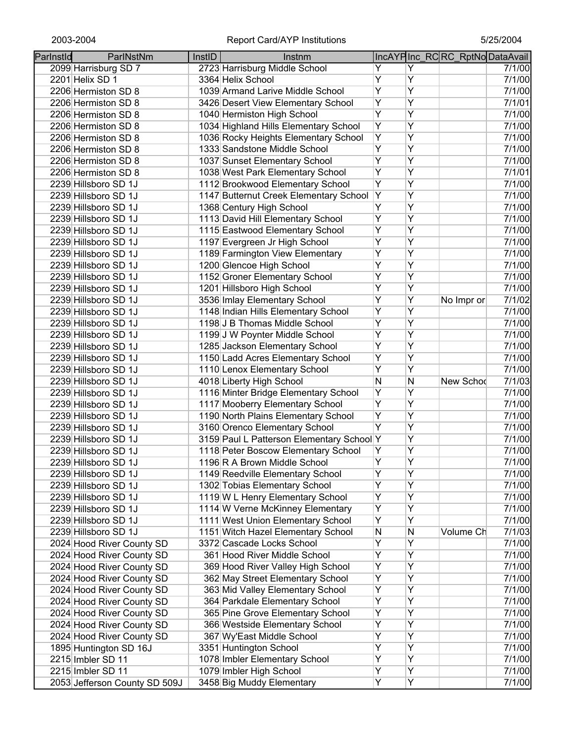| ParInstId | ParlNstNm | InstID | Instnm | IncAYP | Inc_RC | RC_RptNo | DataAvail |
|---|---|---|---|---|---|---|---|
| 2099 | Harrisburg SD 7 | 2723 | Harrisburg Middle School | Y | Y | | 7/1/00 |
| 2201 | Helix SD 1 | 3364 | Helix School | Y | Y | | 7/1/00 |
| 2206 | Hermiston SD 8 | 1039 | Armand Larive Middle School | Y | Y | | 7/1/00 |
| 2206 | Hermiston SD 8 | 3426 | Desert View Elementary School | Y | Y | | 7/1/01 |
| 2206 | Hermiston SD 8 | 1040 | Hermiston High School | Y | Y | | 7/1/00 |
| 2206 | Hermiston SD 8 | 1034 | Highland Hills Elementary School | Y | Y | | 7/1/00 |
| 2206 | Hermiston SD 8 | 1036 | Rocky Heights Elementary School | Y | Y | | 7/1/00 |
| 2206 | Hermiston SD 8 | 1333 | Sandstone Middle School | Y | Y | | 7/1/00 |
| 2206 | Hermiston SD 8 | 1037 | Sunset Elementary School | Y | Y | | 7/1/00 |
| 2206 | Hermiston SD 8 | 1038 | West Park Elementary School | Y | Y | | 7/1/01 |
| 2239 | Hillsboro SD 1J | 1112 | Brookwood Elementary School | Y | Y | | 7/1/00 |
| 2239 | Hillsboro SD 1J | 1147 | Butternut Creek Elementary School | Y | Y | | 7/1/00 |
| 2239 | Hillsboro SD 1J | 1368 | Century High School | Y | Y | | 7/1/00 |
| 2239 | Hillsboro SD 1J | 1113 | David Hill Elementary School | Y | Y | | 7/1/00 |
| 2239 | Hillsboro SD 1J | 1115 | Eastwood Elementary School | Y | Y | | 7/1/00 |
| 2239 | Hillsboro SD 1J | 1197 | Evergreen Jr High School | Y | Y | | 7/1/00 |
| 2239 | Hillsboro SD 1J | 1189 | Farmington View Elementary | Y | Y | | 7/1/00 |
| 2239 | Hillsboro SD 1J | 1200 | Glencoe High School | Y | Y | | 7/1/00 |
| 2239 | Hillsboro SD 1J | 1152 | Groner Elementary School | Y | Y | | 7/1/00 |
| 2239 | Hillsboro SD 1J | 1201 | Hillsboro High School | Y | Y | | 7/1/00 |
| 2239 | Hillsboro SD 1J | 3536 | Imlay Elementary School | Y | Y | No Impr or | 7/1/02 |
| 2239 | Hillsboro SD 1J | 1148 | Indian Hills Elementary School | Y | Y | | 7/1/00 |
| 2239 | Hillsboro SD 1J | 1198 | J B Thomas Middle School | Y | Y | | 7/1/00 |
| 2239 | Hillsboro SD 1J | 1199 | J W Poynter Middle School | Y | Y | | 7/1/00 |
| 2239 | Hillsboro SD 1J | 1285 | Jackson Elementary School | Y | Y | | 7/1/00 |
| 2239 | Hillsboro SD 1J | 1150 | Ladd Acres Elementary School | Y | Y | | 7/1/00 |
| 2239 | Hillsboro SD 1J | 1110 | Lenox Elementary School | Y | Y | | 7/1/00 |
| 2239 | Hillsboro SD 1J | 4018 | Liberty High School | N | N | New Schoo | 7/1/03 |
| 2239 | Hillsboro SD 1J | 1116 | Minter Bridge Elementary School | Y | Y | | 7/1/00 |
| 2239 | Hillsboro SD 1J | 1117 | Mooberry Elementary School | Y | Y | | 7/1/00 |
| 2239 | Hillsboro SD 1J | 1190 | North Plains Elementary School | Y | Y | | 7/1/00 |
| 2239 | Hillsboro SD 1J | 3160 | Orenco Elementary School | Y | Y | | 7/1/00 |
| 2239 | Hillsboro SD 1J | 3159 | Paul L Patterson Elementary School | Y | Y | | 7/1/00 |
| 2239 | Hillsboro SD 1J | 1118 | Peter Boscow Elementary School | Y | Y | | 7/1/00 |
| 2239 | Hillsboro SD 1J | 1196 | R A Brown Middle School | Y | Y | | 7/1/00 |
| 2239 | Hillsboro SD 1J | 1149 | Reedville Elementary School | Y | Y | | 7/1/00 |
| 2239 | Hillsboro SD 1J | 1302 | Tobias Elementary School | Y | Y | | 7/1/00 |
| 2239 | Hillsboro SD 1J | 1119 | W L Henry Elementary School | Y | Y | | 7/1/00 |
| 2239 | Hillsboro SD 1J | 1114 | W Verne McKinney Elementary | Y | Y | | 7/1/00 |
| 2239 | Hillsboro SD 1J | 1111 | West Union Elementary School | Y | Y | | 7/1/00 |
| 2239 | Hillsboro SD 1J | 1151 | Witch Hazel Elementary School | N | N | Volume Ch | 7/1/03 |
| 2024 | Hood River County SD | 3372 | Cascade Locks School | Y | Y | | 7/1/00 |
| 2024 | Hood River County SD | 361 | Hood River Middle School | Y | Y | | 7/1/00 |
| 2024 | Hood River County SD | 369 | Hood River Valley High School | Y | Y | | 7/1/00 |
| 2024 | Hood River County SD | 362 | May Street Elementary School | Y | Y | | 7/1/00 |
| 2024 | Hood River County SD | 363 | Mid Valley Elementary School | Y | Y | | 7/1/00 |
| 2024 | Hood River County SD | 364 | Parkdale Elementary School | Y | Y | | 7/1/00 |
| 2024 | Hood River County SD | 365 | Pine Grove Elementary School | Y | Y | | 7/1/00 |
| 2024 | Hood River County SD | 366 | Westside Elementary School | Y | Y | | 7/1/00 |
| 2024 | Hood River County SD | 367 | Wy'East Middle School | Y | Y | | 7/1/00 |
| 1895 | Huntington SD 16J | 3351 | Huntington School | Y | Y | | 7/1/00 |
| 2215 | Imbler SD 11 | 1078 | Imbler Elementary School | Y | Y | | 7/1/00 |
| 2215 | Imbler SD 11 | 1079 | Imbler High School | Y | Y | | 7/1/00 |
| 2053 | Jefferson County SD 509J | 3458 | Big Muddy Elementary | Y | Y | | 7/1/00 |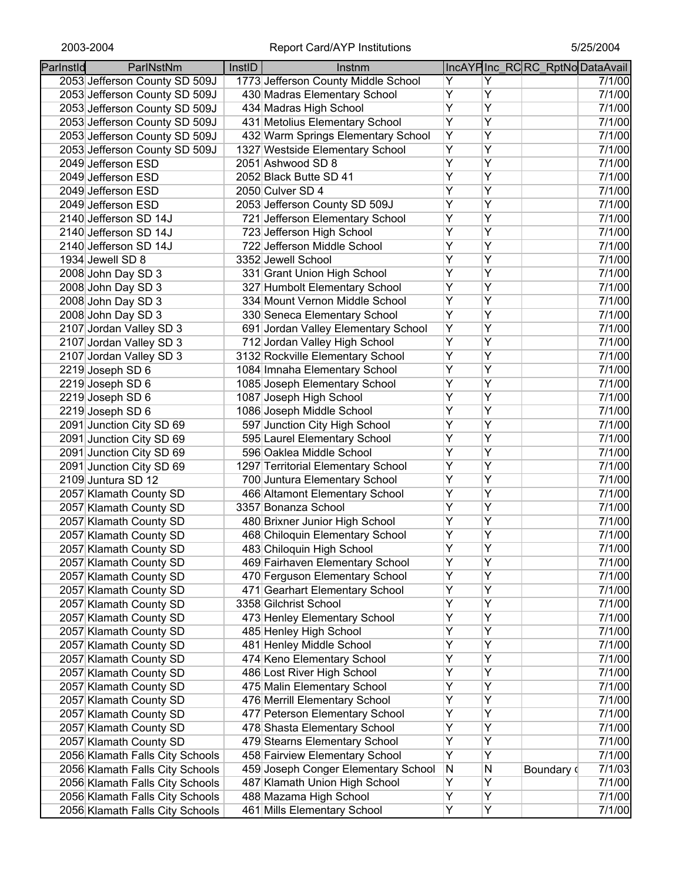| ParInstId | ParINstNm | InstID | Instnm | IncAYP | Inc_RC | RC_RptNo | DataAvail |
|---|---|---|---|---|---|---|---|
| 2053 | Jefferson County SD 509J | 1773 | Jefferson County Middle School | Y | Y | | 7/1/00 |
| 2053 | Jefferson County SD 509J | 430 | Madras Elementary School | Y | Y | | 7/1/00 |
| 2053 | Jefferson County SD 509J | 434 | Madras High School | Y | Y | | 7/1/00 |
| 2053 | Jefferson County SD 509J | 431 | Metolius Elementary School | Y | Y | | 7/1/00 |
| 2053 | Jefferson County SD 509J | 432 | Warm Springs Elementary School | Y | Y | | 7/1/00 |
| 2053 | Jefferson County SD 509J | 1327 | Westside Elementary School | Y | Y | | 7/1/00 |
| 2049 | Jefferson ESD | 2051 | Ashwood SD 8 | Y | Y | | 7/1/00 |
| 2049 | Jefferson ESD | 2052 | Black Butte SD 41 | Y | Y | | 7/1/00 |
| 2049 | Jefferson ESD | 2050 | Culver SD 4 | Y | Y | | 7/1/00 |
| 2049 | Jefferson ESD | 2053 | Jefferson County SD 509J | Y | Y | | 7/1/00 |
| 2140 | Jefferson SD 14J | 721 | Jefferson Elementary School | Y | Y | | 7/1/00 |
| 2140 | Jefferson SD 14J | 723 | Jefferson High School | Y | Y | | 7/1/00 |
| 2140 | Jefferson SD 14J | 722 | Jefferson Middle School | Y | Y | | 7/1/00 |
| 1934 | Jewell SD 8 | 3352 | Jewell School | Y | Y | | 7/1/00 |
| 2008 | John Day SD 3 | 331 | Grant Union High School | Y | Y | | 7/1/00 |
| 2008 | John Day SD 3 | 327 | Humbolt Elementary School | Y | Y | | 7/1/00 |
| 2008 | John Day SD 3 | 334 | Mount Vernon Middle School | Y | Y | | 7/1/00 |
| 2008 | John Day SD 3 | 330 | Seneca Elementary School | Y | Y | | 7/1/00 |
| 2107 | Jordan Valley SD 3 | 691 | Jordan Valley Elementary School | Y | Y | | 7/1/00 |
| 2107 | Jordan Valley SD 3 | 712 | Jordan Valley High School | Y | Y | | 7/1/00 |
| 2107 | Jordan Valley SD 3 | 3132 | Rockville Elementary School | Y | Y | | 7/1/00 |
| 2219 | Joseph SD 6 | 1084 | Imnaha Elementary School | Y | Y | | 7/1/00 |
| 2219 | Joseph SD 6 | 1085 | Joseph Elementary School | Y | Y | | 7/1/00 |
| 2219 | Joseph SD 6 | 1087 | Joseph High School | Y | Y | | 7/1/00 |
| 2219 | Joseph SD 6 | 1086 | Joseph Middle School | Y | Y | | 7/1/00 |
| 2091 | Junction City SD 69 | 597 | Junction City High School | Y | Y | | 7/1/00 |
| 2091 | Junction City SD 69 | 595 | Laurel Elementary School | Y | Y | | 7/1/00 |
| 2091 | Junction City SD 69 | 596 | Oaklea Middle School | Y | Y | | 7/1/00 |
| 2091 | Junction City SD 69 | 1297 | Territorial Elementary School | Y | Y | | 7/1/00 |
| 2109 | Juntura SD 12 | 700 | Juntura Elementary School | Y | Y | | 7/1/00 |
| 2057 | Klamath County SD | 466 | Altamont Elementary School | Y | Y | | 7/1/00 |
| 2057 | Klamath County SD | 3357 | Bonanza School | Y | Y | | 7/1/00 |
| 2057 | Klamath County SD | 480 | Brixner Junior High School | Y | Y | | 7/1/00 |
| 2057 | Klamath County SD | 468 | Chiloquin Elementary School | Y | Y | | 7/1/00 |
| 2057 | Klamath County SD | 483 | Chiloquin High School | Y | Y | | 7/1/00 |
| 2057 | Klamath County SD | 469 | Fairhaven Elementary School | Y | Y | | 7/1/00 |
| 2057 | Klamath County SD | 470 | Ferguson Elementary School | Y | Y | | 7/1/00 |
| 2057 | Klamath County SD | 471 | Gearhart Elementary School | Y | Y | | 7/1/00 |
| 2057 | Klamath County SD | 3358 | Gilchrist School | Y | Y | | 7/1/00 |
| 2057 | Klamath County SD | 473 | Henley Elementary School | Y | Y | | 7/1/00 |
| 2057 | Klamath County SD | 485 | Henley High School | Y | Y | | 7/1/00 |
| 2057 | Klamath County SD | 481 | Henley Middle School | Y | Y | | 7/1/00 |
| 2057 | Klamath County SD | 474 | Keno Elementary School | Y | Y | | 7/1/00 |
| 2057 | Klamath County SD | 486 | Lost River High School | Y | Y | | 7/1/00 |
| 2057 | Klamath County SD | 475 | Malin Elementary School | Y | Y | | 7/1/00 |
| 2057 | Klamath County SD | 476 | Merrill Elementary School | Y | Y | | 7/1/00 |
| 2057 | Klamath County SD | 477 | Peterson Elementary School | Y | Y | | 7/1/00 |
| 2057 | Klamath County SD | 478 | Shasta Elementary School | Y | Y | | 7/1/00 |
| 2057 | Klamath County SD | 479 | Stearns Elementary School | Y | Y | | 7/1/00 |
| 2056 | Klamath Falls City Schools | 458 | Fairview Elementary School | Y | Y | | 7/1/00 |
| 2056 | Klamath Falls City Schools | 459 | Joseph Conger Elementary School | N | N | Boundary c | 7/1/03 |
| 2056 | Klamath Falls City Schools | 487 | Klamath Union High School | Y | Y | | 7/1/00 |
| 2056 | Klamath Falls City Schools | 488 | Mazama High School | Y | Y | | 7/1/00 |
| 2056 | Klamath Falls City Schools | 461 | Mills Elementary School | Y | Y | | 7/1/00 |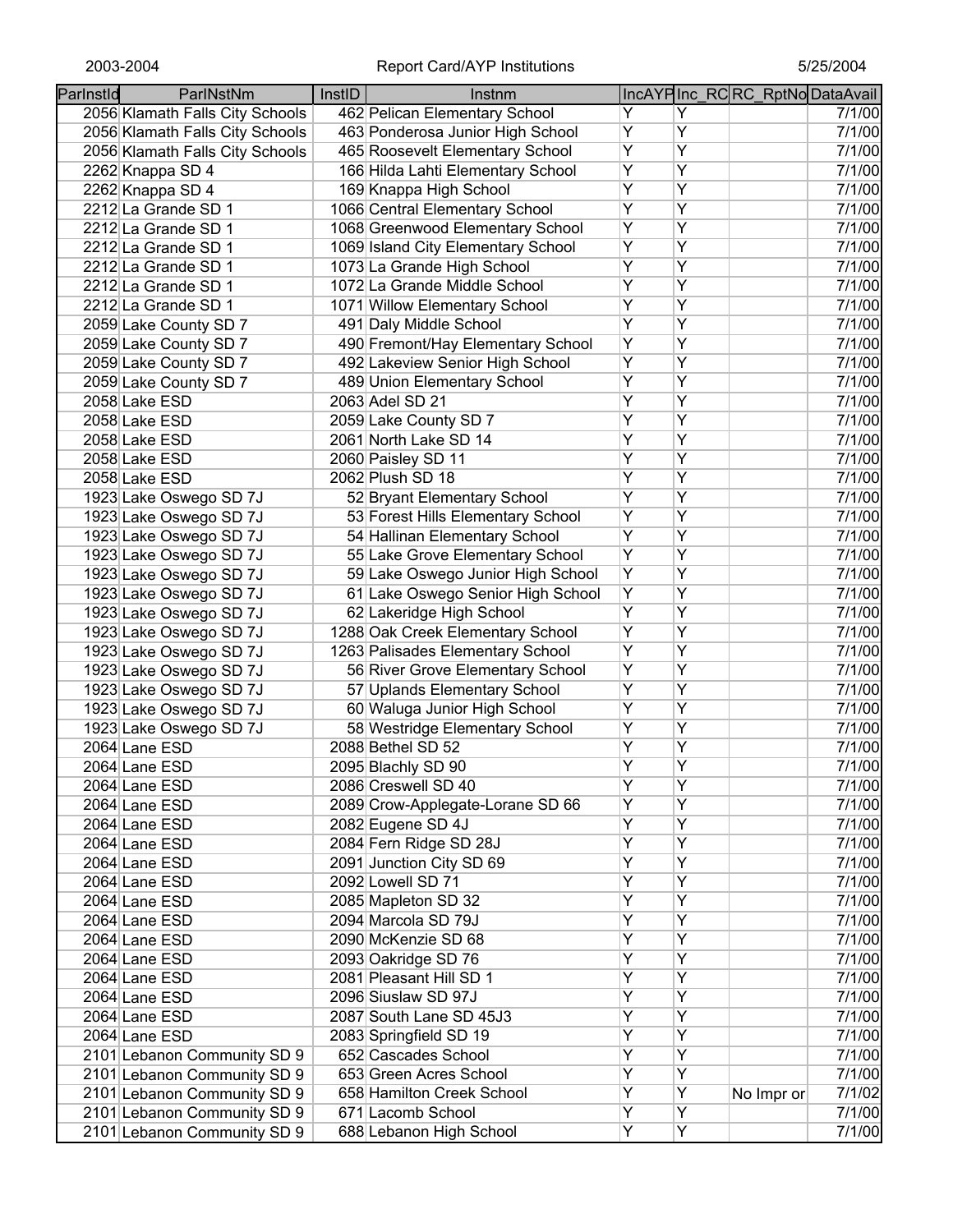| ParInstId | ParlNstNm | InstID | Instnm | IncAYP | Inc_RC | RC_RptNo | DataAvail |
|---|---|---|---|---|---|---|---|
| 2056 | Klamath Falls City Schools | 462 | Pelican Elementary School | Y | Y | | 7/1/00 |
| 2056 | Klamath Falls City Schools | 463 | Ponderosa Junior High School | Y | Y | | 7/1/00 |
| 2056 | Klamath Falls City Schools | 465 | Roosevelt Elementary School | Y | Y | | 7/1/00 |
| 2262 | Knappa SD 4 | 166 | Hilda Lahti Elementary School | Y | Y | | 7/1/00 |
| 2262 | Knappa SD 4 | 169 | Knappa High School | Y | Y | | 7/1/00 |
| 2212 | La Grande SD 1 | 1066 | Central Elementary School | Y | Y | | 7/1/00 |
| 2212 | La Grande SD 1 | 1068 | Greenwood Elementary School | Y | Y | | 7/1/00 |
| 2212 | La Grande SD 1 | 1069 | Island City Elementary School | Y | Y | | 7/1/00 |
| 2212 | La Grande SD 1 | 1073 | La Grande High School | Y | Y | | 7/1/00 |
| 2212 | La Grande SD 1 | 1072 | La Grande Middle School | Y | Y | | 7/1/00 |
| 2212 | La Grande SD 1 | 1071 | Willow Elementary School | Y | Y | | 7/1/00 |
| 2059 | Lake County SD 7 | 491 | Daly Middle School | Y | Y | | 7/1/00 |
| 2059 | Lake County SD 7 | 490 | Fremont/Hay Elementary School | Y | Y | | 7/1/00 |
| 2059 | Lake County SD 7 | 492 | Lakeview Senior High School | Y | Y | | 7/1/00 |
| 2059 | Lake County SD 7 | 489 | Union Elementary School | Y | Y | | 7/1/00 |
| 2058 | Lake ESD | 2063 | Adel SD 21 | Y | Y | | 7/1/00 |
| 2058 | Lake ESD | 2059 | Lake County SD 7 | Y | Y | | 7/1/00 |
| 2058 | Lake ESD | 2061 | North Lake SD 14 | Y | Y | | 7/1/00 |
| 2058 | Lake ESD | 2060 | Paisley SD 11 | Y | Y | | 7/1/00 |
| 2058 | Lake ESD | 2062 | Plush SD 18 | Y | Y | | 7/1/00 |
| 1923 | Lake Oswego SD 7J | 52 | Bryant Elementary School | Y | Y | | 7/1/00 |
| 1923 | Lake Oswego SD 7J | 53 | Forest Hills Elementary School | Y | Y | | 7/1/00 |
| 1923 | Lake Oswego SD 7J | 54 | Hallinan Elementary School | Y | Y | | 7/1/00 |
| 1923 | Lake Oswego SD 7J | 55 | Lake Grove Elementary School | Y | Y | | 7/1/00 |
| 1923 | Lake Oswego SD 7J | 59 | Lake Oswego Junior High School | Y | Y | | 7/1/00 |
| 1923 | Lake Oswego SD 7J | 61 | Lake Oswego Senior High School | Y | Y | | 7/1/00 |
| 1923 | Lake Oswego SD 7J | 62 | Lakeridge High School | Y | Y | | 7/1/00 |
| 1923 | Lake Oswego SD 7J | 1288 | Oak Creek Elementary School | Y | Y | | 7/1/00 |
| 1923 | Lake Oswego SD 7J | 1263 | Palisades Elementary School | Y | Y | | 7/1/00 |
| 1923 | Lake Oswego SD 7J | 56 | River Grove Elementary School | Y | Y | | 7/1/00 |
| 1923 | Lake Oswego SD 7J | 57 | Uplands Elementary School | Y | Y | | 7/1/00 |
| 1923 | Lake Oswego SD 7J | 60 | Waluga Junior High School | Y | Y | | 7/1/00 |
| 1923 | Lake Oswego SD 7J | 58 | Westridge Elementary School | Y | Y | | 7/1/00 |
| 2064 | Lane ESD | 2088 | Bethel SD 52 | Y | Y | | 7/1/00 |
| 2064 | Lane ESD | 2095 | Blachly SD 90 | Y | Y | | 7/1/00 |
| 2064 | Lane ESD | 2086 | Creswell SD 40 | Y | Y | | 7/1/00 |
| 2064 | Lane ESD | 2089 | Crow-Applegate-Lorane SD 66 | Y | Y | | 7/1/00 |
| 2064 | Lane ESD | 2082 | Eugene SD 4J | Y | Y | | 7/1/00 |
| 2064 | Lane ESD | 2084 | Fern Ridge SD 28J | Y | Y | | 7/1/00 |
| 2064 | Lane ESD | 2091 | Junction City SD 69 | Y | Y | | 7/1/00 |
| 2064 | Lane ESD | 2092 | Lowell SD 71 | Y | Y | | 7/1/00 |
| 2064 | Lane ESD | 2085 | Mapleton SD 32 | Y | Y | | 7/1/00 |
| 2064 | Lane ESD | 2094 | Marcola SD 79J | Y | Y | | 7/1/00 |
| 2064 | Lane ESD | 2090 | McKenzie SD 68 | Y | Y | | 7/1/00 |
| 2064 | Lane ESD | 2093 | Oakridge SD 76 | Y | Y | | 7/1/00 |
| 2064 | Lane ESD | 2081 | Pleasant Hill SD 1 | Y | Y | | 7/1/00 |
| 2064 | Lane ESD | 2096 | Siuslaw SD 97J | Y | Y | | 7/1/00 |
| 2064 | Lane ESD | 2087 | South Lane SD 45J3 | Y | Y | | 7/1/00 |
| 2064 | Lane ESD | 2083 | Springfield SD 19 | Y | Y | | 7/1/00 |
| 2101 | Lebanon Community SD 9 | 652 | Cascades School | Y | Y | | 7/1/00 |
| 2101 | Lebanon Community SD 9 | 653 | Green Acres School | Y | Y | | 7/1/00 |
| 2101 | Lebanon Community SD 9 | 658 | Hamilton Creek School | Y | Y | No Impr or | 7/1/02 |
| 2101 | Lebanon Community SD 9 | 671 | Lacomb School | Y | Y | | 7/1/00 |
| 2101 | Lebanon Community SD 9 | 688 | Lebanon High School | Y | Y | | 7/1/00 |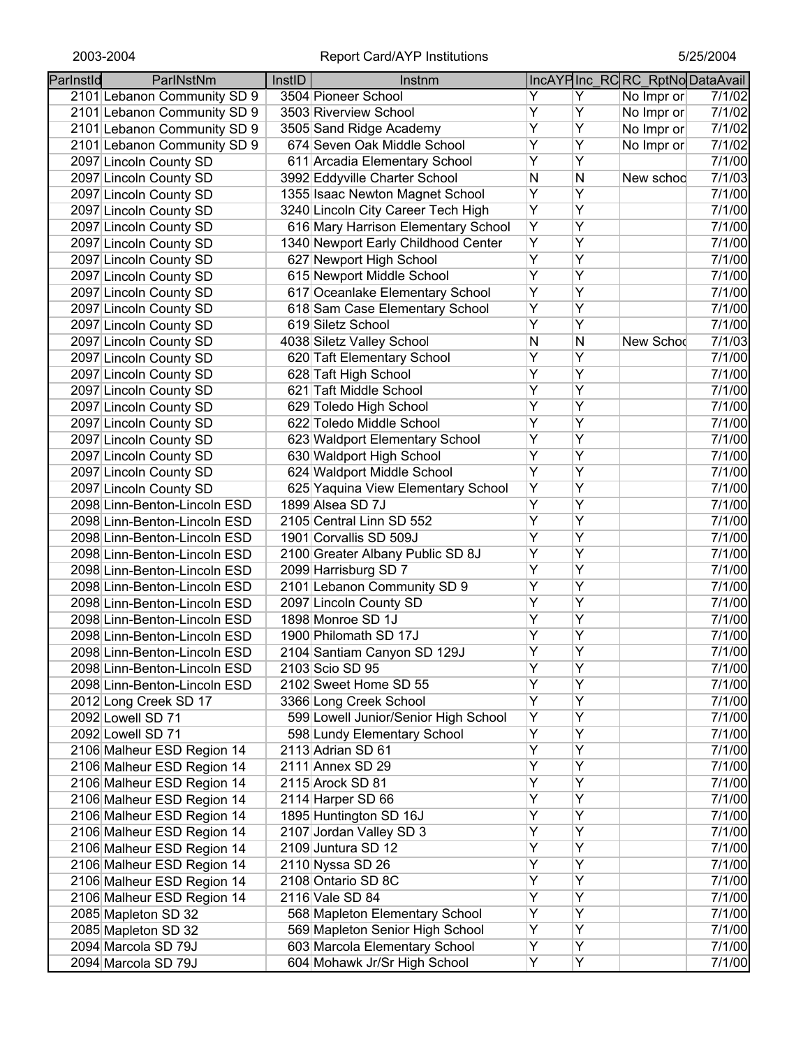| ParInstId | ParINstNm | InstID | Instnm | IncAYP | Inc_RC | RC_RptNo | DataAvail |
|---|---|---|---|---|---|---|---|
| 2101 | Lebanon Community SD 9 | 3504 | Pioneer School | Y | Y | No Impr or | 7/1/02 |
| 2101 | Lebanon Community SD 9 | 3503 | Riverview School | Y | Y | No Impr or | 7/1/02 |
| 2101 | Lebanon Community SD 9 | 3505 | Sand Ridge Academy | Y | Y | No Impr or | 7/1/02 |
| 2101 | Lebanon Community SD 9 | 674 | Seven Oak Middle School | Y | Y | No Impr or | 7/1/02 |
| 2097 | Lincoln County SD | 611 | Arcadia Elementary School | Y | Y | | 7/1/00 |
| 2097 | Lincoln County SD | 3992 | Eddyville Charter School | N | N | New schoo | 7/1/03 |
| 2097 | Lincoln County SD | 1355 | Isaac Newton Magnet School | Y | Y | | 7/1/00 |
| 2097 | Lincoln County SD | 3240 | Lincoln City Career Tech High | Y | Y | | 7/1/00 |
| 2097 | Lincoln County SD | 616 | Mary Harrison Elementary School | Y | Y | | 7/1/00 |
| 2097 | Lincoln County SD | 1340 | Newport Early Childhood Center | Y | Y | | 7/1/00 |
| 2097 | Lincoln County SD | 627 | Newport High School | Y | Y | | 7/1/00 |
| 2097 | Lincoln County SD | 615 | Newport Middle School | Y | Y | | 7/1/00 |
| 2097 | Lincoln County SD | 617 | Oceanlake Elementary School | Y | Y | | 7/1/00 |
| 2097 | Lincoln County SD | 618 | Sam Case Elementary School | Y | Y | | 7/1/00 |
| 2097 | Lincoln County SD | 619 | Siletz School | Y | Y | | 7/1/00 |
| 2097 | Lincoln County SD | 4038 | Siletz Valley School | N | N | New Schoo | 7/1/03 |
| 2097 | Lincoln County SD | 620 | Taft Elementary School | Y | Y | | 7/1/00 |
| 2097 | Lincoln County SD | 628 | Taft High School | Y | Y | | 7/1/00 |
| 2097 | Lincoln County SD | 621 | Taft Middle School | Y | Y | | 7/1/00 |
| 2097 | Lincoln County SD | 629 | Toledo High School | Y | Y | | 7/1/00 |
| 2097 | Lincoln County SD | 622 | Toledo Middle School | Y | Y | | 7/1/00 |
| 2097 | Lincoln County SD | 623 | Waldport Elementary School | Y | Y | | 7/1/00 |
| 2097 | Lincoln County SD | 630 | Waldport High School | Y | Y | | 7/1/00 |
| 2097 | Lincoln County SD | 624 | Waldport Middle School | Y | Y | | 7/1/00 |
| 2097 | Lincoln County SD | 625 | Yaquina View Elementary School | Y | Y | | 7/1/00 |
| 2098 | Linn-Benton-Lincoln ESD | 1899 | Alsea SD 7J | Y | Y | | 7/1/00 |
| 2098 | Linn-Benton-Lincoln ESD | 2105 | Central Linn SD 552 | Y | Y | | 7/1/00 |
| 2098 | Linn-Benton-Lincoln ESD | 1901 | Corvallis SD 509J | Y | Y | | 7/1/00 |
| 2098 | Linn-Benton-Lincoln ESD | 2100 | Greater Albany Public SD 8J | Y | Y | | 7/1/00 |
| 2098 | Linn-Benton-Lincoln ESD | 2099 | Harrisburg SD 7 | Y | Y | | 7/1/00 |
| 2098 | Linn-Benton-Lincoln ESD | 2101 | Lebanon Community SD 9 | Y | Y | | 7/1/00 |
| 2098 | Linn-Benton-Lincoln ESD | 2097 | Lincoln County SD | Y | Y | | 7/1/00 |
| 2098 | Linn-Benton-Lincoln ESD | 1898 | Monroe SD 1J | Y | Y | | 7/1/00 |
| 2098 | Linn-Benton-Lincoln ESD | 1900 | Philomath SD 17J | Y | Y | | 7/1/00 |
| 2098 | Linn-Benton-Lincoln ESD | 2104 | Santiam Canyon SD 129J | Y | Y | | 7/1/00 |
| 2098 | Linn-Benton-Lincoln ESD | 2103 | Scio SD 95 | Y | Y | | 7/1/00 |
| 2098 | Linn-Benton-Lincoln ESD | 2102 | Sweet Home SD 55 | Y | Y | | 7/1/00 |
| 2012 | Long Creek SD 17 | 3366 | Long Creek School | Y | Y | | 7/1/00 |
| 2092 | Lowell SD 71 | 599 | Lowell Junior/Senior High School | Y | Y | | 7/1/00 |
| 2092 | Lowell SD 71 | 598 | Lundy Elementary School | Y | Y | | 7/1/00 |
| 2106 | Malheur ESD Region 14 | 2113 | Adrian SD 61 | Y | Y | | 7/1/00 |
| 2106 | Malheur ESD Region 14 | 2111 | Annex SD 29 | Y | Y | | 7/1/00 |
| 2106 | Malheur ESD Region 14 | 2115 | Arock SD 81 | Y | Y | | 7/1/00 |
| 2106 | Malheur ESD Region 14 | 2114 | Harper SD 66 | Y | Y | | 7/1/00 |
| 2106 | Malheur ESD Region 14 | 1895 | Huntington SD 16J | Y | Y | | 7/1/00 |
| 2106 | Malheur ESD Region 14 | 2107 | Jordan Valley SD 3 | Y | Y | | 7/1/00 |
| 2106 | Malheur ESD Region 14 | 2109 | Juntura SD 12 | Y | Y | | 7/1/00 |
| 2106 | Malheur ESD Region 14 | 2110 | Nyssa SD 26 | Y | Y | | 7/1/00 |
| 2106 | Malheur ESD Region 14 | 2108 | Ontario SD 8C | Y | Y | | 7/1/00 |
| 2106 | Malheur ESD Region 14 | 2116 | Vale SD 84 | Y | Y | | 7/1/00 |
| 2085 | Mapleton SD 32 | 568 | Mapleton Elementary School | Y | Y | | 7/1/00 |
| 2085 | Mapleton SD 32 | 569 | Mapleton Senior High School | Y | Y | | 7/1/00 |
| 2094 | Marcola SD 79J | 603 | Marcola Elementary School | Y | Y | | 7/1/00 |
| 2094 | Marcola SD 79J | 604 | Mohawk Jr/Sr High School | Y | Y | | 7/1/00 |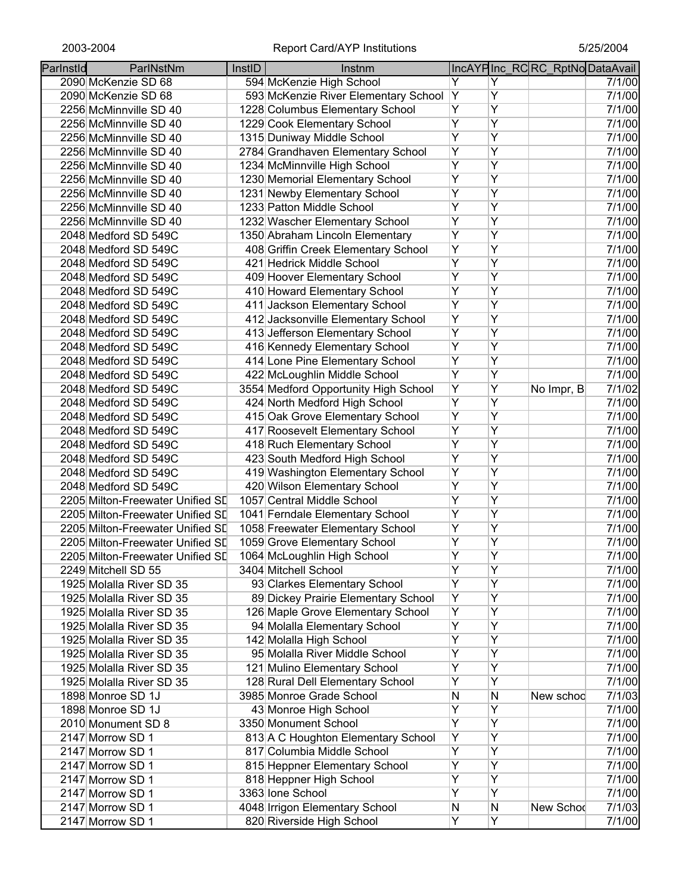| ParInstId | ParlNstNm | InstID | Instnm | IncAYP | Inc_RC | RC_RptNo | DataAvail |
|---|---|---|---|---|---|---|---|
| 2090 | McKenzie SD 68 | 594 | McKenzie High School | Y | Y | | 7/1/00 |
| 2090 | McKenzie SD 68 | 593 | McKenzie River Elementary School | Y | Y | | 7/1/00 |
| 2256 | McMinnville SD 40 | 1228 | Columbus Elementary School | Y | Y | | 7/1/00 |
| 2256 | McMinnville SD 40 | 1229 | Cook Elementary School | Y | Y | | 7/1/00 |
| 2256 | McMinnville SD 40 | 1315 | Duniway Middle School | Y | Y | | 7/1/00 |
| 2256 | McMinnville SD 40 | 2784 | Grandhaven Elementary School | Y | Y | | 7/1/00 |
| 2256 | McMinnville SD 40 | 1234 | McMinnville High School | Y | Y | | 7/1/00 |
| 2256 | McMinnville SD 40 | 1230 | Memorial Elementary School | Y | Y | | 7/1/00 |
| 2256 | McMinnville SD 40 | 1231 | Newby Elementary School | Y | Y | | 7/1/00 |
| 2256 | McMinnville SD 40 | 1233 | Patton Middle School | Y | Y | | 7/1/00 |
| 2256 | McMinnville SD 40 | 1232 | Wascher Elementary School | Y | Y | | 7/1/00 |
| 2048 | Medford SD 549C | 1350 | Abraham Lincoln Elementary | Y | Y | | 7/1/00 |
| 2048 | Medford SD 549C | 408 | Griffin Creek Elementary School | Y | Y | | 7/1/00 |
| 2048 | Medford SD 549C | 421 | Hedrick Middle School | Y | Y | | 7/1/00 |
| 2048 | Medford SD 549C | 409 | Hoover Elementary School | Y | Y | | 7/1/00 |
| 2048 | Medford SD 549C | 410 | Howard Elementary School | Y | Y | | 7/1/00 |
| 2048 | Medford SD 549C | 411 | Jackson Elementary School | Y | Y | | 7/1/00 |
| 2048 | Medford SD 549C | 412 | Jacksonville Elementary School | Y | Y | | 7/1/00 |
| 2048 | Medford SD 549C | 413 | Jefferson Elementary School | Y | Y | | 7/1/00 |
| 2048 | Medford SD 549C | 416 | Kennedy Elementary School | Y | Y | | 7/1/00 |
| 2048 | Medford SD 549C | 414 | Lone Pine Elementary School | Y | Y | | 7/1/00 |
| 2048 | Medford SD 549C | 422 | McLoughlin Middle School | Y | Y | | 7/1/00 |
| 2048 | Medford SD 549C | 3554 | Medford Opportunity High School | Y | Y | No Impr, B | 7/1/02 |
| 2048 | Medford SD 549C | 424 | North Medford High School | Y | Y | | 7/1/00 |
| 2048 | Medford SD 549C | 415 | Oak Grove Elementary School | Y | Y | | 7/1/00 |
| 2048 | Medford SD 549C | 417 | Roosevelt Elementary School | Y | Y | | 7/1/00 |
| 2048 | Medford SD 549C | 418 | Ruch Elementary School | Y | Y | | 7/1/00 |
| 2048 | Medford SD 549C | 423 | South Medford High School | Y | Y | | 7/1/00 |
| 2048 | Medford SD 549C | 419 | Washington Elementary School | Y | Y | | 7/1/00 |
| 2048 | Medford SD 549C | 420 | Wilson Elementary School | Y | Y | | 7/1/00 |
| 2205 | Milton-Freewater Unified SD | 1057 | Central Middle School | Y | Y | | 7/1/00 |
| 2205 | Milton-Freewater Unified SD | 1041 | Ferndale Elementary School | Y | Y | | 7/1/00 |
| 2205 | Milton-Freewater Unified SD | 1058 | Freewater Elementary School | Y | Y | | 7/1/00 |
| 2205 | Milton-Freewater Unified SD | 1059 | Grove Elementary School | Y | Y | | 7/1/00 |
| 2205 | Milton-Freewater Unified SD | 1064 | McLoughlin High School | Y | Y | | 7/1/00 |
| 2249 | Mitchell SD 55 | 3404 | Mitchell School | Y | Y | | 7/1/00 |
| 1925 | Molalla River SD 35 | 93 | Clarkes Elementary School | Y | Y | | 7/1/00 |
| 1925 | Molalla River SD 35 | 89 | Dickey Prairie Elementary School | Y | Y | | 7/1/00 |
| 1925 | Molalla River SD 35 | 126 | Maple Grove Elementary School | Y | Y | | 7/1/00 |
| 1925 | Molalla River SD 35 | 94 | Molalla Elementary School | Y | Y | | 7/1/00 |
| 1925 | Molalla River SD 35 | 142 | Molalla High School | Y | Y | | 7/1/00 |
| 1925 | Molalla River SD 35 | 95 | Molalla River Middle School | Y | Y | | 7/1/00 |
| 1925 | Molalla River SD 35 | 121 | Mulino Elementary School | Y | Y | | 7/1/00 |
| 1925 | Molalla River SD 35 | 128 | Rural Dell Elementary School | Y | Y | | 7/1/00 |
| 1898 | Monroe SD 1J | 3985 | Monroe Grade School | N | N | New schoo | 7/1/03 |
| 1898 | Monroe SD 1J | 43 | Monroe High School | Y | Y | | 7/1/00 |
| 2010 | Monument SD 8 | 3350 | Monument School | Y | Y | | 7/1/00 |
| 2147 | Morrow SD 1 | 813 | A C Houghton Elementary School | Y | Y | | 7/1/00 |
| 2147 | Morrow SD 1 | 817 | Columbia Middle School | Y | Y | | 7/1/00 |
| 2147 | Morrow SD 1 | 815 | Heppner Elementary School | Y | Y | | 7/1/00 |
| 2147 | Morrow SD 1 | 818 | Heppner High School | Y | Y | | 7/1/00 |
| 2147 | Morrow SD 1 | 3363 | Ione School | Y | Y | | 7/1/00 |
| 2147 | Morrow SD 1 | 4048 | Irrigon Elementary School | N | N | New Schoo | 7/1/03 |
| 2147 | Morrow SD 1 | 820 | Riverside High School | Y | Y | | 7/1/00 |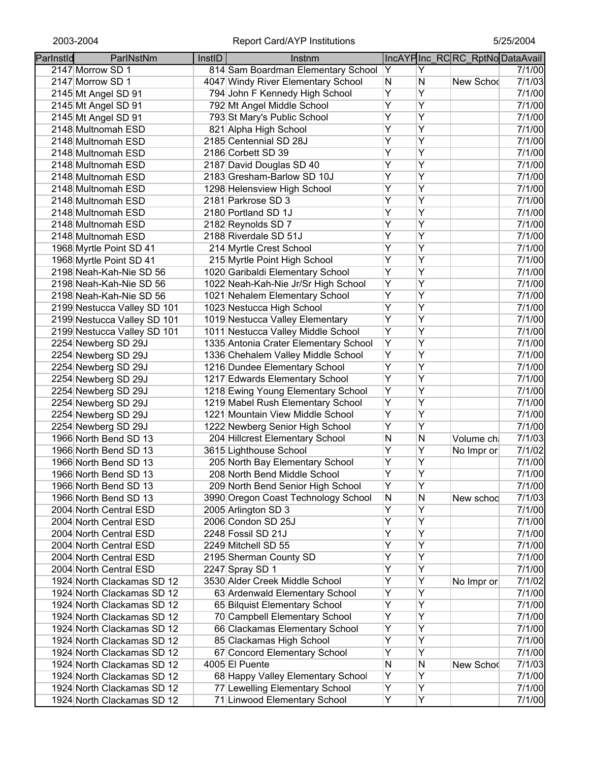| ParInstId | ParINstNm | InstID | Instnm | IncAYP | Inc_RC | RC_RptNo | DataAvail |
|---|---|---|---|---|---|---|---|
| 2147 | Morrow SD 1 | 814 | Sam Boardman Elementary School | Y | Y | | 7/1/00 |
| 2147 | Morrow SD 1 | 4047 | Windy River Elementary School | N | N | New Schoo | 7/1/03 |
| 2145 | Mt Angel SD 91 | 794 | John F Kennedy High School | Y | Y | | 7/1/00 |
| 2145 | Mt Angel SD 91 | 792 | Mt Angel Middle School | Y | Y | | 7/1/00 |
| 2145 | Mt Angel SD 91 | 793 | St Mary's Public School | Y | Y | | 7/1/00 |
| 2148 | Multnomah ESD | 821 | Alpha High School | Y | Y | | 7/1/00 |
| 2148 | Multnomah ESD | 2185 | Centennial SD 28J | Y | Y | | 7/1/00 |
| 2148 | Multnomah ESD | 2186 | Corbett SD 39 | Y | Y | | 7/1/00 |
| 2148 | Multnomah ESD | 2187 | David Douglas SD 40 | Y | Y | | 7/1/00 |
| 2148 | Multnomah ESD | 2183 | Gresham-Barlow SD 10J | Y | Y | | 7/1/00 |
| 2148 | Multnomah ESD | 1298 | Helensview High School | Y | Y | | 7/1/00 |
| 2148 | Multnomah ESD | 2181 | Parkrose SD 3 | Y | Y | | 7/1/00 |
| 2148 | Multnomah ESD | 2180 | Portland SD 1J | Y | Y | | 7/1/00 |
| 2148 | Multnomah ESD | 2182 | Reynolds SD 7 | Y | Y | | 7/1/00 |
| 2148 | Multnomah ESD | 2188 | Riverdale SD 51J | Y | Y | | 7/1/00 |
| 1968 | Myrtle Point SD 41 | 214 | Myrtle Crest School | Y | Y | | 7/1/00 |
| 1968 | Myrtle Point SD 41 | 215 | Myrtle Point High School | Y | Y | | 7/1/00 |
| 2198 | Neah-Kah-Nie SD 56 | 1020 | Garibaldi Elementary School | Y | Y | | 7/1/00 |
| 2198 | Neah-Kah-Nie SD 56 | 1022 | Neah-Kah-Nie Jr/Sr High School | Y | Y | | 7/1/00 |
| 2198 | Neah-Kah-Nie SD 56 | 1021 | Nehalem Elementary School | Y | Y | | 7/1/00 |
| 2199 | Nestucca Valley SD 101 | 1023 | Nestucca High School | Y | Y | | 7/1/00 |
| 2199 | Nestucca Valley SD 101 | 1019 | Nestucca Valley Elementary | Y | Y | | 7/1/00 |
| 2199 | Nestucca Valley SD 101 | 1011 | Nestucca Valley Middle School | Y | Y | | 7/1/00 |
| 2254 | Newberg SD 29J | 1335 | Antonia Crater Elementary School | Y | Y | | 7/1/00 |
| 2254 | Newberg SD 29J | 1336 | Chehalem Valley Middle School | Y | Y | | 7/1/00 |
| 2254 | Newberg SD 29J | 1216 | Dundee Elementary School | Y | Y | | 7/1/00 |
| 2254 | Newberg SD 29J | 1217 | Edwards Elementary School | Y | Y | | 7/1/00 |
| 2254 | Newberg SD 29J | 1218 | Ewing Young Elementary School | Y | Y | | 7/1/00 |
| 2254 | Newberg SD 29J | 1219 | Mabel Rush Elementary School | Y | Y | | 7/1/00 |
| 2254 | Newberg SD 29J | 1221 | Mountain View Middle School | Y | Y | | 7/1/00 |
| 2254 | Newberg SD 29J | 1222 | Newberg Senior High School | Y | Y | | 7/1/00 |
| 1966 | North Bend SD 13 | 204 | Hillcrest Elementary School | N | N | Volume ch | 7/1/03 |
| 1966 | North Bend SD 13 | 3615 | Lighthouse School | Y | Y | No Impr or | 7/1/02 |
| 1966 | North Bend SD 13 | 205 | North Bay Elementary School | Y | Y | | 7/1/00 |
| 1966 | North Bend SD 13 | 208 | North Bend Middle School | Y | Y | | 7/1/00 |
| 1966 | North Bend SD 13 | 209 | North Bend Senior High School | Y | Y | | 7/1/00 |
| 1966 | North Bend SD 13 | 3990 | Oregon Coast Technology School | N | N | New schoo | 7/1/03 |
| 2004 | North Central ESD | 2005 | Arlington SD 3 | Y | Y | | 7/1/00 |
| 2004 | North Central ESD | 2006 | Condon SD 25J | Y | Y | | 7/1/00 |
| 2004 | North Central ESD | 2248 | Fossil SD 21J | Y | Y | | 7/1/00 |
| 2004 | North Central ESD | 2249 | Mitchell SD 55 | Y | Y | | 7/1/00 |
| 2004 | North Central ESD | 2195 | Sherman County SD | Y | Y | | 7/1/00 |
| 2004 | North Central ESD | 2247 | Spray SD 1 | Y | Y | | 7/1/00 |
| 1924 | North Clackamas SD 12 | 3530 | Alder Creek Middle School | Y | Y | No Impr or | 7/1/02 |
| 1924 | North Clackamas SD 12 | 63 | Ardenwald Elementary School | Y | Y | | 7/1/00 |
| 1924 | North Clackamas SD 12 | 65 | Bilquist Elementary School | Y | Y | | 7/1/00 |
| 1924 | North Clackamas SD 12 | 70 | Campbell Elementary School | Y | Y | | 7/1/00 |
| 1924 | North Clackamas SD 12 | 66 | Clackamas Elementary School | Y | Y | | 7/1/00 |
| 1924 | North Clackamas SD 12 | 85 | Clackamas High School | Y | Y | | 7/1/00 |
| 1924 | North Clackamas SD 12 | 67 | Concord Elementary School | Y | Y | | 7/1/00 |
| 1924 | North Clackamas SD 12 | 4005 | El Puente | N | N | New Schoo | 7/1/03 |
| 1924 | North Clackamas SD 12 | 68 | Happy Valley Elementary School | Y | Y | | 7/1/00 |
| 1924 | North Clackamas SD 12 | 77 | Lewelling Elementary School | Y | Y | | 7/1/00 |
| 1924 | North Clackamas SD 12 | 71 | Linwood Elementary School | Y | Y | | 7/1/00 |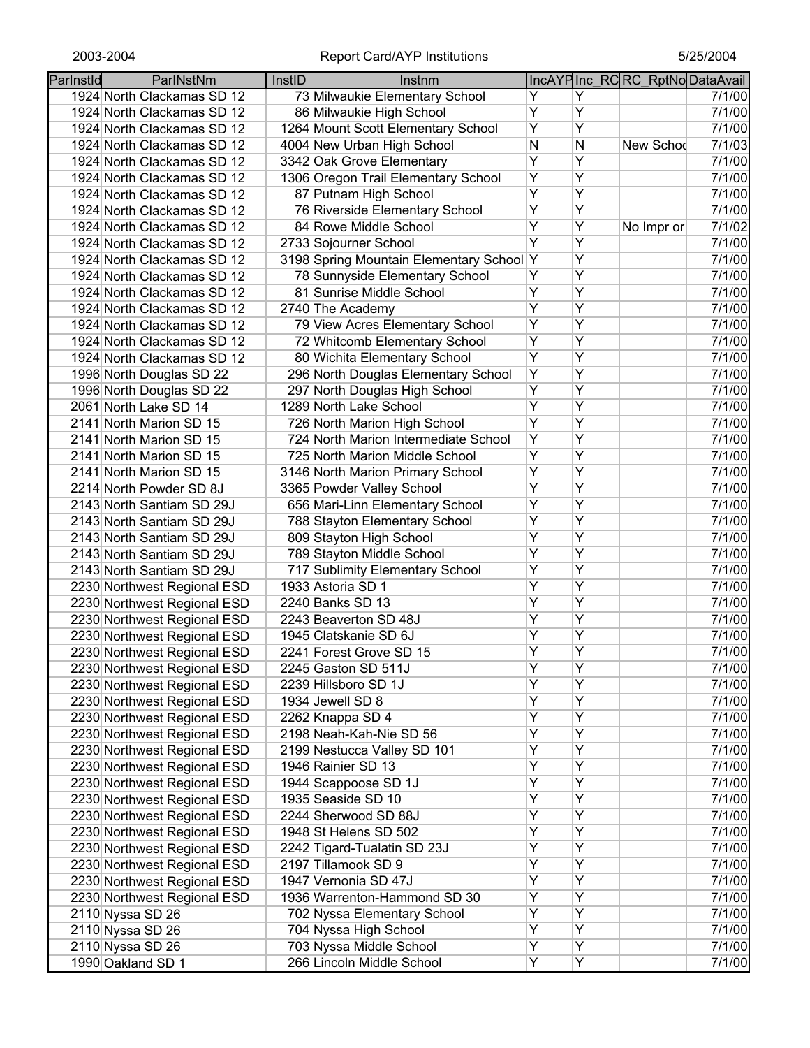| ParInstId | ParlNstNm | InstID | Instnm | IncAYP | Inc_RC | RC_RptNo | DataAvail |
|---|---|---|---|---|---|---|---|
| 1924 | North Clackamas SD 12 | 73 | Milwaukie Elementary School | Y | Y | | 7/1/00 |
| 1924 | North Clackamas SD 12 | 86 | Milwaukie High School | Y | Y | | 7/1/00 |
| 1924 | North Clackamas SD 12 | 1264 | Mount Scott Elementary School | Y | Y | | 7/1/00 |
| 1924 | North Clackamas SD 12 | 4004 | New Urban High School | N | N | New Schoo | 7/1/03 |
| 1924 | North Clackamas SD 12 | 3342 | Oak Grove Elementary | Y | Y | | 7/1/00 |
| 1924 | North Clackamas SD 12 | 1306 | Oregon Trail Elementary School | Y | Y | | 7/1/00 |
| 1924 | North Clackamas SD 12 | 87 | Putnam High School | Y | Y | | 7/1/00 |
| 1924 | North Clackamas SD 12 | 76 | Riverside Elementary School | Y | Y | | 7/1/00 |
| 1924 | North Clackamas SD 12 | 84 | Rowe Middle School | Y | Y | No Impr or | 7/1/02 |
| 1924 | North Clackamas SD 12 | 2733 | Sojourner School | Y | Y | | 7/1/00 |
| 1924 | North Clackamas SD 12 | 3198 | Spring Mountain Elementary School | Y | Y | | 7/1/00 |
| 1924 | North Clackamas SD 12 | 78 | Sunnyside Elementary School | Y | Y | | 7/1/00 |
| 1924 | North Clackamas SD 12 | 81 | Sunrise Middle School | Y | Y | | 7/1/00 |
| 1924 | North Clackamas SD 12 | 2740 | The Academy | Y | Y | | 7/1/00 |
| 1924 | North Clackamas SD 12 | 79 | View Acres Elementary School | Y | Y | | 7/1/00 |
| 1924 | North Clackamas SD 12 | 72 | Whitcomb Elementary School | Y | Y | | 7/1/00 |
| 1924 | North Clackamas SD 12 | 80 | Wichita Elementary School | Y | Y | | 7/1/00 |
| 1996 | North Douglas SD 22 | 296 | North Douglas Elementary School | Y | Y | | 7/1/00 |
| 1996 | North Douglas SD 22 | 297 | North Douglas High School | Y | Y | | 7/1/00 |
| 2061 | North Lake SD 14 | 1289 | North Lake School | Y | Y | | 7/1/00 |
| 2141 | North Marion SD 15 | 726 | North Marion High School | Y | Y | | 7/1/00 |
| 2141 | North Marion SD 15 | 724 | North Marion Intermediate School | Y | Y | | 7/1/00 |
| 2141 | North Marion SD 15 | 725 | North Marion Middle School | Y | Y | | 7/1/00 |
| 2141 | North Marion SD 15 | 3146 | North Marion Primary School | Y | Y | | 7/1/00 |
| 2214 | North Powder SD 8J | 3365 | Powder Valley School | Y | Y | | 7/1/00 |
| 2143 | North Santiam SD 29J | 656 | Mari-Linn Elementary School | Y | Y | | 7/1/00 |
| 2143 | North Santiam SD 29J | 788 | Stayton Elementary School | Y | Y | | 7/1/00 |
| 2143 | North Santiam SD 29J | 809 | Stayton High School | Y | Y | | 7/1/00 |
| 2143 | North Santiam SD 29J | 789 | Stayton Middle School | Y | Y | | 7/1/00 |
| 2143 | North Santiam SD 29J | 717 | Sublimity Elementary School | Y | Y | | 7/1/00 |
| 2230 | Northwest Regional ESD | 1933 | Astoria SD 1 | Y | Y | | 7/1/00 |
| 2230 | Northwest Regional ESD | 2240 | Banks SD 13 | Y | Y | | 7/1/00 |
| 2230 | Northwest Regional ESD | 2243 | Beaverton SD 48J | Y | Y | | 7/1/00 |
| 2230 | Northwest Regional ESD | 1945 | Clatskanie SD 6J | Y | Y | | 7/1/00 |
| 2230 | Northwest Regional ESD | 2241 | Forest Grove SD 15 | Y | Y | | 7/1/00 |
| 2230 | Northwest Regional ESD | 2245 | Gaston SD 511J | Y | Y | | 7/1/00 |
| 2230 | Northwest Regional ESD | 2239 | Hillsboro SD 1J | Y | Y | | 7/1/00 |
| 2230 | Northwest Regional ESD | 1934 | Jewell SD 8 | Y | Y | | 7/1/00 |
| 2230 | Northwest Regional ESD | 2262 | Knappa SD 4 | Y | Y | | 7/1/00 |
| 2230 | Northwest Regional ESD | 2198 | Neah-Kah-Nie SD 56 | Y | Y | | 7/1/00 |
| 2230 | Northwest Regional ESD | 2199 | Nestucca Valley SD 101 | Y | Y | | 7/1/00 |
| 2230 | Northwest Regional ESD | 1946 | Rainier SD 13 | Y | Y | | 7/1/00 |
| 2230 | Northwest Regional ESD | 1944 | Scappoose SD 1J | Y | Y | | 7/1/00 |
| 2230 | Northwest Regional ESD | 1935 | Seaside SD 10 | Y | Y | | 7/1/00 |
| 2230 | Northwest Regional ESD | 2244 | Sherwood SD 88J | Y | Y | | 7/1/00 |
| 2230 | Northwest Regional ESD | 1948 | St Helens SD 502 | Y | Y | | 7/1/00 |
| 2230 | Northwest Regional ESD | 2242 | Tigard-Tualatin SD 23J | Y | Y | | 7/1/00 |
| 2230 | Northwest Regional ESD | 2197 | Tillamook SD 9 | Y | Y | | 7/1/00 |
| 2230 | Northwest Regional ESD | 1947 | Vernonia SD 47J | Y | Y | | 7/1/00 |
| 2230 | Northwest Regional ESD | 1936 | Warrenton-Hammond SD 30 | Y | Y | | 7/1/00 |
| 2110 | Nyssa SD 26 | 702 | Nyssa Elementary School | Y | Y | | 7/1/00 |
| 2110 | Nyssa SD 26 | 704 | Nyssa High School | Y | Y | | 7/1/00 |
| 2110 | Nyssa SD 26 | 703 | Nyssa Middle School | Y | Y | | 7/1/00 |
| 1990 | Oakland SD 1 | 266 | Lincoln Middle School | Y | Y | | 7/1/00 |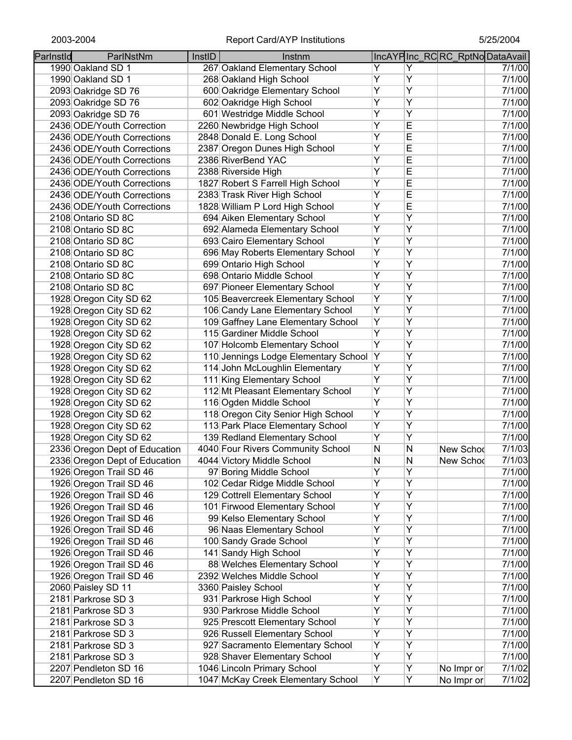| ParInstId | ParInstNm | InstID | Instnm | IncAYP | Inc_RC | RC_RptNo | DataAvail |
|---|---|---|---|---|---|---|---|
| 1990 | Oakland SD 1 | 267 | Oakland Elementary School | Y | Y | | 7/1/00 |
| 1990 | Oakland SD 1 | 268 | Oakland High School | Y | Y | | 7/1/00 |
| 2093 | Oakridge SD 76 | 600 | Oakridge Elementary School | Y | Y | | 7/1/00 |
| 2093 | Oakridge SD 76 | 602 | Oakridge High School | Y | Y | | 7/1/00 |
| 2093 | Oakridge SD 76 | 601 | Westridge Middle School | Y | Y | | 7/1/00 |
| 2436 | ODE/Youth Correction | 2260 | Newbridge High School | Y | E | | 7/1/00 |
| 2436 | ODE/Youth Corrections | 2848 | Donald E. Long School | Y | E | | 7/1/00 |
| 2436 | ODE/Youth Corrections | 2387 | Oregon Dunes High School | Y | E | | 7/1/00 |
| 2436 | ODE/Youth Corrections | 2386 | RiverBend YAC | Y | E | | 7/1/00 |
| 2436 | ODE/Youth Corrections | 2388 | Riverside High | Y | E | | 7/1/00 |
| 2436 | ODE/Youth Corrections | 1827 | Robert S Farrell High School | Y | E | | 7/1/00 |
| 2436 | ODE/Youth Corrections | 2383 | Trask River High School | Y | E | | 7/1/00 |
| 2436 | ODE/Youth Corrections | 1828 | William P Lord High School | Y | E | | 7/1/00 |
| 2108 | Ontario SD 8C | 694 | Aiken Elementary School | Y | Y | | 7/1/00 |
| 2108 | Ontario SD 8C | 692 | Alameda Elementary School | Y | Y | | 7/1/00 |
| 2108 | Ontario SD 8C | 693 | Cairo Elementary School | Y | Y | | 7/1/00 |
| 2108 | Ontario SD 8C | 696 | May Roberts Elementary School | Y | Y | | 7/1/00 |
| 2108 | Ontario SD 8C | 699 | Ontario High School | Y | Y | | 7/1/00 |
| 2108 | Ontario SD 8C | 698 | Ontario Middle School | Y | Y | | 7/1/00 |
| 2108 | Ontario SD 8C | 697 | Pioneer Elementary School | Y | Y | | 7/1/00 |
| 1928 | Oregon City SD 62 | 105 | Beavercreek Elementary School | Y | Y | | 7/1/00 |
| 1928 | Oregon City SD 62 | 106 | Candy Lane Elementary School | Y | Y | | 7/1/00 |
| 1928 | Oregon City SD 62 | 109 | Gaffney Lane Elementary School | Y | Y | | 7/1/00 |
| 1928 | Oregon City SD 62 | 115 | Gardiner Middle School | Y | Y | | 7/1/00 |
| 1928 | Oregon City SD 62 | 107 | Holcomb Elementary School | Y | Y | | 7/1/00 |
| 1928 | Oregon City SD 62 | 110 | Jennings Lodge Elementary School | Y | Y | | 7/1/00 |
| 1928 | Oregon City SD 62 | 114 | John McLoughlin Elementary | Y | Y | | 7/1/00 |
| 1928 | Oregon City SD 62 | 111 | King Elementary School | Y | Y | | 7/1/00 |
| 1928 | Oregon City SD 62 | 112 | Mt Pleasant Elementary School | Y | Y | | 7/1/00 |
| 1928 | Oregon City SD 62 | 116 | Ogden Middle School | Y | Y | | 7/1/00 |
| 1928 | Oregon City SD 62 | 118 | Oregon City Senior High School | Y | Y | | 7/1/00 |
| 1928 | Oregon City SD 62 | 113 | Park Place Elementary School | Y | Y | | 7/1/00 |
| 1928 | Oregon City SD 62 | 139 | Redland Elementary School | Y | Y | | 7/1/00 |
| 2336 | Oregon Dept of Education | 4040 | Four Rivers Community School | N | N | New Schoo | 7/1/03 |
| 2336 | Oregon Dept of Education | 4044 | Victory Middle School | N | N | New Schoo | 7/1/03 |
| 1926 | Oregon Trail SD 46 | 97 | Boring Middle School | Y | Y | | 7/1/00 |
| 1926 | Oregon Trail SD 46 | 102 | Cedar Ridge Middle School | Y | Y | | 7/1/00 |
| 1926 | Oregon Trail SD 46 | 129 | Cottrell Elementary School | Y | Y | | 7/1/00 |
| 1926 | Oregon Trail SD 46 | 101 | Firwood Elementary School | Y | Y | | 7/1/00 |
| 1926 | Oregon Trail SD 46 | 99 | Kelso Elementary School | Y | Y | | 7/1/00 |
| 1926 | Oregon Trail SD 46 | 96 | Naas Elementary School | Y | Y | | 7/1/00 |
| 1926 | Oregon Trail SD 46 | 100 | Sandy Grade School | Y | Y | | 7/1/00 |
| 1926 | Oregon Trail SD 46 | 141 | Sandy High School | Y | Y | | 7/1/00 |
| 1926 | Oregon Trail SD 46 | 88 | Welches Elementary School | Y | Y | | 7/1/00 |
| 1926 | Oregon Trail SD 46 | 2392 | Welches Middle School | Y | Y | | 7/1/00 |
| 2060 | Paisley SD 11 | 3360 | Paisley School | Y | Y | | 7/1/00 |
| 2181 | Parkrose SD 3 | 931 | Parkrose High School | Y | Y | | 7/1/00 |
| 2181 | Parkrose SD 3 | 930 | Parkrose Middle School | Y | Y | | 7/1/00 |
| 2181 | Parkrose SD 3 | 925 | Prescott Elementary School | Y | Y | | 7/1/00 |
| 2181 | Parkrose SD 3 | 926 | Russell Elementary School | Y | Y | | 7/1/00 |
| 2181 | Parkrose SD 3 | 927 | Sacramento Elementary School | Y | Y | | 7/1/00 |
| 2181 | Parkrose SD 3 | 928 | Shaver Elementary School | Y | Y | | 7/1/00 |
| 2207 | Pendleton SD 16 | 1046 | Lincoln Primary School | Y | Y | No Impr or | 7/1/02 |
| 2207 | Pendleton SD 16 | 1047 | McKay Creek Elementary School | Y | Y | No Impr or | 7/1/02 |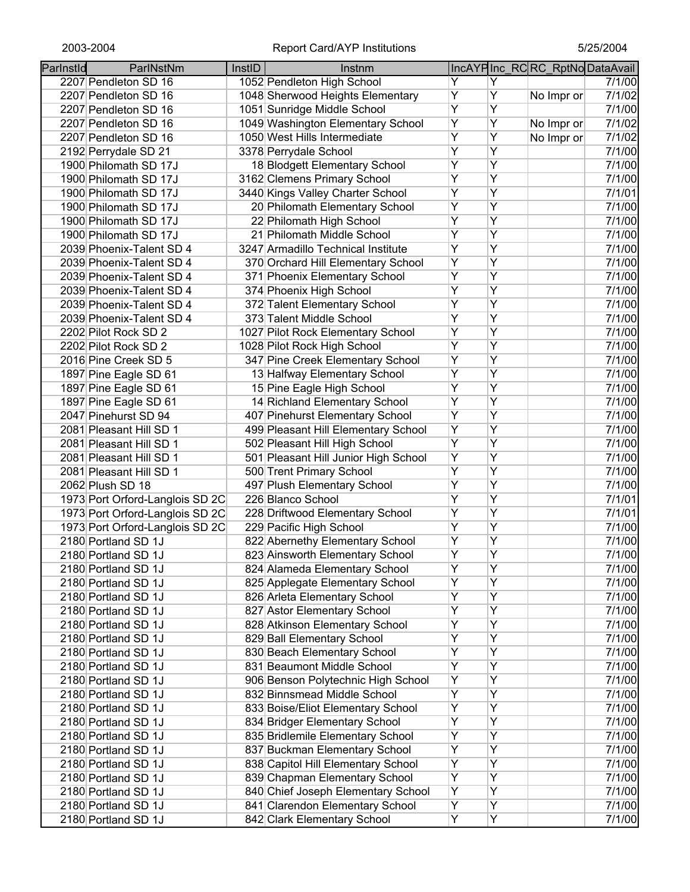| ParInstId | ParINstNm | InstID | Instnm | IncAYP | Inc_RC | RC_RptNo | DataAvail |
|---|---|---|---|---|---|---|---|
| 2207 | Pendleton SD 16 | 1052 | Pendleton High School | Y | Y | | 7/1/00 |
| 2207 | Pendleton SD 16 | 1048 | Sherwood Heights Elementary | Y | Y | No Impr or | 7/1/02 |
| 2207 | Pendleton SD 16 | 1051 | Sunridge Middle School | Y | Y | | 7/1/00 |
| 2207 | Pendleton SD 16 | 1049 | Washington Elementary School | Y | Y | No Impr or | 7/1/02 |
| 2207 | Pendleton SD 16 | 1050 | West Hills Intermediate | Y | Y | No Impr or | 7/1/02 |
| 2192 | Perrydale SD 21 | 3378 | Perrydale School | Y | Y | | 7/1/00 |
| 1900 | Philomath SD 17J | 18 | Blodgett Elementary School | Y | Y | | 7/1/00 |
| 1900 | Philomath SD 17J | 3162 | Clemens Primary School | Y | Y | | 7/1/00 |
| 1900 | Philomath SD 17J | 3440 | Kings Valley Charter School | Y | Y | | 7/1/01 |
| 1900 | Philomath SD 17J | 20 | Philomath Elementary School | Y | Y | | 7/1/00 |
| 1900 | Philomath SD 17J | 22 | Philomath High School | Y | Y | | 7/1/00 |
| 1900 | Philomath SD 17J | 21 | Philomath Middle School | Y | Y | | 7/1/00 |
| 2039 | Phoenix-Talent SD 4 | 3247 | Armadillo Technical Institute | Y | Y | | 7/1/00 |
| 2039 | Phoenix-Talent SD 4 | 370 | Orchard Hill Elementary School | Y | Y | | 7/1/00 |
| 2039 | Phoenix-Talent SD 4 | 371 | Phoenix Elementary School | Y | Y | | 7/1/00 |
| 2039 | Phoenix-Talent SD 4 | 374 | Phoenix High School | Y | Y | | 7/1/00 |
| 2039 | Phoenix-Talent SD 4 | 372 | Talent Elementary School | Y | Y | | 7/1/00 |
| 2039 | Phoenix-Talent SD 4 | 373 | Talent Middle School | Y | Y | | 7/1/00 |
| 2202 | Pilot Rock SD 2 | 1027 | Pilot Rock Elementary School | Y | Y | | 7/1/00 |
| 2202 | Pilot Rock SD 2 | 1028 | Pilot Rock High School | Y | Y | | 7/1/00 |
| 2016 | Pine Creek SD 5 | 347 | Pine Creek Elementary School | Y | Y | | 7/1/00 |
| 1897 | Pine Eagle SD 61 | 13 | Halfway Elementary School | Y | Y | | 7/1/00 |
| 1897 | Pine Eagle SD 61 | 15 | Pine Eagle High School | Y | Y | | 7/1/00 |
| 1897 | Pine Eagle SD 61 | 14 | Richland Elementary School | Y | Y | | 7/1/00 |
| 2047 | Pinehurst SD 94 | 407 | Pinehurst Elementary School | Y | Y | | 7/1/00 |
| 2081 | Pleasant Hill SD 1 | 499 | Pleasant Hill Elementary School | Y | Y | | 7/1/00 |
| 2081 | Pleasant Hill SD 1 | 502 | Pleasant Hill High School | Y | Y | | 7/1/00 |
| 2081 | Pleasant Hill SD 1 | 501 | Pleasant Hill Junior High School | Y | Y | | 7/1/00 |
| 2081 | Pleasant Hill SD 1 | 500 | Trent Primary School | Y | Y | | 7/1/00 |
| 2062 | Plush SD 18 | 497 | Plush Elementary School | Y | Y | | 7/1/00 |
| 1973 | Port Orford-Langlois SD 2C | 226 | Blanco School | Y | Y | | 7/1/01 |
| 1973 | Port Orford-Langlois SD 2C | 228 | Driftwood Elementary School | Y | Y | | 7/1/01 |
| 1973 | Port Orford-Langlois SD 2C | 229 | Pacific High School | Y | Y | | 7/1/00 |
| 2180 | Portland SD 1J | 822 | Abernethy Elementary School | Y | Y | | 7/1/00 |
| 2180 | Portland SD 1J | 823 | Ainsworth Elementary School | Y | Y | | 7/1/00 |
| 2180 | Portland SD 1J | 824 | Alameda Elementary School | Y | Y | | 7/1/00 |
| 2180 | Portland SD 1J | 825 | Applegate Elementary School | Y | Y | | 7/1/00 |
| 2180 | Portland SD 1J | 826 | Arleta Elementary School | Y | Y | | 7/1/00 |
| 2180 | Portland SD 1J | 827 | Astor Elementary School | Y | Y | | 7/1/00 |
| 2180 | Portland SD 1J | 828 | Atkinson Elementary School | Y | Y | | 7/1/00 |
| 2180 | Portland SD 1J | 829 | Ball Elementary School | Y | Y | | 7/1/00 |
| 2180 | Portland SD 1J | 830 | Beach Elementary School | Y | Y | | 7/1/00 |
| 2180 | Portland SD 1J | 831 | Beaumont Middle School | Y | Y | | 7/1/00 |
| 2180 | Portland SD 1J | 906 | Benson Polytechnic High School | Y | Y | | 7/1/00 |
| 2180 | Portland SD 1J | 832 | Binnsmead Middle School | Y | Y | | 7/1/00 |
| 2180 | Portland SD 1J | 833 | Boise/Eliot Elementary School | Y | Y | | 7/1/00 |
| 2180 | Portland SD 1J | 834 | Bridger Elementary School | Y | Y | | 7/1/00 |
| 2180 | Portland SD 1J | 835 | Bridlemile Elementary School | Y | Y | | 7/1/00 |
| 2180 | Portland SD 1J | 837 | Buckman Elementary School | Y | Y | | 7/1/00 |
| 2180 | Portland SD 1J | 838 | Capitol Hill Elementary School | Y | Y | | 7/1/00 |
| 2180 | Portland SD 1J | 839 | Chapman Elementary School | Y | Y | | 7/1/00 |
| 2180 | Portland SD 1J | 840 | Chief Joseph Elementary School | Y | Y | | 7/1/00 |
| 2180 | Portland SD 1J | 841 | Clarendon Elementary School | Y | Y | | 7/1/00 |
| 2180 | Portland SD 1J | 842 | Clark Elementary School | Y | Y | | 7/1/00 |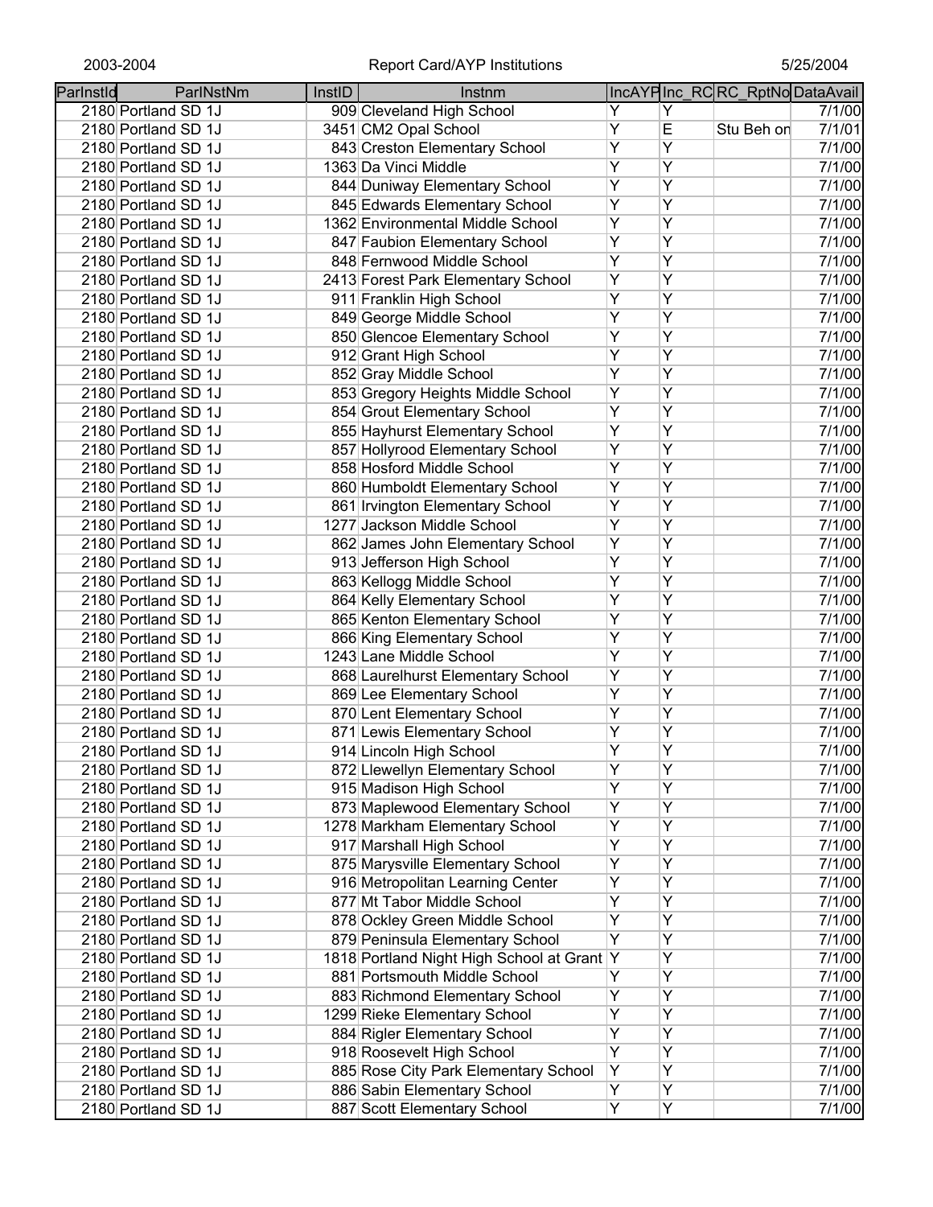| ParInstId | ParINstNm | InstID | Instnm | IncAYP | Inc_RC | RC_RptNo | DataAvail |
|---|---|---|---|---|---|---|---|
| 2180 | Portland SD 1J | 909 | Cleveland High School | Y | Y | | 7/1/00 |
| 2180 | Portland SD 1J | 3451 | CM2 Opal School | Y | E | Stu Beh on | 7/1/01 |
| 2180 | Portland SD 1J | 843 | Creston Elementary School | Y | Y | | 7/1/00 |
| 2180 | Portland SD 1J | 1363 | Da Vinci Middle | Y | Y | | 7/1/00 |
| 2180 | Portland SD 1J | 844 | Duniway Elementary School | Y | Y | | 7/1/00 |
| 2180 | Portland SD 1J | 845 | Edwards Elementary School | Y | Y | | 7/1/00 |
| 2180 | Portland SD 1J | 1362 | Environmental Middle School | Y | Y | | 7/1/00 |
| 2180 | Portland SD 1J | 847 | Faubion Elementary School | Y | Y | | 7/1/00 |
| 2180 | Portland SD 1J | 848 | Fernwood Middle School | Y | Y | | 7/1/00 |
| 2180 | Portland SD 1J | 2413 | Forest Park Elementary School | Y | Y | | 7/1/00 |
| 2180 | Portland SD 1J | 911 | Franklin High School | Y | Y | | 7/1/00 |
| 2180 | Portland SD 1J | 849 | George Middle School | Y | Y | | 7/1/00 |
| 2180 | Portland SD 1J | 850 | Glencoe Elementary School | Y | Y | | 7/1/00 |
| 2180 | Portland SD 1J | 912 | Grant High School | Y | Y | | 7/1/00 |
| 2180 | Portland SD 1J | 852 | Gray Middle School | Y | Y | | 7/1/00 |
| 2180 | Portland SD 1J | 853 | Gregory Heights Middle School | Y | Y | | 7/1/00 |
| 2180 | Portland SD 1J | 854 | Grout Elementary School | Y | Y | | 7/1/00 |
| 2180 | Portland SD 1J | 855 | Hayhurst Elementary School | Y | Y | | 7/1/00 |
| 2180 | Portland SD 1J | 857 | Hollyrood Elementary School | Y | Y | | 7/1/00 |
| 2180 | Portland SD 1J | 858 | Hosford Middle School | Y | Y | | 7/1/00 |
| 2180 | Portland SD 1J | 860 | Humboldt Elementary School | Y | Y | | 7/1/00 |
| 2180 | Portland SD 1J | 861 | Irvington Elementary School | Y | Y | | 7/1/00 |
| 2180 | Portland SD 1J | 1277 | Jackson Middle School | Y | Y | | 7/1/00 |
| 2180 | Portland SD 1J | 862 | James John Elementary School | Y | Y | | 7/1/00 |
| 2180 | Portland SD 1J | 913 | Jefferson High School | Y | Y | | 7/1/00 |
| 2180 | Portland SD 1J | 863 | Kellogg Middle School | Y | Y | | 7/1/00 |
| 2180 | Portland SD 1J | 864 | Kelly Elementary School | Y | Y | | 7/1/00 |
| 2180 | Portland SD 1J | 865 | Kenton Elementary School | Y | Y | | 7/1/00 |
| 2180 | Portland SD 1J | 866 | King Elementary School | Y | Y | | 7/1/00 |
| 2180 | Portland SD 1J | 1243 | Lane Middle School | Y | Y | | 7/1/00 |
| 2180 | Portland SD 1J | 868 | Laurelhurst Elementary School | Y | Y | | 7/1/00 |
| 2180 | Portland SD 1J | 869 | Lee Elementary School | Y | Y | | 7/1/00 |
| 2180 | Portland SD 1J | 870 | Lent Elementary School | Y | Y | | 7/1/00 |
| 2180 | Portland SD 1J | 871 | Lewis Elementary School | Y | Y | | 7/1/00 |
| 2180 | Portland SD 1J | 914 | Lincoln High School | Y | Y | | 7/1/00 |
| 2180 | Portland SD 1J | 872 | Llewellyn Elementary School | Y | Y | | 7/1/00 |
| 2180 | Portland SD 1J | 915 | Madison High School | Y | Y | | 7/1/00 |
| 2180 | Portland SD 1J | 873 | Maplewood Elementary School | Y | Y | | 7/1/00 |
| 2180 | Portland SD 1J | 1278 | Markham Elementary School | Y | Y | | 7/1/00 |
| 2180 | Portland SD 1J | 917 | Marshall High School | Y | Y | | 7/1/00 |
| 2180 | Portland SD 1J | 875 | Marysville Elementary School | Y | Y | | 7/1/00 |
| 2180 | Portland SD 1J | 916 | Metropolitan Learning Center | Y | Y | | 7/1/00 |
| 2180 | Portland SD 1J | 877 | Mt Tabor Middle School | Y | Y | | 7/1/00 |
| 2180 | Portland SD 1J | 878 | Ockley Green Middle School | Y | Y | | 7/1/00 |
| 2180 | Portland SD 1J | 879 | Peninsula Elementary School | Y | Y | | 7/1/00 |
| 2180 | Portland SD 1J | 1818 | Portland Night High School at Grant | Y | Y | | 7/1/00 |
| 2180 | Portland SD 1J | 881 | Portsmouth Middle School | Y | Y | | 7/1/00 |
| 2180 | Portland SD 1J | 883 | Richmond Elementary School | Y | Y | | 7/1/00 |
| 2180 | Portland SD 1J | 1299 | Rieke Elementary School | Y | Y | | 7/1/00 |
| 2180 | Portland SD 1J | 884 | Rigler Elementary School | Y | Y | | 7/1/00 |
| 2180 | Portland SD 1J | 918 | Roosevelt High School | Y | Y | | 7/1/00 |
| 2180 | Portland SD 1J | 885 | Rose City Park Elementary School | Y | Y | | 7/1/00 |
| 2180 | Portland SD 1J | 886 | Sabin Elementary School | Y | Y | | 7/1/00 |
| 2180 | Portland SD 1J | 887 | Scott Elementary School | Y | Y | | 7/1/00 |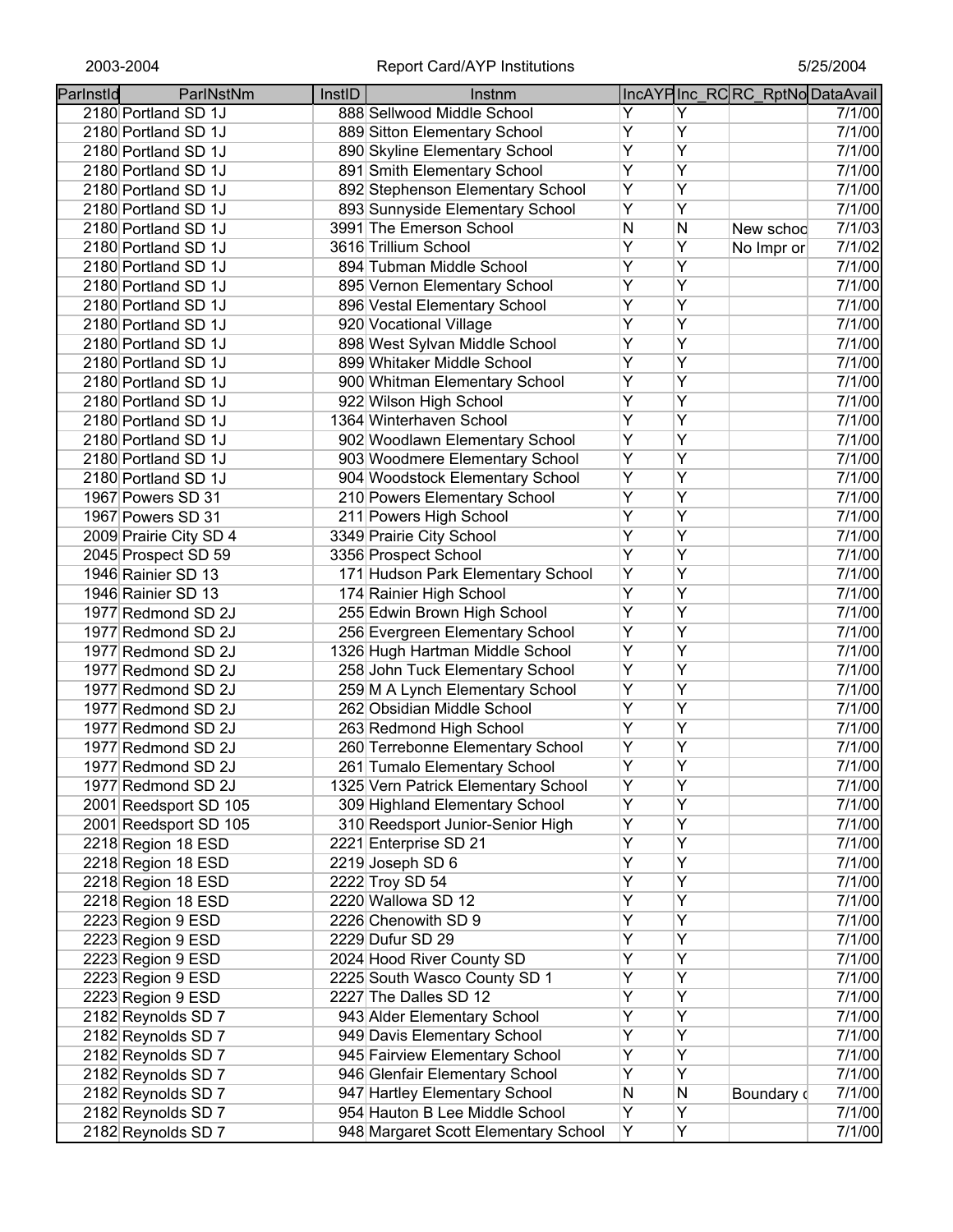| ParInstId | ParINstNm | InstID | Instnm | IncAYP | Inc_RC | RC_RptNo | DataAvail |
|---|---|---|---|---|---|---|---|
| 2180 | Portland SD 1J | 888 | Sellwood Middle School | Y | Y | | 7/1/00 |
| 2180 | Portland SD 1J | 889 | Sitton Elementary School | Y | Y | | 7/1/00 |
| 2180 | Portland SD 1J | 890 | Skyline Elementary School | Y | Y | | 7/1/00 |
| 2180 | Portland SD 1J | 891 | Smith Elementary School | Y | Y | | 7/1/00 |
| 2180 | Portland SD 1J | 892 | Stephenson Elementary School | Y | Y | | 7/1/00 |
| 2180 | Portland SD 1J | 893 | Sunnyside Elementary School | Y | Y | | 7/1/00 |
| 2180 | Portland SD 1J | 3991 | The Emerson School | N | N | New schoo | 7/1/03 |
| 2180 | Portland SD 1J | 3616 | Trillium School | Y | Y | No Impr or | 7/1/02 |
| 2180 | Portland SD 1J | 894 | Tubman Middle School | Y | Y | | 7/1/00 |
| 2180 | Portland SD 1J | 895 | Vernon Elementary School | Y | Y | | 7/1/00 |
| 2180 | Portland SD 1J | 896 | Vestal Elementary School | Y | Y | | 7/1/00 |
| 2180 | Portland SD 1J | 920 | Vocational Village | Y | Y | | 7/1/00 |
| 2180 | Portland SD 1J | 898 | West Sylvan Middle School | Y | Y | | 7/1/00 |
| 2180 | Portland SD 1J | 899 | Whitaker Middle School | Y | Y | | 7/1/00 |
| 2180 | Portland SD 1J | 900 | Whitman Elementary School | Y | Y | | 7/1/00 |
| 2180 | Portland SD 1J | 922 | Wilson High School | Y | Y | | 7/1/00 |
| 2180 | Portland SD 1J | 1364 | Winterhaven School | Y | Y | | 7/1/00 |
| 2180 | Portland SD 1J | 902 | Woodlawn Elementary School | Y | Y | | 7/1/00 |
| 2180 | Portland SD 1J | 903 | Woodmere Elementary School | Y | Y | | 7/1/00 |
| 2180 | Portland SD 1J | 904 | Woodstock Elementary School | Y | Y | | 7/1/00 |
| 1967 | Powers SD 31 | 210 | Powers Elementary School | Y | Y | | 7/1/00 |
| 1967 | Powers SD 31 | 211 | Powers High School | Y | Y | | 7/1/00 |
| 2009 | Prairie City SD 4 | 3349 | Prairie City School | Y | Y | | 7/1/00 |
| 2045 | Prospect SD 59 | 3356 | Prospect School | Y | Y | | 7/1/00 |
| 1946 | Rainier SD 13 | 171 | Hudson Park Elementary School | Y | Y | | 7/1/00 |
| 1946 | Rainier SD 13 | 174 | Rainier High School | Y | Y | | 7/1/00 |
| 1977 | Redmond SD 2J | 255 | Edwin Brown High School | Y | Y | | 7/1/00 |
| 1977 | Redmond SD 2J | 256 | Evergreen Elementary School | Y | Y | | 7/1/00 |
| 1977 | Redmond SD 2J | 1326 | Hugh Hartman Middle School | Y | Y | | 7/1/00 |
| 1977 | Redmond SD 2J | 258 | John Tuck Elementary School | Y | Y | | 7/1/00 |
| 1977 | Redmond SD 2J | 259 | M A Lynch Elementary School | Y | Y | | 7/1/00 |
| 1977 | Redmond SD 2J | 262 | Obsidian Middle School | Y | Y | | 7/1/00 |
| 1977 | Redmond SD 2J | 263 | Redmond High School | Y | Y | | 7/1/00 |
| 1977 | Redmond SD 2J | 260 | Terrebonne Elementary School | Y | Y | | 7/1/00 |
| 1977 | Redmond SD 2J | 261 | Tumalo Elementary School | Y | Y | | 7/1/00 |
| 1977 | Redmond SD 2J | 1325 | Vern Patrick Elementary School | Y | Y | | 7/1/00 |
| 2001 | Reedsport SD 105 | 309 | Highland Elementary School | Y | Y | | 7/1/00 |
| 2001 | Reedsport SD 105 | 310 | Reedsport Junior-Senior High | Y | Y | | 7/1/00 |
| 2218 | Region 18 ESD | 2221 | Enterprise SD 21 | Y | Y | | 7/1/00 |
| 2218 | Region 18 ESD | 2219 | Joseph SD 6 | Y | Y | | 7/1/00 |
| 2218 | Region 18 ESD | 2222 | Troy SD 54 | Y | Y | | 7/1/00 |
| 2218 | Region 18 ESD | 2220 | Wallowa SD 12 | Y | Y | | 7/1/00 |
| 2223 | Region 9 ESD | 2226 | Chenowith SD 9 | Y | Y | | 7/1/00 |
| 2223 | Region 9 ESD | 2229 | Dufur SD 29 | Y | Y | | 7/1/00 |
| 2223 | Region 9 ESD | 2024 | Hood River County SD | Y | Y | | 7/1/00 |
| 2223 | Region 9 ESD | 2225 | South Wasco County SD 1 | Y | Y | | 7/1/00 |
| 2223 | Region 9 ESD | 2227 | The Dalles SD 12 | Y | Y | | 7/1/00 |
| 2182 | Reynolds SD 7 | 943 | Alder Elementary School | Y | Y | | 7/1/00 |
| 2182 | Reynolds SD 7 | 949 | Davis Elementary School | Y | Y | | 7/1/00 |
| 2182 | Reynolds SD 7 | 945 | Fairview Elementary School | Y | Y | | 7/1/00 |
| 2182 | Reynolds SD 7 | 946 | Glenfair Elementary School | Y | Y | | 7/1/00 |
| 2182 | Reynolds SD 7 | 947 | Hartley Elementary School | N | N | Boundary c | 7/1/00 |
| 2182 | Reynolds SD 7 | 954 | Hauton B Lee Middle School | Y | Y | | 7/1/00 |
| 2182 | Reynolds SD 7 | 948 | Margaret Scott Elementary School | Y | Y | | 7/1/00 |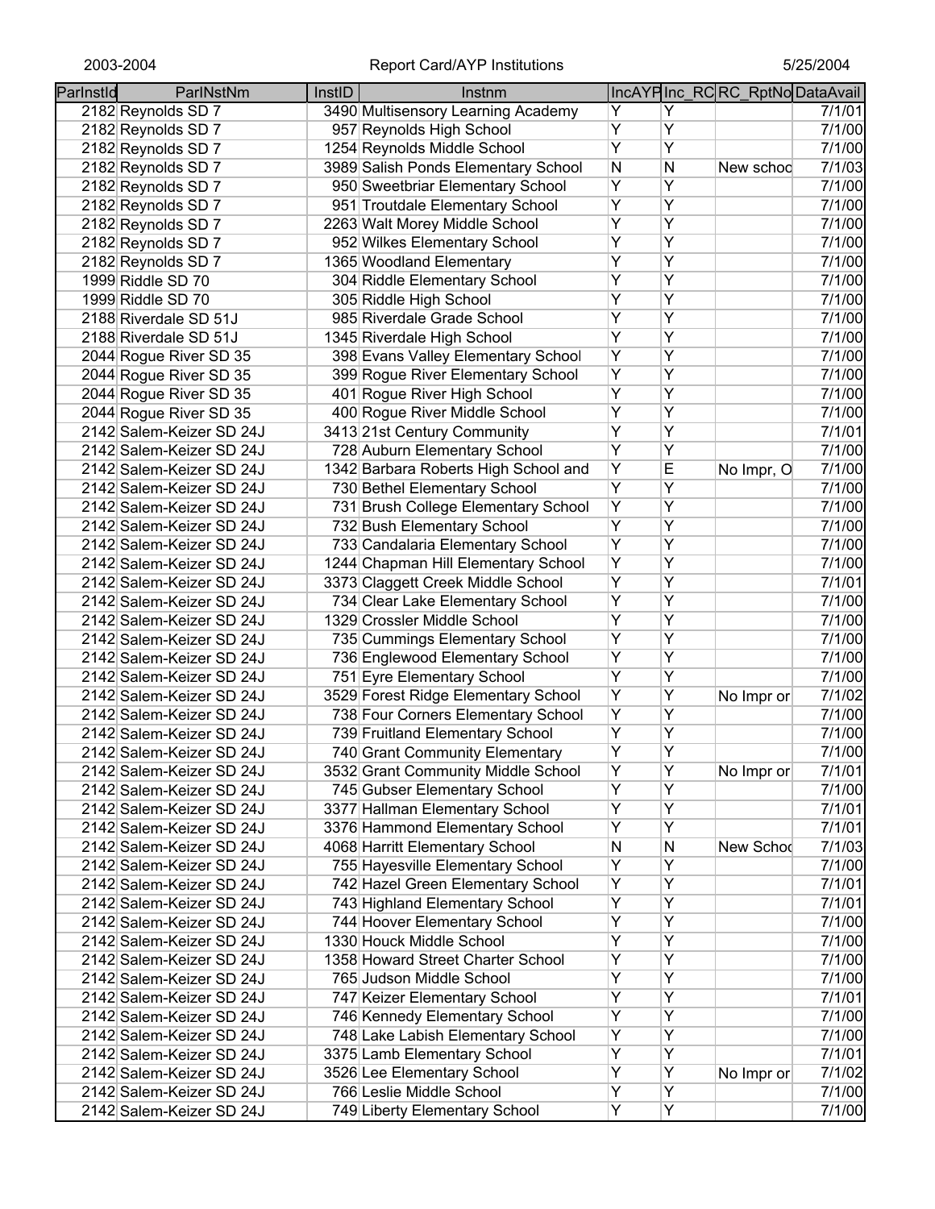| ParInstId | ParINstNm | InstID | Instnm | IncAYP | Inc_RC | RC_RptNo | DataAvail |
|---|---|---|---|---|---|---|---|
| 2182 | Reynolds SD 7 | 3490 | Multisensory Learning Academy | Y | Y | | 7/1/01 |
| 2182 | Reynolds SD 7 | 957 | Reynolds High School | Y | Y | | 7/1/00 |
| 2182 | Reynolds SD 7 | 1254 | Reynolds Middle School | Y | Y | | 7/1/00 |
| 2182 | Reynolds SD 7 | 3989 | Salish Ponds Elementary School | N | N | New schoo | 7/1/03 |
| 2182 | Reynolds SD 7 | 950 | Sweetbriar Elementary School | Y | Y | | 7/1/00 |
| 2182 | Reynolds SD 7 | 951 | Troutdale Elementary School | Y | Y | | 7/1/00 |
| 2182 | Reynolds SD 7 | 2263 | Walt Morey Middle School | Y | Y | | 7/1/00 |
| 2182 | Reynolds SD 7 | 952 | Wilkes Elementary School | Y | Y | | 7/1/00 |
| 2182 | Reynolds SD 7 | 1365 | Woodland Elementary | Y | Y | | 7/1/00 |
| 1999 | Riddle SD 70 | 304 | Riddle Elementary School | Y | Y | | 7/1/00 |
| 1999 | Riddle SD 70 | 305 | Riddle High School | Y | Y | | 7/1/00 |
| 2188 | Riverdale SD 51J | 985 | Riverdale Grade School | Y | Y | | 7/1/00 |
| 2188 | Riverdale SD 51J | 1345 | Riverdale High School | Y | Y | | 7/1/00 |
| 2044 | Rogue River SD 35 | 398 | Evans Valley Elementary School | Y | Y | | 7/1/00 |
| 2044 | Rogue River SD 35 | 399 | Rogue River Elementary School | Y | Y | | 7/1/00 |
| 2044 | Rogue River SD 35 | 401 | Rogue River High School | Y | Y | | 7/1/00 |
| 2044 | Rogue River SD 35 | 400 | Rogue River Middle School | Y | Y | | 7/1/00 |
| 2142 | Salem-Keizer SD 24J | 3413 | 21st Century Community | Y | Y | | 7/1/01 |
| 2142 | Salem-Keizer SD 24J | 728 | Auburn Elementary School | Y | Y | | 7/1/00 |
| 2142 | Salem-Keizer SD 24J | 1342 | Barbara Roberts High School and | Y | E | No Impr, O | 7/1/00 |
| 2142 | Salem-Keizer SD 24J | 730 | Bethel Elementary School | Y | Y | | 7/1/00 |
| 2142 | Salem-Keizer SD 24J | 731 | Brush College Elementary School | Y | Y | | 7/1/00 |
| 2142 | Salem-Keizer SD 24J | 732 | Bush Elementary School | Y | Y | | 7/1/00 |
| 2142 | Salem-Keizer SD 24J | 733 | Candalaria Elementary School | Y | Y | | 7/1/00 |
| 2142 | Salem-Keizer SD 24J | 1244 | Chapman Hill Elementary School | Y | Y | | 7/1/00 |
| 2142 | Salem-Keizer SD 24J | 3373 | Claggett Creek Middle School | Y | Y | | 7/1/01 |
| 2142 | Salem-Keizer SD 24J | 734 | Clear Lake Elementary School | Y | Y | | 7/1/00 |
| 2142 | Salem-Keizer SD 24J | 1329 | Crossler Middle School | Y | Y | | 7/1/00 |
| 2142 | Salem-Keizer SD 24J | 735 | Cummings Elementary School | Y | Y | | 7/1/00 |
| 2142 | Salem-Keizer SD 24J | 736 | Englewood Elementary School | Y | Y | | 7/1/00 |
| 2142 | Salem-Keizer SD 24J | 751 | Eyre Elementary School | Y | Y | | 7/1/00 |
| 2142 | Salem-Keizer SD 24J | 3529 | Forest Ridge Elementary School | Y | Y | No Impr or | 7/1/02 |
| 2142 | Salem-Keizer SD 24J | 738 | Four Corners Elementary School | Y | Y | | 7/1/00 |
| 2142 | Salem-Keizer SD 24J | 739 | Fruitland Elementary School | Y | Y | | 7/1/00 |
| 2142 | Salem-Keizer SD 24J | 740 | Grant Community Elementary | Y | Y | | 7/1/00 |
| 2142 | Salem-Keizer SD 24J | 3532 | Grant Community Middle School | Y | Y | No Impr or | 7/1/01 |
| 2142 | Salem-Keizer SD 24J | 745 | Gubser Elementary School | Y | Y | | 7/1/00 |
| 2142 | Salem-Keizer SD 24J | 3377 | Hallman Elementary School | Y | Y | | 7/1/01 |
| 2142 | Salem-Keizer SD 24J | 3376 | Hammond Elementary School | Y | Y | | 7/1/01 |
| 2142 | Salem-Keizer SD 24J | 4068 | Harritt Elementary School | N | N | New Schoo | 7/1/03 |
| 2142 | Salem-Keizer SD 24J | 755 | Hayesville Elementary School | Y | Y | | 7/1/00 |
| 2142 | Salem-Keizer SD 24J | 742 | Hazel Green Elementary School | Y | Y | | 7/1/01 |
| 2142 | Salem-Keizer SD 24J | 743 | Highland Elementary School | Y | Y | | 7/1/01 |
| 2142 | Salem-Keizer SD 24J | 744 | Hoover Elementary School | Y | Y | | 7/1/00 |
| 2142 | Salem-Keizer SD 24J | 1330 | Houck Middle School | Y | Y | | 7/1/00 |
| 2142 | Salem-Keizer SD 24J | 1358 | Howard Street Charter School | Y | Y | | 7/1/00 |
| 2142 | Salem-Keizer SD 24J | 765 | Judson Middle School | Y | Y | | 7/1/00 |
| 2142 | Salem-Keizer SD 24J | 747 | Keizer Elementary School | Y | Y | | 7/1/01 |
| 2142 | Salem-Keizer SD 24J | 746 | Kennedy Elementary School | Y | Y | | 7/1/00 |
| 2142 | Salem-Keizer SD 24J | 748 | Lake Labish Elementary School | Y | Y | | 7/1/00 |
| 2142 | Salem-Keizer SD 24J | 3375 | Lamb Elementary School | Y | Y | | 7/1/01 |
| 2142 | Salem-Keizer SD 24J | 3526 | Lee Elementary School | Y | Y | No Impr or | 7/1/02 |
| 2142 | Salem-Keizer SD 24J | 766 | Leslie Middle School | Y | Y | | 7/1/00 |
| 2142 | Salem-Keizer SD 24J | 749 | Liberty Elementary School | Y | Y | | 7/1/00 |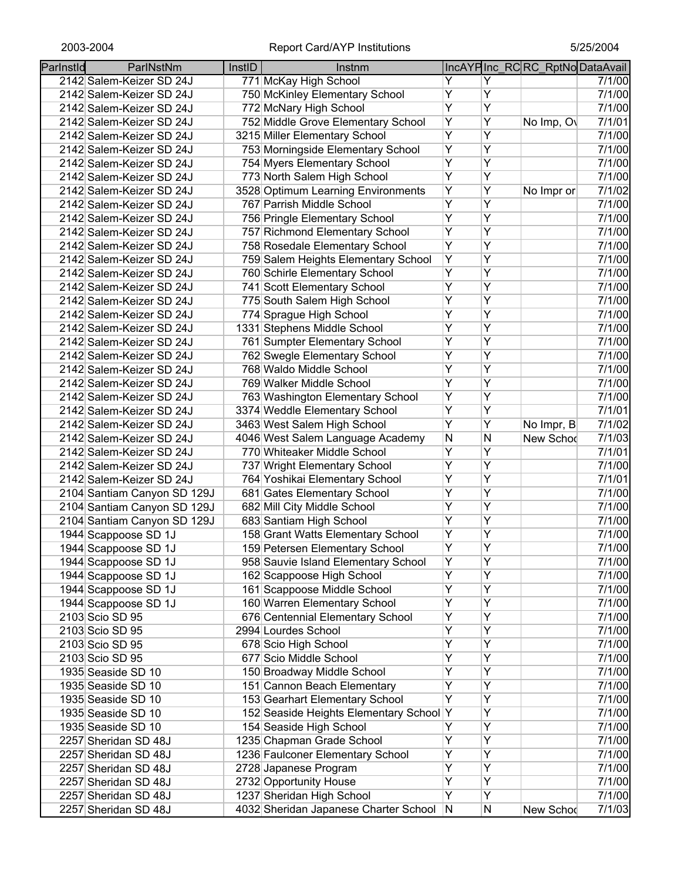| ParInstId | ParINstNm | InstID | Instnm | IncAYP | Inc_RC | RC_RptNo | DataAvail |
|---|---|---|---|---|---|---|---|
| 2142 | Salem-Keizer SD 24J | 771 | McKay High School | Y | Y | | 7/1/00 |
| 2142 | Salem-Keizer SD 24J | 750 | McKinley Elementary School | Y | Y | | 7/1/00 |
| 2142 | Salem-Keizer SD 24J | 772 | McNary High School | Y | Y | | 7/1/00 |
| 2142 | Salem-Keizer SD 24J | 752 | Middle Grove Elementary School | Y | Y | No Imp, Ov | 7/1/01 |
| 2142 | Salem-Keizer SD 24J | 3215 | Miller Elementary School | Y | Y | | 7/1/00 |
| 2142 | Salem-Keizer SD 24J | 753 | Morningside Elementary School | Y | Y | | 7/1/00 |
| 2142 | Salem-Keizer SD 24J | 754 | Myers Elementary School | Y | Y | | 7/1/00 |
| 2142 | Salem-Keizer SD 24J | 773 | North Salem High School | Y | Y | | 7/1/00 |
| 2142 | Salem-Keizer SD 24J | 3528 | Optimum Learning Environments | Y | Y | No Impr or | 7/1/02 |
| 2142 | Salem-Keizer SD 24J | 767 | Parrish Middle School | Y | Y | | 7/1/00 |
| 2142 | Salem-Keizer SD 24J | 756 | Pringle Elementary School | Y | Y | | 7/1/00 |
| 2142 | Salem-Keizer SD 24J | 757 | Richmond Elementary School | Y | Y | | 7/1/00 |
| 2142 | Salem-Keizer SD 24J | 758 | Rosedale Elementary School | Y | Y | | 7/1/00 |
| 2142 | Salem-Keizer SD 24J | 759 | Salem Heights Elementary School | Y | Y | | 7/1/00 |
| 2142 | Salem-Keizer SD 24J | 760 | Schirle Elementary School | Y | Y | | 7/1/00 |
| 2142 | Salem-Keizer SD 24J | 741 | Scott Elementary School | Y | Y | | 7/1/00 |
| 2142 | Salem-Keizer SD 24J | 775 | South Salem High School | Y | Y | | 7/1/00 |
| 2142 | Salem-Keizer SD 24J | 774 | Sprague High School | Y | Y | | 7/1/00 |
| 2142 | Salem-Keizer SD 24J | 1331 | Stephens Middle School | Y | Y | | 7/1/00 |
| 2142 | Salem-Keizer SD 24J | 761 | Sumpter Elementary School | Y | Y | | 7/1/00 |
| 2142 | Salem-Keizer SD 24J | 762 | Swegle Elementary School | Y | Y | | 7/1/00 |
| 2142 | Salem-Keizer SD 24J | 768 | Waldo Middle School | Y | Y | | 7/1/00 |
| 2142 | Salem-Keizer SD 24J | 769 | Walker Middle School | Y | Y | | 7/1/00 |
| 2142 | Salem-Keizer SD 24J | 763 | Washington Elementary School | Y | Y | | 7/1/00 |
| 2142 | Salem-Keizer SD 24J | 3374 | Weddle Elementary School | Y | Y | | 7/1/01 |
| 2142 | Salem-Keizer SD 24J | 3463 | West Salem High School | Y | Y | No Impr, B | 7/1/02 |
| 2142 | Salem-Keizer SD 24J | 4046 | West Salem Language Academy | N | N | New Schoo | 7/1/03 |
| 2142 | Salem-Keizer SD 24J | 770 | Whiteaker Middle School | Y | Y | | 7/1/01 |
| 2142 | Salem-Keizer SD 24J | 737 | Wright Elementary School | Y | Y | | 7/1/00 |
| 2142 | Salem-Keizer SD 24J | 764 | Yoshikai Elementary School | Y | Y | | 7/1/01 |
| 2104 | Santiam Canyon SD 129J | 681 | Gates Elementary School | Y | Y | | 7/1/00 |
| 2104 | Santiam Canyon SD 129J | 682 | Mill City Middle School | Y | Y | | 7/1/00 |
| 2104 | Santiam Canyon SD 129J | 683 | Santiam High School | Y | Y | | 7/1/00 |
| 1944 | Scappoose SD 1J | 158 | Grant Watts Elementary School | Y | Y | | 7/1/00 |
| 1944 | Scappoose SD 1J | 159 | Petersen Elementary School | Y | Y | | 7/1/00 |
| 1944 | Scappoose SD 1J | 958 | Sauvie Island Elementary School | Y | Y | | 7/1/00 |
| 1944 | Scappoose SD 1J | 162 | Scappoose High School | Y | Y | | 7/1/00 |
| 1944 | Scappoose SD 1J | 161 | Scappoose Middle School | Y | Y | | 7/1/00 |
| 1944 | Scappoose SD 1J | 160 | Warren Elementary School | Y | Y | | 7/1/00 |
| 2103 | Scio SD 95 | 676 | Centennial Elementary School | Y | Y | | 7/1/00 |
| 2103 | Scio SD 95 | 2994 | Lourdes School | Y | Y | | 7/1/00 |
| 2103 | Scio SD 95 | 678 | Scio High School | Y | Y | | 7/1/00 |
| 2103 | Scio SD 95 | 677 | Scio Middle School | Y | Y | | 7/1/00 |
| 1935 | Seaside SD 10 | 150 | Broadway Middle School | Y | Y | | 7/1/00 |
| 1935 | Seaside SD 10 | 151 | Cannon Beach Elementary | Y | Y | | 7/1/00 |
| 1935 | Seaside SD 10 | 153 | Gearhart Elementary School | Y | Y | | 7/1/00 |
| 1935 | Seaside SD 10 | 152 | Seaside Heights Elementary School | Y | Y | | 7/1/00 |
| 1935 | Seaside SD 10 | 154 | Seaside High School | Y | Y | | 7/1/00 |
| 2257 | Sheridan SD 48J | 1235 | Chapman Grade School | Y | Y | | 7/1/00 |
| 2257 | Sheridan SD 48J | 1236 | Faulconer Elementary School | Y | Y | | 7/1/00 |
| 2257 | Sheridan SD 48J | 2728 | Japanese Program | Y | Y | | 7/1/00 |
| 2257 | Sheridan SD 48J | 2732 | Opportunity House | Y | Y | | 7/1/00 |
| 2257 | Sheridan SD 48J | 1237 | Sheridan High School | Y | Y | | 7/1/00 |
| 2257 | Sheridan SD 48J | 4032 | Sheridan Japanese Charter School | N | N | New Schoo | 7/1/03 |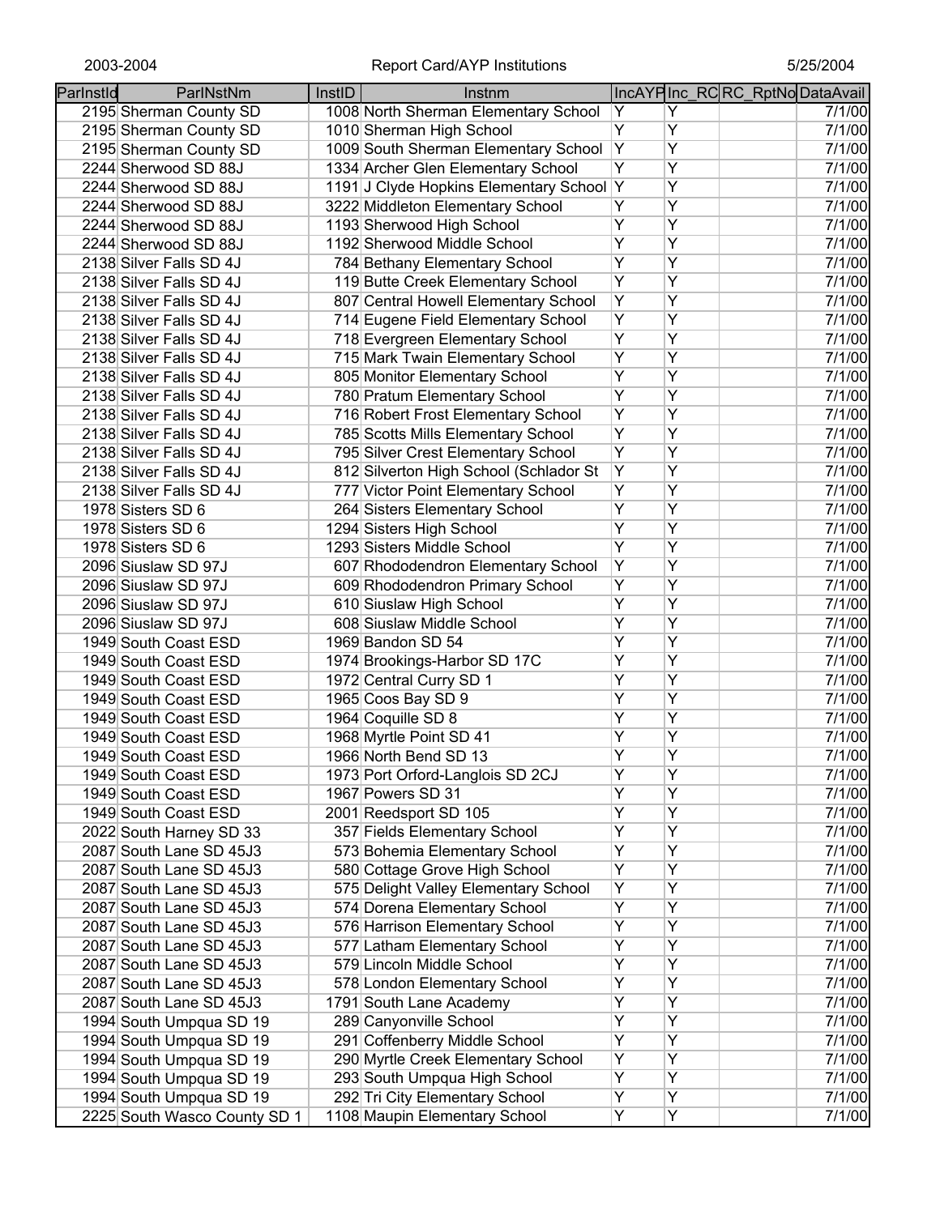| ParInstId | ParINstNm | InstID | Instnm | IncAYP | Inc_RC | RC_RptNo | DataAvail |
|---|---|---|---|---|---|---|---|
| 2195 | Sherman County SD | 1008 | North Sherman Elementary School | Y | Y | | 7/1/00 |
| 2195 | Sherman County SD | 1010 | Sherman High School | Y | Y | | 7/1/00 |
| 2195 | Sherman County SD | 1009 | South Sherman Elementary School | Y | Y | | 7/1/00 |
| 2244 | Sherwood SD 88J | 1334 | Archer Glen Elementary School | Y | Y | | 7/1/00 |
| 2244 | Sherwood SD 88J | 1191 | J Clyde Hopkins Elementary School | Y | Y | | 7/1/00 |
| 2244 | Sherwood SD 88J | 3222 | Middleton Elementary School | Y | Y | | 7/1/00 |
| 2244 | Sherwood SD 88J | 1193 | Sherwood High School | Y | Y | | 7/1/00 |
| 2244 | Sherwood SD 88J | 1192 | Sherwood Middle School | Y | Y | | 7/1/00 |
| 2138 | Silver Falls SD 4J | 784 | Bethany Elementary School | Y | Y | | 7/1/00 |
| 2138 | Silver Falls SD 4J | 119 | Butte Creek Elementary School | Y | Y | | 7/1/00 |
| 2138 | Silver Falls SD 4J | 807 | Central Howell Elementary School | Y | Y | | 7/1/00 |
| 2138 | Silver Falls SD 4J | 714 | Eugene Field Elementary School | Y | Y | | 7/1/00 |
| 2138 | Silver Falls SD 4J | 718 | Evergreen Elementary School | Y | Y | | 7/1/00 |
| 2138 | Silver Falls SD 4J | 715 | Mark Twain Elementary School | Y | Y | | 7/1/00 |
| 2138 | Silver Falls SD 4J | 805 | Monitor Elementary School | Y | Y | | 7/1/00 |
| 2138 | Silver Falls SD 4J | 780 | Pratum Elementary School | Y | Y | | 7/1/00 |
| 2138 | Silver Falls SD 4J | 716 | Robert Frost Elementary School | Y | Y | | 7/1/00 |
| 2138 | Silver Falls SD 4J | 785 | Scotts Mills Elementary School | Y | Y | | 7/1/00 |
| 2138 | Silver Falls SD 4J | 795 | Silver Crest Elementary School | Y | Y | | 7/1/00 |
| 2138 | Silver Falls SD 4J | 812 | Silverton High School (Schlador St | Y | Y | | 7/1/00 |
| 2138 | Silver Falls SD 4J | 777 | Victor Point Elementary School | Y | Y | | 7/1/00 |
| 1978 | Sisters SD 6 | 264 | Sisters Elementary School | Y | Y | | 7/1/00 |
| 1978 | Sisters SD 6 | 1294 | Sisters High School | Y | Y | | 7/1/00 |
| 1978 | Sisters SD 6 | 1293 | Sisters Middle School | Y | Y | | 7/1/00 |
| 2096 | Siuslaw SD 97J | 607 | Rhododendron Elementary School | Y | Y | | 7/1/00 |
| 2096 | Siuslaw SD 97J | 609 | Rhododendron Primary School | Y | Y | | 7/1/00 |
| 2096 | Siuslaw SD 97J | 610 | Siuslaw High School | Y | Y | | 7/1/00 |
| 2096 | Siuslaw SD 97J | 608 | Siuslaw Middle School | Y | Y | | 7/1/00 |
| 1949 | South Coast ESD | 1969 | Bandon SD 54 | Y | Y | | 7/1/00 |
| 1949 | South Coast ESD | 1974 | Brookings-Harbor SD 17C | Y | Y | | 7/1/00 |
| 1949 | South Coast ESD | 1972 | Central Curry SD 1 | Y | Y | | 7/1/00 |
| 1949 | South Coast ESD | 1965 | Coos Bay SD 9 | Y | Y | | 7/1/00 |
| 1949 | South Coast ESD | 1964 | Coquille SD 8 | Y | Y | | 7/1/00 |
| 1949 | South Coast ESD | 1968 | Myrtle Point SD 41 | Y | Y | | 7/1/00 |
| 1949 | South Coast ESD | 1966 | North Bend SD 13 | Y | Y | | 7/1/00 |
| 1949 | South Coast ESD | 1973 | Port Orford-Langlois SD 2CJ | Y | Y | | 7/1/00 |
| 1949 | South Coast ESD | 1967 | Powers SD 31 | Y | Y | | 7/1/00 |
| 1949 | South Coast ESD | 2001 | Reedsport SD 105 | Y | Y | | 7/1/00 |
| 2022 | South Harney SD 33 | 357 | Fields Elementary School | Y | Y | | 7/1/00 |
| 2087 | South Lane SD 45J3 | 573 | Bohemia Elementary School | Y | Y | | 7/1/00 |
| 2087 | South Lane SD 45J3 | 580 | Cottage Grove High School | Y | Y | | 7/1/00 |
| 2087 | South Lane SD 45J3 | 575 | Delight Valley Elementary School | Y | Y | | 7/1/00 |
| 2087 | South Lane SD 45J3 | 574 | Dorena Elementary School | Y | Y | | 7/1/00 |
| 2087 | South Lane SD 45J3 | 576 | Harrison Elementary School | Y | Y | | 7/1/00 |
| 2087 | South Lane SD 45J3 | 577 | Latham Elementary School | Y | Y | | 7/1/00 |
| 2087 | South Lane SD 45J3 | 579 | Lincoln Middle School | Y | Y | | 7/1/00 |
| 2087 | South Lane SD 45J3 | 578 | London Elementary School | Y | Y | | 7/1/00 |
| 2087 | South Lane SD 45J3 | 1791 | South Lane Academy | Y | Y | | 7/1/00 |
| 1994 | South Umpqua SD 19 | 289 | Canyonville School | Y | Y | | 7/1/00 |
| 1994 | South Umpqua SD 19 | 291 | Coffenberry Middle School | Y | Y | | 7/1/00 |
| 1994 | South Umpqua SD 19 | 290 | Myrtle Creek Elementary School | Y | Y | | 7/1/00 |
| 1994 | South Umpqua SD 19 | 293 | South Umpqua High School | Y | Y | | 7/1/00 |
| 1994 | South Umpqua SD 19 | 292 | Tri City Elementary School | Y | Y | | 7/1/00 |
| 2225 | South Wasco County SD 1 | 1108 | Maupin Elementary School | Y | Y | | 7/1/00 |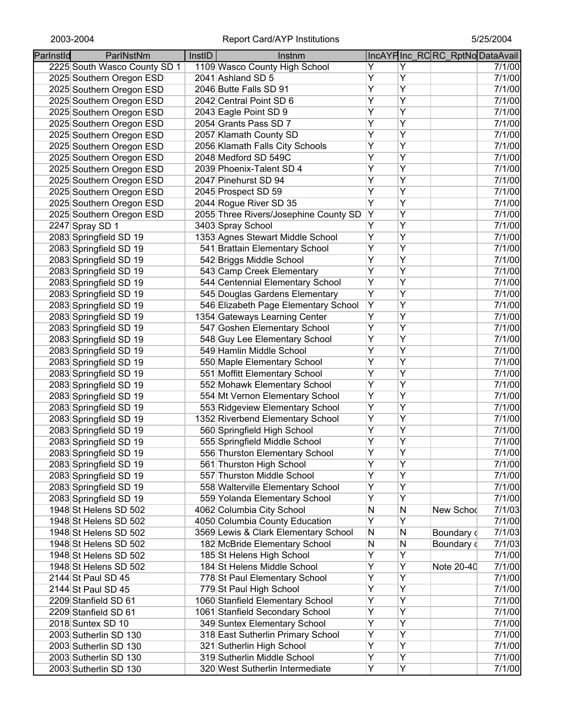| ParInstId | ParINstNm | InstID | Instnm | IncAYP | Inc_RC | RC_RptNo | DataAvail |
|---|---|---|---|---|---|---|---|
| 2225 | South Wasco County SD 1 | 1109 | Wasco County High School | Y | Y | | 7/1/00 |
| 2025 | Southern Oregon ESD | 2041 | Ashland SD 5 | Y | Y | | 7/1/00 |
| 2025 | Southern Oregon ESD | 2046 | Butte Falls SD 91 | Y | Y | | 7/1/00 |
| 2025 | Southern Oregon ESD | 2042 | Central Point SD 6 | Y | Y | | 7/1/00 |
| 2025 | Southern Oregon ESD | 2043 | Eagle Point SD 9 | Y | Y | | 7/1/00 |
| 2025 | Southern Oregon ESD | 2054 | Grants Pass SD 7 | Y | Y | | 7/1/00 |
| 2025 | Southern Oregon ESD | 2057 | Klamath County SD | Y | Y | | 7/1/00 |
| 2025 | Southern Oregon ESD | 2056 | Klamath Falls City Schools | Y | Y | | 7/1/00 |
| 2025 | Southern Oregon ESD | 2048 | Medford SD 549C | Y | Y | | 7/1/00 |
| 2025 | Southern Oregon ESD | 2039 | Phoenix-Talent SD 4 | Y | Y | | 7/1/00 |
| 2025 | Southern Oregon ESD | 2047 | Pinehurst SD 94 | Y | Y | | 7/1/00 |
| 2025 | Southern Oregon ESD | 2045 | Prospect SD 59 | Y | Y | | 7/1/00 |
| 2025 | Southern Oregon ESD | 2044 | Rogue River SD 35 | Y | Y | | 7/1/00 |
| 2025 | Southern Oregon ESD | 2055 | Three Rivers/Josephine County SD | Y | Y | | 7/1/00 |
| 2247 | Spray SD 1 | 3403 | Spray School | Y | Y | | 7/1/00 |
| 2083 | Springfield SD 19 | 1353 | Agnes Stewart Middle School | Y | Y | | 7/1/00 |
| 2083 | Springfield SD 19 | 541 | Brattain Elementary School | Y | Y | | 7/1/00 |
| 2083 | Springfield SD 19 | 542 | Briggs Middle School | Y | Y | | 7/1/00 |
| 2083 | Springfield SD 19 | 543 | Camp Creek Elementary | Y | Y | | 7/1/00 |
| 2083 | Springfield SD 19 | 544 | Centennial Elementary School | Y | Y | | 7/1/00 |
| 2083 | Springfield SD 19 | 545 | Douglas Gardens Elementary | Y | Y | | 7/1/00 |
| 2083 | Springfield SD 19 | 546 | Elizabeth Page Elementary School | Y | Y | | 7/1/00 |
| 2083 | Springfield SD 19 | 1354 | Gateways Learning Center | Y | Y | | 7/1/00 |
| 2083 | Springfield SD 19 | 547 | Goshen Elementary School | Y | Y | | 7/1/00 |
| 2083 | Springfield SD 19 | 548 | Guy Lee Elementary School | Y | Y | | 7/1/00 |
| 2083 | Springfield SD 19 | 549 | Hamlin Middle School | Y | Y | | 7/1/00 |
| 2083 | Springfield SD 19 | 550 | Maple Elementary School | Y | Y | | 7/1/00 |
| 2083 | Springfield SD 19 | 551 | Moffitt Elementary School | Y | Y | | 7/1/00 |
| 2083 | Springfield SD 19 | 552 | Mohawk Elementary School | Y | Y | | 7/1/00 |
| 2083 | Springfield SD 19 | 554 | Mt Vernon Elementary School | Y | Y | | 7/1/00 |
| 2083 | Springfield SD 19 | 553 | Ridgeview Elementary School | Y | Y | | 7/1/00 |
| 2083 | Springfield SD 19 | 1352 | Riverbend Elementary School | Y | Y | | 7/1/00 |
| 2083 | Springfield SD 19 | 560 | Springfield High School | Y | Y | | 7/1/00 |
| 2083 | Springfield SD 19 | 555 | Springfield Middle School | Y | Y | | 7/1/00 |
| 2083 | Springfield SD 19 | 556 | Thurston Elementary School | Y | Y | | 7/1/00 |
| 2083 | Springfield SD 19 | 561 | Thurston High School | Y | Y | | 7/1/00 |
| 2083 | Springfield SD 19 | 557 | Thurston Middle School | Y | Y | | 7/1/00 |
| 2083 | Springfield SD 19 | 558 | Walterville Elementary School | Y | Y | | 7/1/00 |
| 2083 | Springfield SD 19 | 559 | Yolanda Elementary School | Y | Y | | 7/1/00 |
| 1948 | St Helens SD 502 | 4062 | Columbia City School | N | N | New Schoo | 7/1/03 |
| 1948 | St Helens SD 502 | 4050 | Columbia County Education | Y | Y | | 7/1/00 |
| 1948 | St Helens SD 502 | 3569 | Lewis & Clark Elementary School | N | N | Boundary c | 7/1/03 |
| 1948 | St Helens SD 502 | 182 | McBride Elementary School | N | N | Boundary c | 7/1/03 |
| 1948 | St Helens SD 502 | 185 | St Helens High School | Y | Y | | 7/1/00 |
| 1948 | St Helens SD 502 | 184 | St Helens Middle School | Y | Y | Note 20-40 | 7/1/00 |
| 2144 | St Paul SD 45 | 778 | St Paul Elementary School | Y | Y | | 7/1/00 |
| 2144 | St Paul SD 45 | 779 | St Paul High School | Y | Y | | 7/1/00 |
| 2209 | Stanfield SD 61 | 1060 | Stanfield Elementary School | Y | Y | | 7/1/00 |
| 2209 | Stanfield SD 61 | 1061 | Stanfield Secondary School | Y | Y | | 7/1/00 |
| 2018 | Suntex SD 10 | 349 | Suntex Elementary School | Y | Y | | 7/1/00 |
| 2003 | Sutherlin SD 130 | 318 | East Sutherlin Primary School | Y | Y | | 7/1/00 |
| 2003 | Sutherlin SD 130 | 321 | Sutherlin High School | Y | Y | | 7/1/00 |
| 2003 | Sutherlin SD 130 | 319 | Sutherlin Middle School | Y | Y | | 7/1/00 |
| 2003 | Sutherlin SD 130 | 320 | West Sutherlin Intermediate | Y | Y | | 7/1/00 |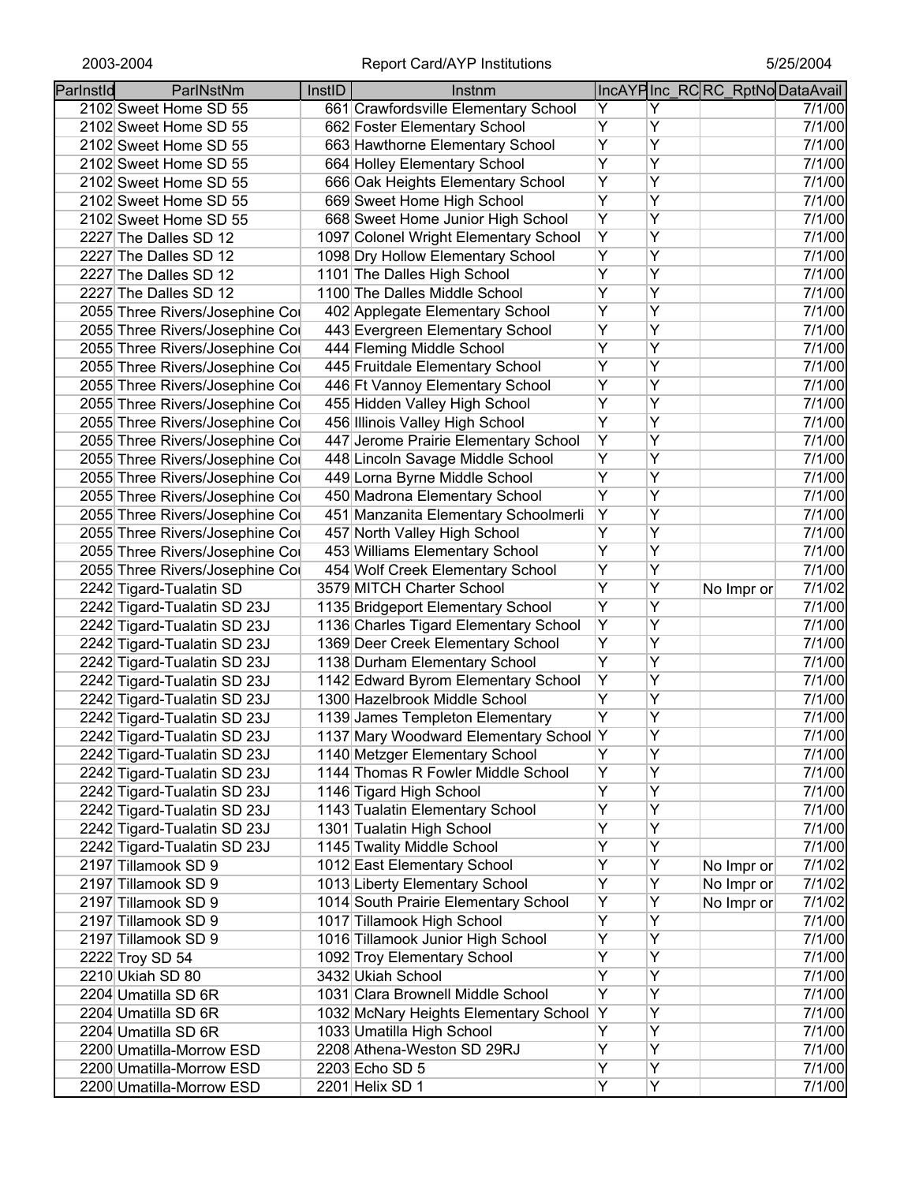| ParInstId | ParINstNm | InstID | Instnm | IncAYP | Inc_RC | RC_RptNo | DataAvail |
|---|---|---|---|---|---|---|---|
| 2102 | Sweet Home SD 55 | 661 | Crawfordsville Elementary School | Y | Y | | 7/1/00 |
| 2102 | Sweet Home SD 55 | 662 | Foster Elementary School | Y | Y | | 7/1/00 |
| 2102 | Sweet Home SD 55 | 663 | Hawthorne Elementary School | Y | Y | | 7/1/00 |
| 2102 | Sweet Home SD 55 | 664 | Holley Elementary School | Y | Y | | 7/1/00 |
| 2102 | Sweet Home SD 55 | 666 | Oak Heights Elementary School | Y | Y | | 7/1/00 |
| 2102 | Sweet Home SD 55 | 669 | Sweet Home High School | Y | Y | | 7/1/00 |
| 2102 | Sweet Home SD 55 | 668 | Sweet Home Junior High School | Y | Y | | 7/1/00 |
| 2227 | The Dalles SD 12 | 1097 | Colonel Wright Elementary School | Y | Y | | 7/1/00 |
| 2227 | The Dalles SD 12 | 1098 | Dry Hollow Elementary School | Y | Y | | 7/1/00 |
| 2227 | The Dalles SD 12 | 1101 | The Dalles High School | Y | Y | | 7/1/00 |
| 2227 | The Dalles SD 12 | 1100 | The Dalles Middle School | Y | Y | | 7/1/00 |
| 2055 | Three Rivers/Josephine Co | 402 | Applegate Elementary School | Y | Y | | 7/1/00 |
| 2055 | Three Rivers/Josephine Co | 443 | Evergreen Elementary School | Y | Y | | 7/1/00 |
| 2055 | Three Rivers/Josephine Co | 444 | Fleming Middle School | Y | Y | | 7/1/00 |
| 2055 | Three Rivers/Josephine Co | 445 | Fruitdale Elementary School | Y | Y | | 7/1/00 |
| 2055 | Three Rivers/Josephine Co | 446 | Ft Vannoy Elementary School | Y | Y | | 7/1/00 |
| 2055 | Three Rivers/Josephine Co | 455 | Hidden Valley High School | Y | Y | | 7/1/00 |
| 2055 | Three Rivers/Josephine Co | 456 | Illinois Valley High School | Y | Y | | 7/1/00 |
| 2055 | Three Rivers/Josephine Co | 447 | Jerome Prairie Elementary School | Y | Y | | 7/1/00 |
| 2055 | Three Rivers/Josephine Co | 448 | Lincoln Savage Middle School | Y | Y | | 7/1/00 |
| 2055 | Three Rivers/Josephine Co | 449 | Lorna Byrne Middle School | Y | Y | | 7/1/00 |
| 2055 | Three Rivers/Josephine Co | 450 | Madrona Elementary School | Y | Y | | 7/1/00 |
| 2055 | Three Rivers/Josephine Co | 451 | Manzanita Elementary Schoolmerli | Y | Y | | 7/1/00 |
| 2055 | Three Rivers/Josephine Co | 457 | North Valley High School | Y | Y | | 7/1/00 |
| 2055 | Three Rivers/Josephine Co | 453 | Williams Elementary School | Y | Y | | 7/1/00 |
| 2055 | Three Rivers/Josephine Co | 454 | Wolf Creek Elementary School | Y | Y | | 7/1/00 |
| 2242 | Tigard-Tualatin SD | 3579 | MITCH Charter School | Y | Y | No Impr or | 7/1/02 |
| 2242 | Tigard-Tualatin SD 23J | 1135 | Bridgeport Elementary School | Y | Y | | 7/1/00 |
| 2242 | Tigard-Tualatin SD 23J | 1136 | Charles Tigard Elementary School | Y | Y | | 7/1/00 |
| 2242 | Tigard-Tualatin SD 23J | 1369 | Deer Creek Elementary School | Y | Y | | 7/1/00 |
| 2242 | Tigard-Tualatin SD 23J | 1138 | Durham Elementary School | Y | Y | | 7/1/00 |
| 2242 | Tigard-Tualatin SD 23J | 1142 | Edward Byrom Elementary School | Y | Y | | 7/1/00 |
| 2242 | Tigard-Tualatin SD 23J | 1300 | Hazelbrook Middle School | Y | Y | | 7/1/00 |
| 2242 | Tigard-Tualatin SD 23J | 1139 | James Templeton Elementary | Y | Y | | 7/1/00 |
| 2242 | Tigard-Tualatin SD 23J | 1137 | Mary Woodward Elementary School | Y | Y | | 7/1/00 |
| 2242 | Tigard-Tualatin SD 23J | 1140 | Metzger Elementary School | Y | Y | | 7/1/00 |
| 2242 | Tigard-Tualatin SD 23J | 1144 | Thomas R Fowler Middle School | Y | Y | | 7/1/00 |
| 2242 | Tigard-Tualatin SD 23J | 1146 | Tigard High School | Y | Y | | 7/1/00 |
| 2242 | Tigard-Tualatin SD 23J | 1143 | Tualatin Elementary School | Y | Y | | 7/1/00 |
| 2242 | Tigard-Tualatin SD 23J | 1301 | Tualatin High School | Y | Y | | 7/1/00 |
| 2242 | Tigard-Tualatin SD 23J | 1145 | Twality Middle School | Y | Y | | 7/1/00 |
| 2197 | Tillamook SD 9 | 1012 | East Elementary School | Y | Y | No Impr or | 7/1/02 |
| 2197 | Tillamook SD 9 | 1013 | Liberty Elementary School | Y | Y | No Impr or | 7/1/02 |
| 2197 | Tillamook SD 9 | 1014 | South Prairie Elementary School | Y | Y | No Impr or | 7/1/02 |
| 2197 | Tillamook SD 9 | 1017 | Tillamook High School | Y | Y | | 7/1/00 |
| 2197 | Tillamook SD 9 | 1016 | Tillamook Junior High School | Y | Y | | 7/1/00 |
| 2222 | Troy SD 54 | 1092 | Troy Elementary School | Y | Y | | 7/1/00 |
| 2210 | Ukiah SD 80 | 3432 | Ukiah School | Y | Y | | 7/1/00 |
| 2204 | Umatilla SD 6R | 1031 | Clara Brownell Middle School | Y | Y | | 7/1/00 |
| 2204 | Umatilla SD 6R | 1032 | McNary Heights Elementary School | Y | Y | | 7/1/00 |
| 2204 | Umatilla SD 6R | 1033 | Umatilla High School | Y | Y | | 7/1/00 |
| 2200 | Umatilla-Morrow ESD | 2208 | Athena-Weston SD 29RJ | Y | Y | | 7/1/00 |
| 2200 | Umatilla-Morrow ESD | 2203 | Echo SD 5 | Y | Y | | 7/1/00 |
| 2200 | Umatilla-Morrow ESD | 2201 | Helix SD 1 | Y | Y | | 7/1/00 |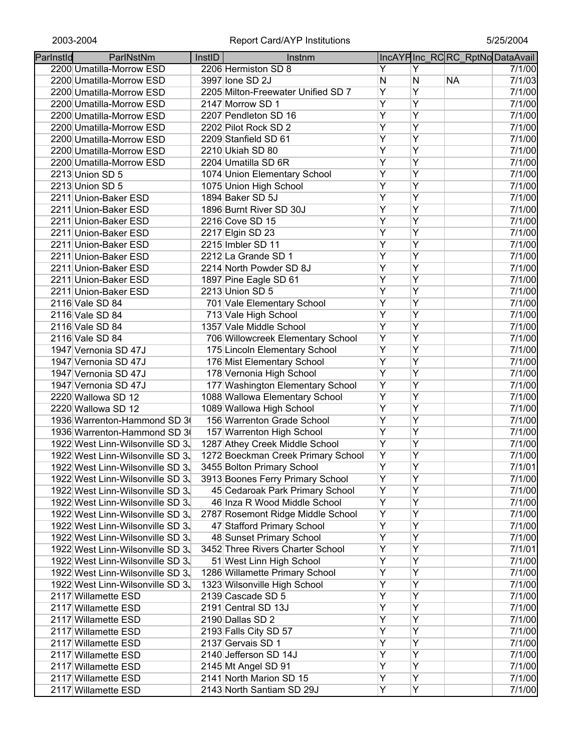| ParInstId | ParInstNm | InstID | Instnm | IncAYP | Inc_RC | RC_RptNo | DataAvail |
|---|---|---|---|---|---|---|---|
| 2200 | Umatilla-Morrow ESD | 2206 | Hermiston SD 8 | Y | Y | | 7/1/00 |
| 2200 | Umatilla-Morrow ESD | 3997 | Ione SD 2J | N | N | NA | 7/1/03 |
| 2200 | Umatilla-Morrow ESD | 2205 | Milton-Freewater Unified SD 7 | Y | Y | | 7/1/00 |
| 2200 | Umatilla-Morrow ESD | 2147 | Morrow SD 1 | Y | Y | | 7/1/00 |
| 2200 | Umatilla-Morrow ESD | 2207 | Pendleton SD 16 | Y | Y | | 7/1/00 |
| 2200 | Umatilla-Morrow ESD | 2202 | Pilot Rock SD 2 | Y | Y | | 7/1/00 |
| 2200 | Umatilla-Morrow ESD | 2209 | Stanfield SD 61 | Y | Y | | 7/1/00 |
| 2200 | Umatilla-Morrow ESD | 2210 | Ukiah SD 80 | Y | Y | | 7/1/00 |
| 2200 | Umatilla-Morrow ESD | 2204 | Umatilla SD 6R | Y | Y | | 7/1/00 |
| 2213 | Union SD 5 | 1074 | Union Elementary School | Y | Y | | 7/1/00 |
| 2213 | Union SD 5 | 1075 | Union High School | Y | Y | | 7/1/00 |
| 2211 | Union-Baker ESD | 1894 | Baker SD 5J | Y | Y | | 7/1/00 |
| 2211 | Union-Baker ESD | 1896 | Burnt River SD 30J | Y | Y | | 7/1/00 |
| 2211 | Union-Baker ESD | 2216 | Cove SD 15 | Y | Y | | 7/1/00 |
| 2211 | Union-Baker ESD | 2217 | Elgin SD 23 | Y | Y | | 7/1/00 |
| 2211 | Union-Baker ESD | 2215 | Imbler SD 11 | Y | Y | | 7/1/00 |
| 2211 | Union-Baker ESD | 2212 | La Grande SD 1 | Y | Y | | 7/1/00 |
| 2211 | Union-Baker ESD | 2214 | North Powder SD 8J | Y | Y | | 7/1/00 |
| 2211 | Union-Baker ESD | 1897 | Pine Eagle SD 61 | Y | Y | | 7/1/00 |
| 2211 | Union-Baker ESD | 2213 | Union SD 5 | Y | Y | | 7/1/00 |
| 2116 | Vale SD 84 | 701 | Vale Elementary School | Y | Y | | 7/1/00 |
| 2116 | Vale SD 84 | 713 | Vale High School | Y | Y | | 7/1/00 |
| 2116 | Vale SD 84 | 1357 | Vale Middle School | Y | Y | | 7/1/00 |
| 2116 | Vale SD 84 | 706 | Willowcreek Elementary School | Y | Y | | 7/1/00 |
| 1947 | Vernonia SD 47J | 175 | Lincoln Elementary School | Y | Y | | 7/1/00 |
| 1947 | Vernonia SD 47J | 176 | Mist Elementary School | Y | Y | | 7/1/00 |
| 1947 | Vernonia SD 47J | 178 | Vernonia High School | Y | Y | | 7/1/00 |
| 1947 | Vernonia SD 47J | 177 | Washington Elementary School | Y | Y | | 7/1/00 |
| 2220 | Wallowa SD 12 | 1088 | Wallowa Elementary School | Y | Y | | 7/1/00 |
| 2220 | Wallowa SD 12 | 1089 | Wallowa High School | Y | Y | | 7/1/00 |
| 1936 | Warrenton-Hammond SD 3( | 156 | Warrenton Grade School | Y | Y | | 7/1/00 |
| 1936 | Warrenton-Hammond SD 3( | 157 | Warrenton High School | Y | Y | | 7/1/00 |
| 1922 | West Linn-Wilsonville SD 3. | 1287 | Athey Creek Middle School | Y | Y | | 7/1/00 |
| 1922 | West Linn-Wilsonville SD 3. | 1272 | Boeckman Creek Primary School | Y | Y | | 7/1/00 |
| 1922 | West Linn-Wilsonville SD 3. | 3455 | Bolton Primary School | Y | Y | | 7/1/01 |
| 1922 | West Linn-Wilsonville SD 3. | 3913 | Boones Ferry Primary School | Y | Y | | 7/1/00 |
| 1922 | West Linn-Wilsonville SD 3. | 45 | Cedaroak Park Primary School | Y | Y | | 7/1/00 |
| 1922 | West Linn-Wilsonville SD 3. | 46 | Inza R Wood Middle School | Y | Y | | 7/1/00 |
| 1922 | West Linn-Wilsonville SD 3. | 2787 | Rosemont Ridge Middle School | Y | Y | | 7/1/00 |
| 1922 | West Linn-Wilsonville SD 3. | 47 | Stafford Primary School | Y | Y | | 7/1/00 |
| 1922 | West Linn-Wilsonville SD 3. | 48 | Sunset Primary School | Y | Y | | 7/1/00 |
| 1922 | West Linn-Wilsonville SD 3. | 3452 | Three Rivers Charter School | Y | Y | | 7/1/01 |
| 1922 | West Linn-Wilsonville SD 3. | 51 | West Linn High School | Y | Y | | 7/1/00 |
| 1922 | West Linn-Wilsonville SD 3. | 1286 | Willamette Primary School | Y | Y | | 7/1/00 |
| 1922 | West Linn-Wilsonville SD 3. | 1323 | Wilsonville High School | Y | Y | | 7/1/00 |
| 2117 | Willamette ESD | 2139 | Cascade SD 5 | Y | Y | | 7/1/00 |
| 2117 | Willamette ESD | 2191 | Central SD 13J | Y | Y | | 7/1/00 |
| 2117 | Willamette ESD | 2190 | Dallas SD 2 | Y | Y | | 7/1/00 |
| 2117 | Willamette ESD | 2193 | Falls City SD 57 | Y | Y | | 7/1/00 |
| 2117 | Willamette ESD | 2137 | Gervais SD 1 | Y | Y | | 7/1/00 |
| 2117 | Willamette ESD | 2140 | Jefferson SD 14J | Y | Y | | 7/1/00 |
| 2117 | Willamette ESD | 2145 | Mt Angel SD 91 | Y | Y | | 7/1/00 |
| 2117 | Willamette ESD | 2141 | North Marion SD 15 | Y | Y | | 7/1/00 |
| 2117 | Willamette ESD | 2143 | North Santiam SD 29J | Y | Y | | 7/1/00 |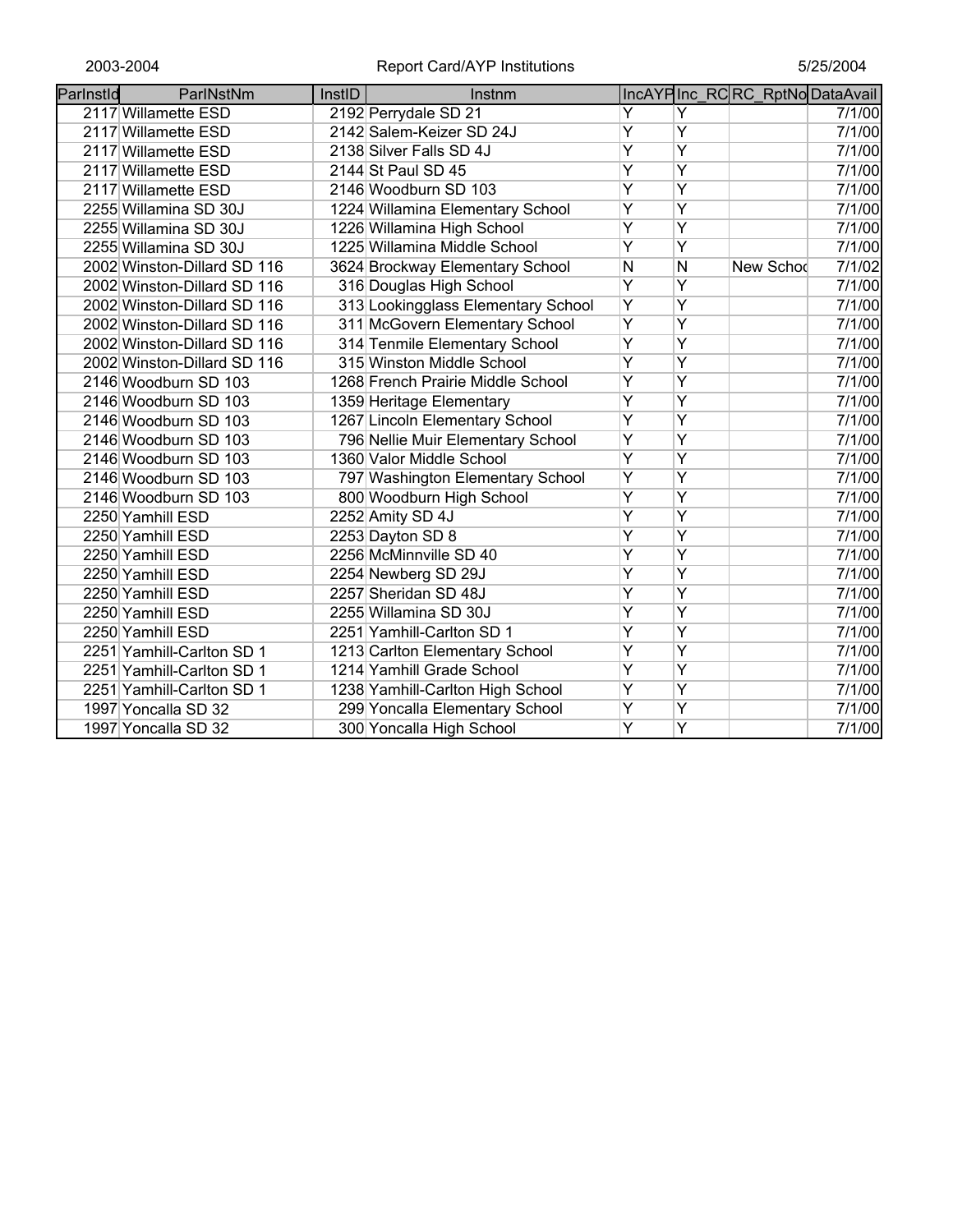| ParInstId | ParlNstNm | InstID | Instnm | IncAYP | Inc_RC | RC_RptNo | DataAvail |
|---|---|---|---|---|---|---|---|
| 2117 | Willamette ESD | 2192 | Perrydale SD 21 | Y | Y | | 7/1/00 |
| 2117 | Willamette ESD | 2142 | Salem-Keizer SD 24J | Y | Y | | 7/1/00 |
| 2117 | Willamette ESD | 2138 | Silver Falls SD 4J | Y | Y | | 7/1/00 |
| 2117 | Willamette ESD | 2144 | St Paul SD 45 | Y | Y | | 7/1/00 |
| 2117 | Willamette ESD | 2146 | Woodburn SD 103 | Y | Y | | 7/1/00 |
| 2255 | Willamina SD 30J | 1224 | Willamina Elementary School | Y | Y | | 7/1/00 |
| 2255 | Willamina SD 30J | 1226 | Willamina High School | Y | Y | | 7/1/00 |
| 2255 | Willamina SD 30J | 1225 | Willamina Middle School | Y | Y | | 7/1/00 |
| 2002 | Winston-Dillard SD 116 | 3624 | Brockway Elementary School | N | N | New Schoo | 7/1/02 |
| 2002 | Winston-Dillard SD 116 | 316 | Douglas High School | Y | Y | | 7/1/00 |
| 2002 | Winston-Dillard SD 116 | 313 | Lookingglass Elementary School | Y | Y | | 7/1/00 |
| 2002 | Winston-Dillard SD 116 | 311 | McGovern Elementary School | Y | Y | | 7/1/00 |
| 2002 | Winston-Dillard SD 116 | 314 | Tenmile Elementary School | Y | Y | | 7/1/00 |
| 2002 | Winston-Dillard SD 116 | 315 | Winston Middle School | Y | Y | | 7/1/00 |
| 2146 | Woodburn SD 103 | 1268 | French Prairie Middle School | Y | Y | | 7/1/00 |
| 2146 | Woodburn SD 103 | 1359 | Heritage Elementary | Y | Y | | 7/1/00 |
| 2146 | Woodburn SD 103 | 1267 | Lincoln Elementary School | Y | Y | | 7/1/00 |
| 2146 | Woodburn SD 103 | 796 | Nellie Muir Elementary School | Y | Y | | 7/1/00 |
| 2146 | Woodburn SD 103 | 1360 | Valor Middle School | Y | Y | | 7/1/00 |
| 2146 | Woodburn SD 103 | 797 | Washington Elementary School | Y | Y | | 7/1/00 |
| 2146 | Woodburn SD 103 | 800 | Woodburn High School | Y | Y | | 7/1/00 |
| 2250 | Yamhill ESD | 2252 | Amity SD 4J | Y | Y | | 7/1/00 |
| 2250 | Yamhill ESD | 2253 | Dayton SD 8 | Y | Y | | 7/1/00 |
| 2250 | Yamhill ESD | 2256 | McMinnville SD 40 | Y | Y | | 7/1/00 |
| 2250 | Yamhill ESD | 2254 | Newberg SD 29J | Y | Y | | 7/1/00 |
| 2250 | Yamhill ESD | 2257 | Sheridan SD 48J | Y | Y | | 7/1/00 |
| 2250 | Yamhill ESD | 2255 | Willamina SD 30J | Y | Y | | 7/1/00 |
| 2250 | Yamhill ESD | 2251 | Yamhill-Carlton SD 1 | Y | Y | | 7/1/00 |
| 2251 | Yamhill-Carlton SD 1 | 1213 | Carlton Elementary School | Y | Y | | 7/1/00 |
| 2251 | Yamhill-Carlton SD 1 | 1214 | Yamhill Grade School | Y | Y | | 7/1/00 |
| 2251 | Yamhill-Carlton SD 1 | 1238 | Yamhill-Carlton High School | Y | Y | | 7/1/00 |
| 1997 | Yoncalla SD 32 | 299 | Yoncalla Elementary School | Y | Y | | 7/1/00 |
| 1997 | Yoncalla SD 32 | 300 | Yoncalla High School | Y | Y | | 7/1/00 |